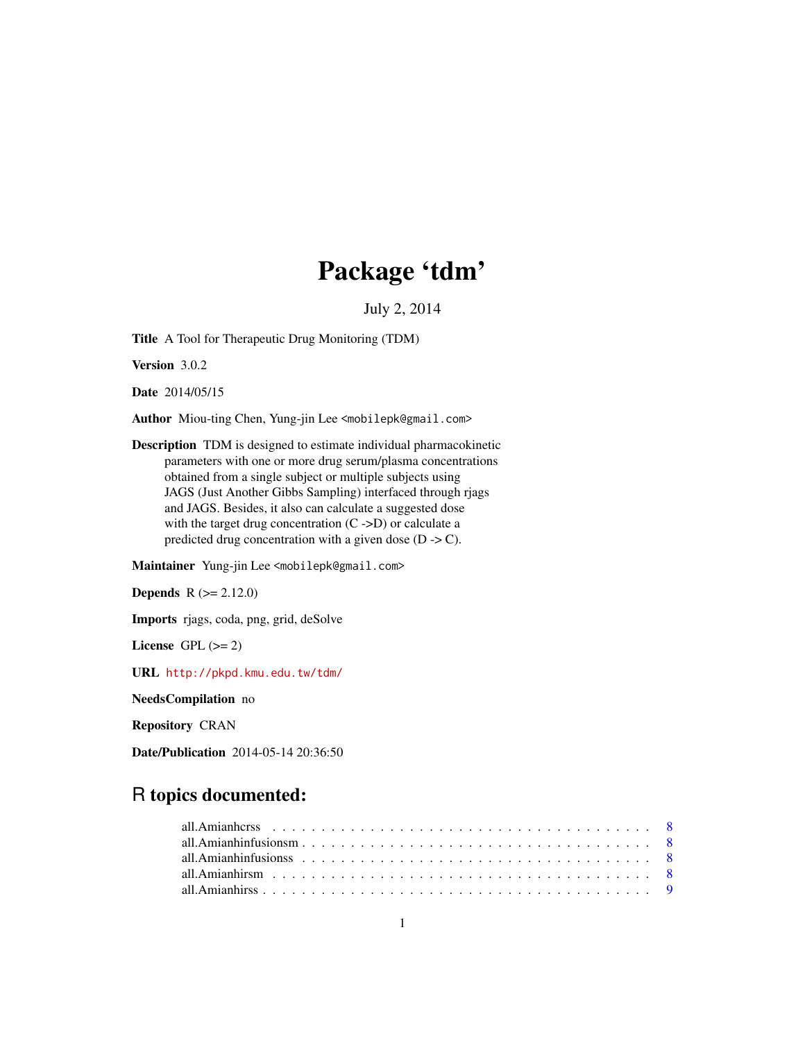# Package 'tdm'

July 2, 2014

**Title** A Tool for Therapeutic Drug Monitoring (TDM)

**Version** 3.0.2

**Date** 2014/05/15

**Author** Miou-ting Chen, Yung-jin Lee <mobilepk@gmail.com>

**Description** TDM is designed to estimate individual pharmacokinetic parameters with one or more drug serum/plasma concentrations obtained from a single subject or multiple subjects using JAGS (Just Another Gibbs Sampling) interfaced through rjags and JAGS. Besides, it also can calculate a suggested dose with the target drug concentration (C ->D) or calculate a predicted drug concentration with a given dose (D -> C).

**Maintainer** Yung-jin Lee <mobilepk@gmail.com>

**Depends** R (>= 2.12.0)

**Imports** rjags, coda, png, grid, deSolve

**License** GPL (>= 2)

**URL** http://pkpd.kmu.edu.tw/tdm/

**NeedsCompilation** no

**Repository** CRAN

**Date/Publication** 2014-05-14 20:36:50

## R topics documented:

| | |
|---|---|
| all.Amianhcrss | 8 |
| all.Amianhinfusionsm | 8 |
| all.Amianhinfusionss | 8 |
| all.Amianhirsm | 8 |
| all.Amianhirss | 9 |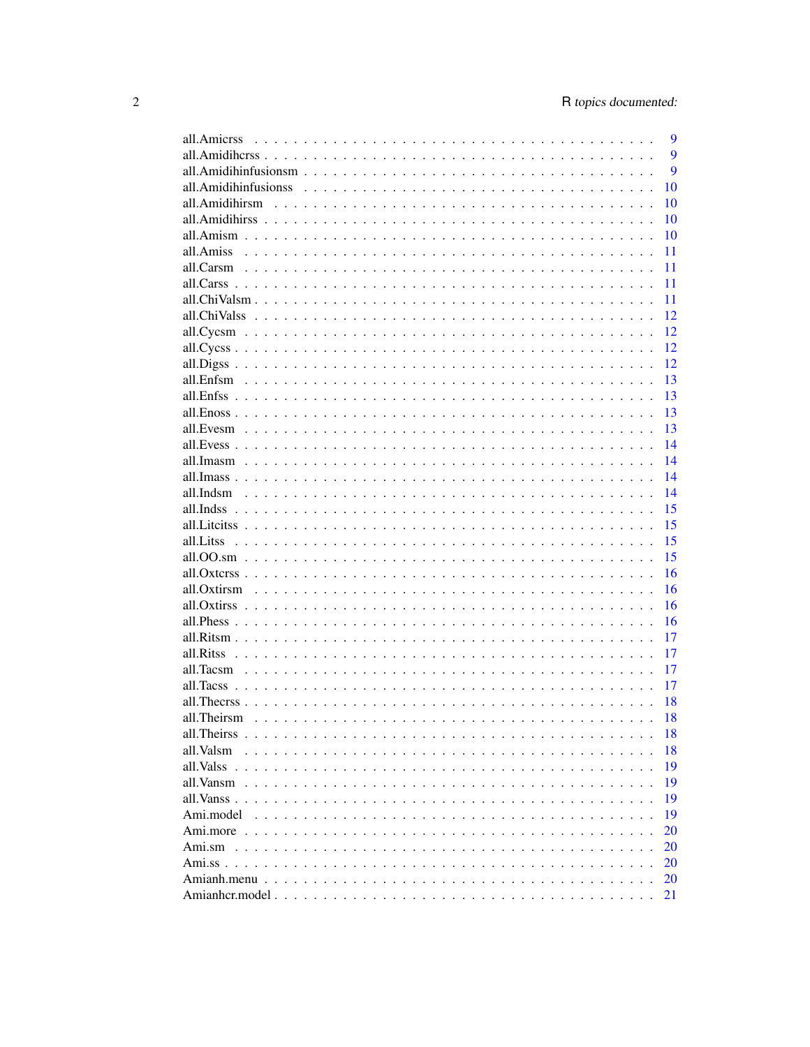| Topic | Page |
|---|---|
| all.Amicrss | 9 |
| all.Amidihcrss | 9 |
| all.Amidihinfusionsm | 9 |
| all.Amidihinfusionss | 10 |
| all.Amidihirsm | 10 |
| all.Amidihirss | 10 |
| all.Amism | 10 |
| all.Amiss | 11 |
| all.Carsm | 11 |
| all.Carss | 11 |
| all.ChiValsm | 11 |
| all.ChiValss | 12 |
| all.Cycsm | 12 |
| all.Cycss | 12 |
| all.Digss | 12 |
| all.Enfsm | 13 |
| all.Enfss | 13 |
| all.Enoss | 13 |
| all.Evesm | 13 |
| all.Evess | 14 |
| all.Imasm | 14 |
| all.Imass | 14 |
| all.Indsm | 14 |
| all.Indss | 15 |
| all.Litcitss | 15 |
| all.Litss | 15 |
| all.OO.sm | 15 |
| all.Oxtcrss | 16 |
| all.Oxtirsm | 16 |
| all.Oxtirss | 16 |
| all.Phess | 16 |
| all.Ritsm | 17 |
| all.Ritss | 17 |
| all.Tacsm | 17 |
| all.Tacss | 17 |
| all.Thecrss | 18 |
| all.Theirsm | 18 |
| all.Theirss | 18 |
| all.Valsm | 18 |
| all.Valss | 19 |
| all.Vansm | 19 |
| all.Vanss | 19 |
| Ami.model | 19 |
| Ami.more | 20 |
| Ami.sm | 20 |
| Ami.ss | 20 |
| Amianh.menu | 20 |
| Amianhcr.model | 21 |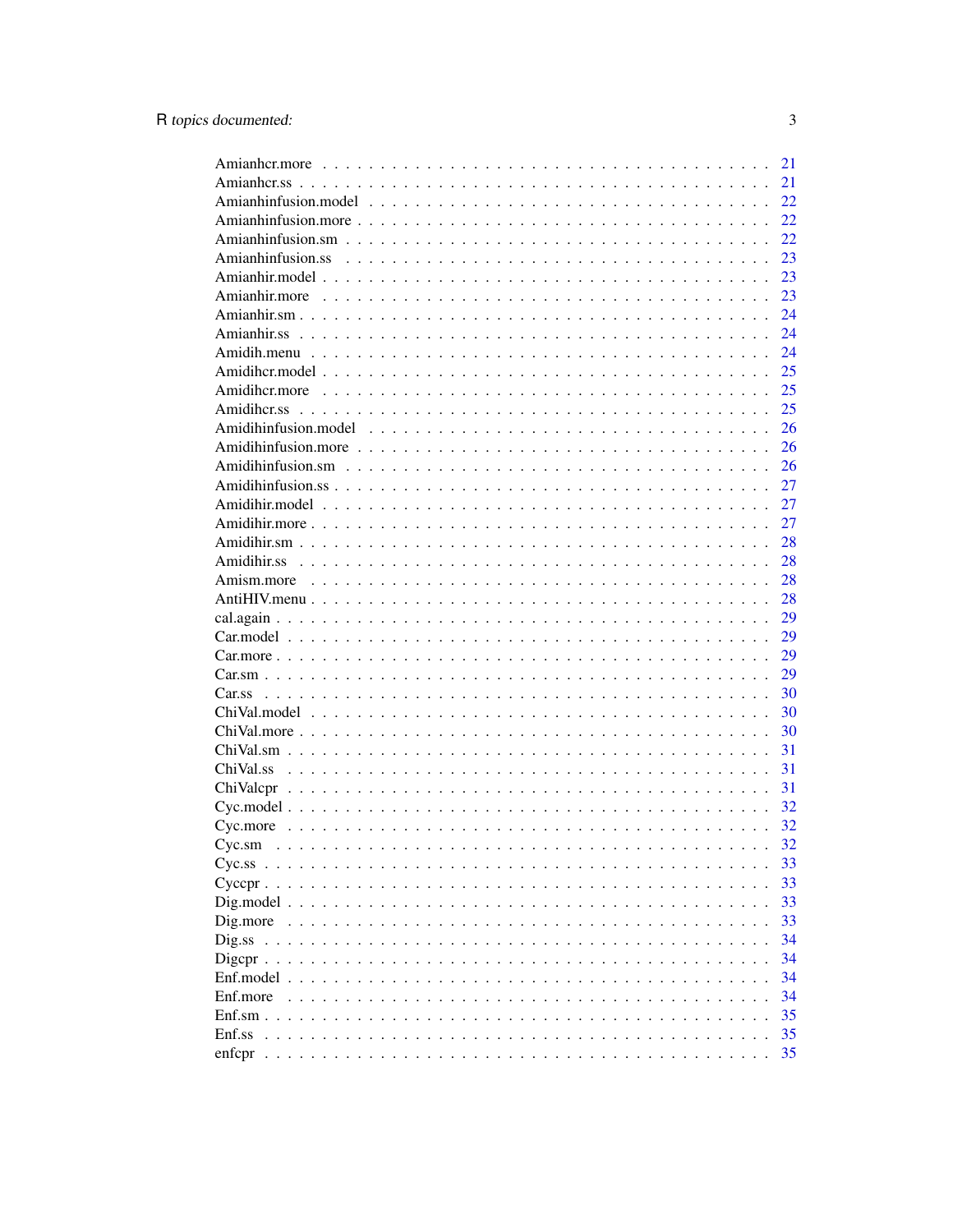Amianhcr.more . . . . . . . . . . . . . . . . . . . . . . . . . . . . . . . . . . . . 21
Amianhcr.ss . . . . . . . . . . . . . . . . . . . . . . . . . . . . . . . . . . . . . 21
Amianhinfusion.model . . . . . . . . . . . . . . . . . . . . . . . . . . . . . . . . . 22
Amianhinfusion.more . . . . . . . . . . . . . . . . . . . . . . . . . . . . . . . . . 22
Amianhinfusion.sm . . . . . . . . . . . . . . . . . . . . . . . . . . . . . . . . . . 22
Amianhinfusion.ss . . . . . . . . . . . . . . . . . . . . . . . . . . . . . . . . . . 23
Amianhir.model . . . . . . . . . . . . . . . . . . . . . . . . . . . . . . . . . . . . 23
Amianhir.more . . . . . . . . . . . . . . . . . . . . . . . . . . . . . . . . . . . . 23
Amianhir.sm . . . . . . . . . . . . . . . . . . . . . . . . . . . . . . . . . . . . . 24
Amianhir.ss . . . . . . . . . . . . . . . . . . . . . . . . . . . . . . . . . . . . . 24
Amidih.menu . . . . . . . . . . . . . . . . . . . . . . . . . . . . . . . . . . . . . 24
Amidihcr.model . . . . . . . . . . . . . . . . . . . . . . . . . . . . . . . . . . . . 25
Amidihcr.more . . . . . . . . . . . . . . . . . . . . . . . . . . . . . . . . . . . . 25
Amidihcr.ss . . . . . . . . . . . . . . . . . . . . . . . . . . . . . . . . . . . . . 25
Amidihinfusion.model . . . . . . . . . . . . . . . . . . . . . . . . . . . . . . . . . 26
Amidihinfusion.more . . . . . . . . . . . . . . . . . . . . . . . . . . . . . . . . . 26
Amidihinfusion.sm . . . . . . . . . . . . . . . . . . . . . . . . . . . . . . . . . . 26
Amidihinfusion.ss . . . . . . . . . . . . . . . . . . . . . . . . . . . . . . . . . . 27
Amidihir.model . . . . . . . . . . . . . . . . . . . . . . . . . . . . . . . . . . . . 27
Amidihir.more . . . . . . . . . . . . . . . . . . . . . . . . . . . . . . . . . . . . 27
Amidihir.sm . . . . . . . . . . . . . . . . . . . . . . . . . . . . . . . . . . . . . 28
Amidihir.ss . . . . . . . . . . . . . . . . . . . . . . . . . . . . . . . . . . . . . 28
Amism.more . . . . . . . . . . . . . . . . . . . . . . . . . . . . . . . . . . . . . 28
AntiHIV.menu . . . . . . . . . . . . . . . . . . . . . . . . . . . . . . . . . . . . 28
cal.again . . . . . . . . . . . . . . . . . . . . . . . . . . . . . . . . . . . . . . 29
Car.model . . . . . . . . . . . . . . . . . . . . . . . . . . . . . . . . . . . . . . 29
Car.more . . . . . . . . . . . . . . . . . . . . . . . . . . . . . . . . . . . . . . 29
Car.sm . . . . . . . . . . . . . . . . . . . . . . . . . . . . . . . . . . . . . . . 29
Car.ss . . . . . . . . . . . . . . . . . . . . . . . . . . . . . . . . . . . . . . . 30
ChiVal.model . . . . . . . . . . . . . . . . . . . . . . . . . . . . . . . . . . . . 30
ChiVal.more . . . . . . . . . . . . . . . . . . . . . . . . . . . . . . . . . . . . 30
ChiVal.sm . . . . . . . . . . . . . . . . . . . . . . . . . . . . . . . . . . . . . 31
ChiVal.ss . . . . . . . . . . . . . . . . . . . . . . . . . . . . . . . . . . . . . 31
ChiValcpr . . . . . . . . . . . . . . . . . . . . . . . . . . . . . . . . . . . . . 31
Cyc.model . . . . . . . . . . . . . . . . . . . . . . . . . . . . . . . . . . . . . 32
Cyc.more . . . . . . . . . . . . . . . . . . . . . . . . . . . . . . . . . . . . . 32
Cyc.sm . . . . . . . . . . . . . . . . . . . . . . . . . . . . . . . . . . . . . . 32
Cyc.ss . . . . . . . . . . . . . . . . . . . . . . . . . . . . . . . . . . . . . . 33
Cyccpr . . . . . . . . . . . . . . . . . . . . . . . . . . . . . . . . . . . . . . 33
Dig.model . . . . . . . . . . . . . . . . . . . . . . . . . . . . . . . . . . . . . 33
Dig.more . . . . . . . . . . . . . . . . . . . . . . . . . . . . . . . . . . . . . 33
Dig.ss . . . . . . . . . . . . . . . . . . . . . . . . . . . . . . . . . . . . . . 34
Digcpr . . . . . . . . . . . . . . . . . . . . . . . . . . . . . . . . . . . . . . 34
Enf.model . . . . . . . . . . . . . . . . . . . . . . . . . . . . . . . . . . . . . 34
Enf.more . . . . . . . . . . . . . . . . . . . . . . . . . . . . . . . . . . . . . 34
Enf.sm . . . . . . . . . . . . . . . . . . . . . . . . . . . . . . . . . . . . . . 35
Enf.ss . . . . . . . . . . . . . . . . . . . . . . . . . . . . . . . . . . . . . . 35
enfcpr . . . . . . . . . . . . . . . . . . . . . . . . . . . . . . . . . . . . . . 35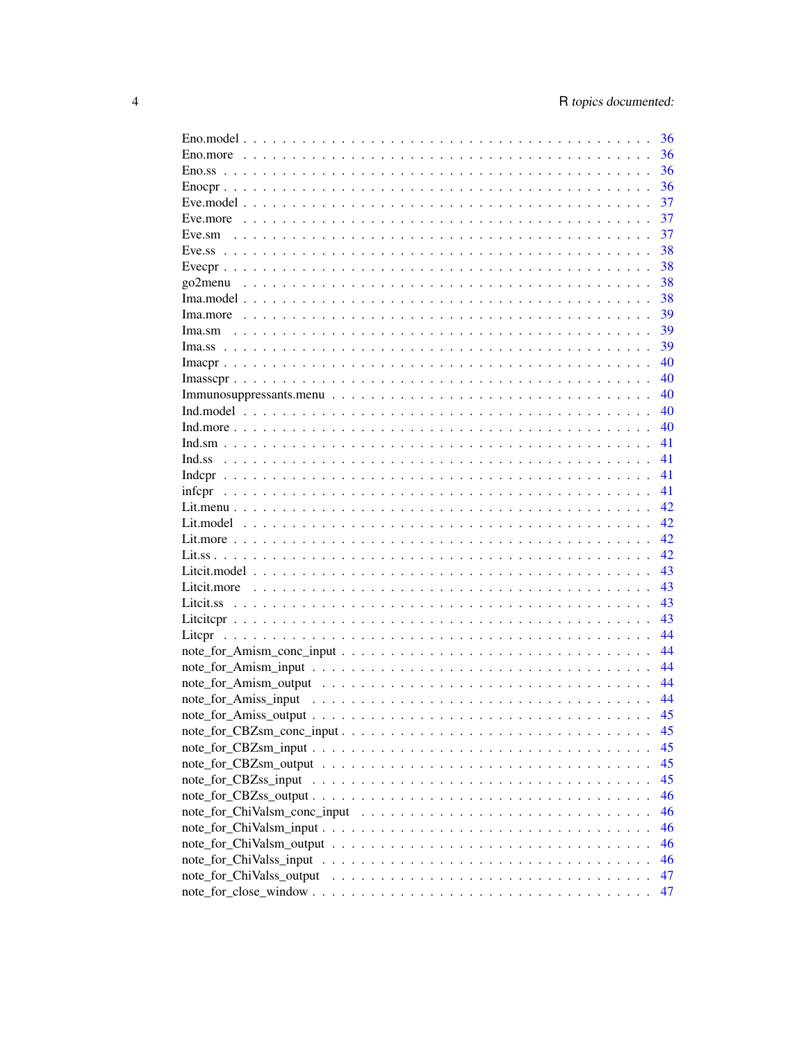Eno.model . . . . . . . . . . . . . . . . . . . . . . . . . . . . . . . . . . . . . . . . 36
Eno.more . . . . . . . . . . . . . . . . . . . . . . . . . . . . . . . . . . . . . . . . 36
Eno.ss . . . . . . . . . . . . . . . . . . . . . . . . . . . . . . . . . . . . . . . . . 36
Enocpr . . . . . . . . . . . . . . . . . . . . . . . . . . . . . . . . . . . . . . . . . 36
Eve.model . . . . . . . . . . . . . . . . . . . . . . . . . . . . . . . . . . . . . . . . 37
Eve.more . . . . . . . . . . . . . . . . . . . . . . . . . . . . . . . . . . . . . . . . 37
Eve.sm . . . . . . . . . . . . . . . . . . . . . . . . . . . . . . . . . . . . . . . . . 37
Eve.ss . . . . . . . . . . . . . . . . . . . . . . . . . . . . . . . . . . . . . . . . . 38
Evecpr . . . . . . . . . . . . . . . . . . . . . . . . . . . . . . . . . . . . . . . . . 38
go2menu . . . . . . . . . . . . . . . . . . . . . . . . . . . . . . . . . . . . . . . . 38
Ima.model . . . . . . . . . . . . . . . . . . . . . . . . . . . . . . . . . . . . . . . . 38
Ima.more . . . . . . . . . . . . . . . . . . . . . . . . . . . . . . . . . . . . . . . . 39
Ima.sm . . . . . . . . . . . . . . . . . . . . . . . . . . . . . . . . . . . . . . . . . 39
Ima.ss . . . . . . . . . . . . . . . . . . . . . . . . . . . . . . . . . . . . . . . . . 39
Imacpr . . . . . . . . . . . . . . . . . . . . . . . . . . . . . . . . . . . . . . . . . 40
Imasscpr . . . . . . . . . . . . . . . . . . . . . . . . . . . . . . . . . . . . . . . . 40
Immunosuppressants.menu . . . . . . . . . . . . . . . . . . . . . . . . . . . . . . . . 40
Ind.model . . . . . . . . . . . . . . . . . . . . . . . . . . . . . . . . . . . . . . . . 40
Ind.more . . . . . . . . . . . . . . . . . . . . . . . . . . . . . . . . . . . . . . . . 40
Ind.sm . . . . . . . . . . . . . . . . . . . . . . . . . . . . . . . . . . . . . . . . . 41
Ind.ss . . . . . . . . . . . . . . . . . . . . . . . . . . . . . . . . . . . . . . . . . 41
Indcpr . . . . . . . . . . . . . . . . . . . . . . . . . . . . . . . . . . . . . . . . . 41
infcpr . . . . . . . . . . . . . . . . . . . . . . . . . . . . . . . . . . . . . . . . . 41
Lit.menu . . . . . . . . . . . . . . . . . . . . . . . . . . . . . . . . . . . . . . . . 42
Lit.model . . . . . . . . . . . . . . . . . . . . . . . . . . . . . . . . . . . . . . . . 42
Lit.more . . . . . . . . . . . . . . . . . . . . . . . . . . . . . . . . . . . . . . . . 42
Lit.ss . . . . . . . . . . . . . . . . . . . . . . . . . . . . . . . . . . . . . . . . . 42
Litcit.model . . . . . . . . . . . . . . . . . . . . . . . . . . . . . . . . . . . . . . 43
Litcit.more . . . . . . . . . . . . . . . . . . . . . . . . . . . . . . . . . . . . . . . 43
Litcit.ss . . . . . . . . . . . . . . . . . . . . . . . . . . . . . . . . . . . . . . . . 43
Litcitcpr . . . . . . . . . . . . . . . . . . . . . . . . . . . . . . . . . . . . . . . . 43
Litcpr . . . . . . . . . . . . . . . . . . . . . . . . . . . . . . . . . . . . . . . . . 44
note_for_Amism_conc_input . . . . . . . . . . . . . . . . . . . . . . . . . . . . . . . 44
note_for_Amism_input . . . . . . . . . . . . . . . . . . . . . . . . . . . . . . . . . . 44
note_for_Amism_output . . . . . . . . . . . . . . . . . . . . . . . . . . . . . . . . . 44
note_for_Amiss_input . . . . . . . . . . . . . . . . . . . . . . . . . . . . . . . . . . 44
note_for_Amiss_output . . . . . . . . . . . . . . . . . . . . . . . . . . . . . . . . . 45
note_for_CBZsm_conc_input . . . . . . . . . . . . . . . . . . . . . . . . . . . . . . . 45
note_for_CBZsm_input . . . . . . . . . . . . . . . . . . . . . . . . . . . . . . . . . . 45
note_for_CBZsm_output . . . . . . . . . . . . . . . . . . . . . . . . . . . . . . . . . 45
note_for_CBZss_input . . . . . . . . . . . . . . . . . . . . . . . . . . . . . . . . . . 45
note_for_CBZss_output . . . . . . . . . . . . . . . . . . . . . . . . . . . . . . . . . 46
note_for_ChiValsm_conc_input . . . . . . . . . . . . . . . . . . . . . . . . . . . . . 46
note_for_ChiValsm_input . . . . . . . . . . . . . . . . . . . . . . . . . . . . . . . . 46
note_for_ChiValsm_output . . . . . . . . . . . . . . . . . . . . . . . . . . . . . . . 46
note_for_ChiValss_input . . . . . . . . . . . . . . . . . . . . . . . . . . . . . . . . 46
note_for_ChiValss_output . . . . . . . . . . . . . . . . . . . . . . . . . . . . . . . 47
note_for_close_window . . . . . . . . . . . . . . . . . . . . . . . . . . . . . . . . . 47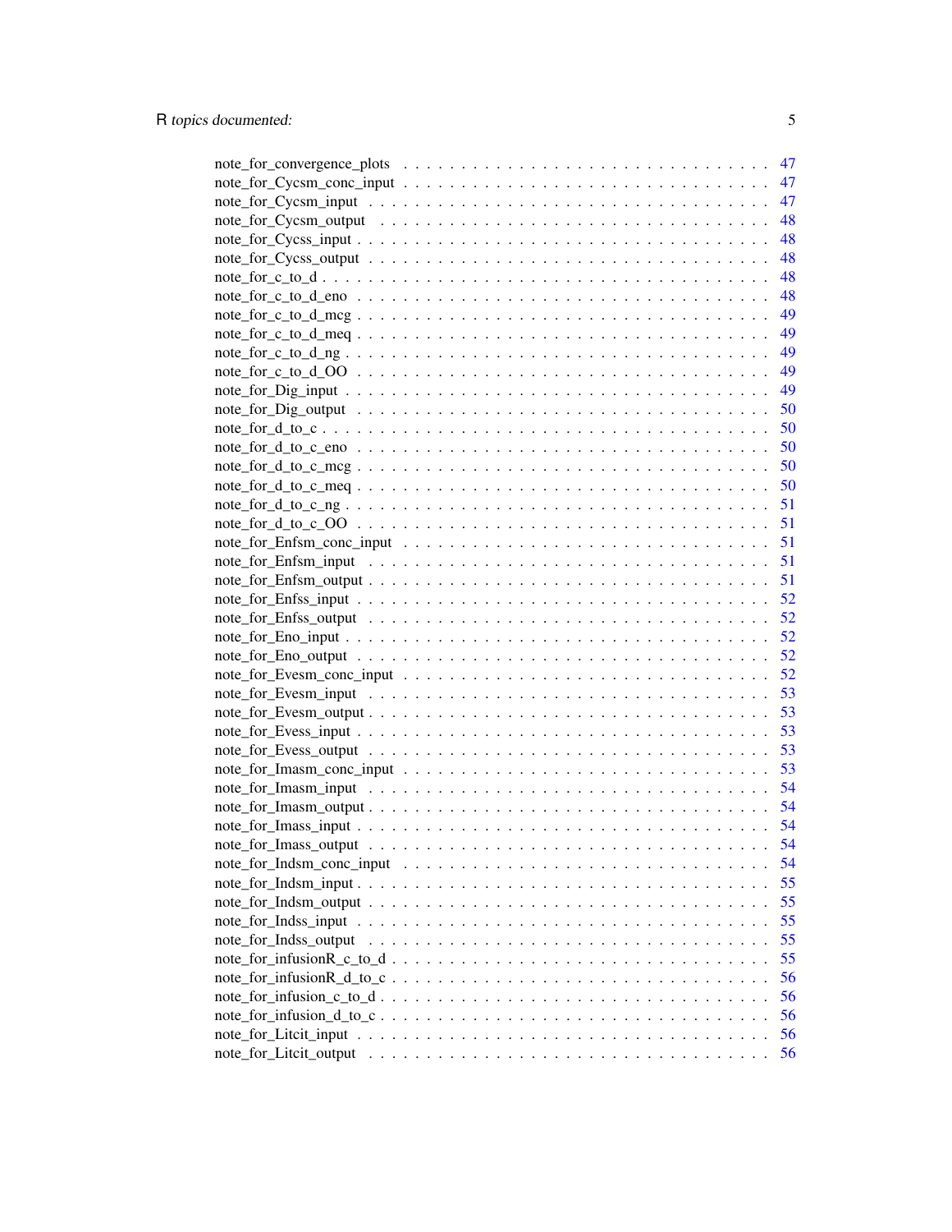| | |
|---|---|
| note_for_convergence_plots | 47 |
| note_for_Cycsm_conc_input | 47 |
| note_for_Cycsm_input | 47 |
| note_for_Cycsm_output | 48 |
| note_for_Cycss_input | 48 |
| note_for_Cycss_output | 48 |
| note_for_c_to_d | 48 |
| note_for_c_to_d_eno | 48 |
| note_for_c_to_d_mcg | 49 |
| note_for_c_to_d_meq | 49 |
| note_for_c_to_d_ng | 49 |
| note_for_c_to_d_OO | 49 |
| note_for_Dig_input | 49 |
| note_for_Dig_output | 50 |
| note_for_d_to_c | 50 |
| note_for_d_to_c_eno | 50 |
| note_for_d_to_c_mcg | 50 |
| note_for_d_to_c_meq | 50 |
| note_for_d_to_c_ng | 51 |
| note_for_d_to_c_OO | 51 |
| note_for_Enfsm_conc_input | 51 |
| note_for_Enfsm_input | 51 |
| note_for_Enfsm_output | 51 |
| note_for_Enfss_input | 52 |
| note_for_Enfss_output | 52 |
| note_for_Eno_input | 52 |
| note_for_Eno_output | 52 |
| note_for_Evesm_conc_input | 52 |
| note_for_Evesm_input | 53 |
| note_for_Evesm_output | 53 |
| note_for_Evess_input | 53 |
| note_for_Evess_output | 53 |
| note_for_Imasm_conc_input | 53 |
| note_for_Imasm_input | 54 |
| note_for_Imasm_output | 54 |
| note_for_Imass_input | 54 |
| note_for_Imass_output | 54 |
| note_for_Indsm_conc_input | 54 |
| note_for_Indsm_input | 55 |
| note_for_Indsm_output | 55 |
| note_for_Indss_input | 55 |
| note_for_Indss_output | 55 |
| note_for_infusionR_c_to_d | 55 |
| note_for_infusionR_d_to_c | 56 |
| note_for_infusion_c_to_d | 56 |
| note_for_infusion_d_to_c | 56 |
| note_for_Litcit_input | 56 |
| note_for_Litcit_output | 56 |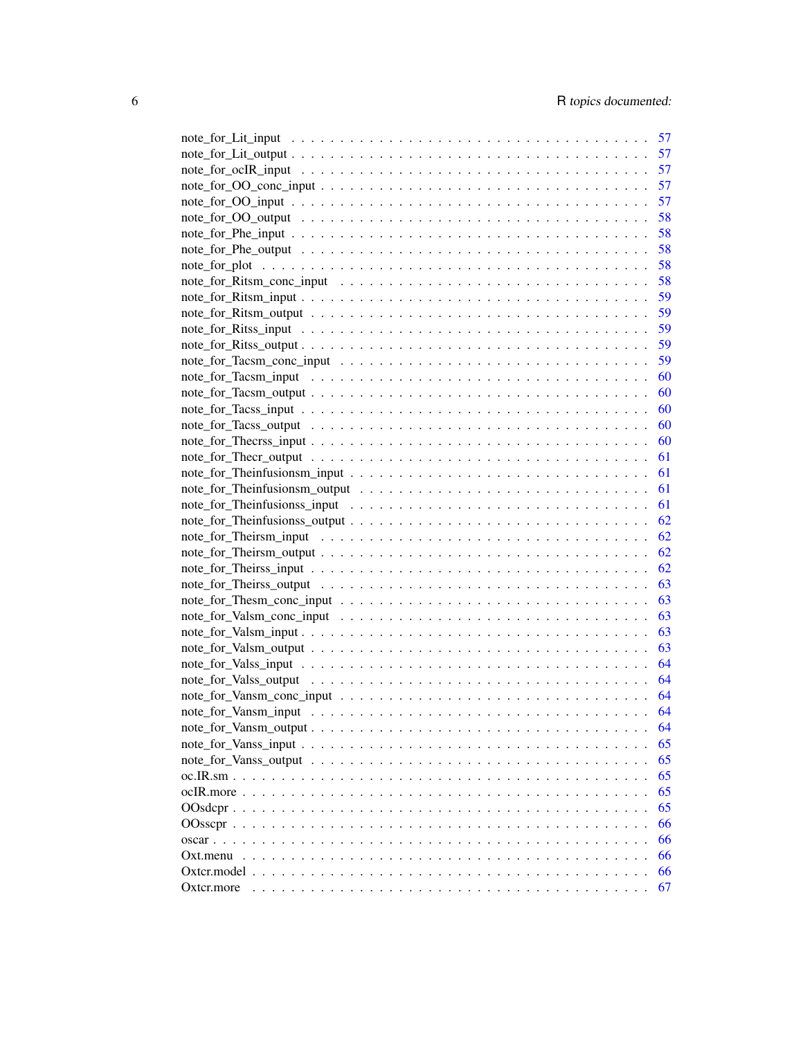note_for_Lit_input . . . . . . . . . . . . . . . . . . . . . . . . . . . . . . . . . . 57
note_for_Lit_output . . . . . . . . . . . . . . . . . . . . . . . . . . . . . . . . . . 57
note_for_ocIR_input . . . . . . . . . . . . . . . . . . . . . . . . . . . . . . . . . . 57
note_for_OO_conc_input . . . . . . . . . . . . . . . . . . . . . . . . . . . . . . . . 57
note_for_OO_input . . . . . . . . . . . . . . . . . . . . . . . . . . . . . . . . . . . 57
note_for_OO_output . . . . . . . . . . . . . . . . . . . . . . . . . . . . . . . . . . 58
note_for_Phe_input . . . . . . . . . . . . . . . . . . . . . . . . . . . . . . . . . . 58
note_for_Phe_output . . . . . . . . . . . . . . . . . . . . . . . . . . . . . . . . . 58
note_for_plot . . . . . . . . . . . . . . . . . . . . . . . . . . . . . . . . . . . . . 58
note_for_Ritsm_conc_input . . . . . . . . . . . . . . . . . . . . . . . . . . . . . . 58
note_for_Ritsm_input . . . . . . . . . . . . . . . . . . . . . . . . . . . . . . . . . 59
note_for_Ritsm_output . . . . . . . . . . . . . . . . . . . . . . . . . . . . . . . . 59
note_for_Ritss_input . . . . . . . . . . . . . . . . . . . . . . . . . . . . . . . . . 59
note_for_Ritss_output . . . . . . . . . . . . . . . . . . . . . . . . . . . . . . . . 59
note_for_Tacsm_conc_input . . . . . . . . . . . . . . . . . . . . . . . . . . . . . . 59
note_for_Tacsm_input . . . . . . . . . . . . . . . . . . . . . . . . . . . . . . . . . 60
note_for_Tacsm_output . . . . . . . . . . . . . . . . . . . . . . . . . . . . . . . . 60
note_for_Tacss_input . . . . . . . . . . . . . . . . . . . . . . . . . . . . . . . . . 60
note_for_Tacss_output . . . . . . . . . . . . . . . . . . . . . . . . . . . . . . . . 60
note_for_Thecrss_input . . . . . . . . . . . . . . . . . . . . . . . . . . . . . . . . 60
note_for_Thecr_output . . . . . . . . . . . . . . . . . . . . . . . . . . . . . . . . 61
note_for_Theinfusionsm_input . . . . . . . . . . . . . . . . . . . . . . . . . . . . . 61
note_for_Theinfusionsm_output . . . . . . . . . . . . . . . . . . . . . . . . . . . . 61
note_for_Theinfusionss_input . . . . . . . . . . . . . . . . . . . . . . . . . . . . . 61
note_for_Theinfusionss_output . . . . . . . . . . . . . . . . . . . . . . . . . . . . 62
note_for_Theirsm_input . . . . . . . . . . . . . . . . . . . . . . . . . . . . . . . . 62
note_for_Theirsm_output . . . . . . . . . . . . . . . . . . . . . . . . . . . . . . . 62
note_for_Theirss_input . . . . . . . . . . . . . . . . . . . . . . . . . . . . . . . . 62
note_for_Theirss_output . . . . . . . . . . . . . . . . . . . . . . . . . . . . . . . . 63
note_for_Thesm_conc_input . . . . . . . . . . . . . . . . . . . . . . . . . . . . . . 63
note_for_Valsm_conc_input . . . . . . . . . . . . . . . . . . . . . . . . . . . . . . 63
note_for_Valsm_input . . . . . . . . . . . . . . . . . . . . . . . . . . . . . . . . . 63
note_for_Valsm_output . . . . . . . . . . . . . . . . . . . . . . . . . . . . . . . . 63
note_for_Valss_input . . . . . . . . . . . . . . . . . . . . . . . . . . . . . . . . . 64
note_for_Valss_output . . . . . . . . . . . . . . . . . . . . . . . . . . . . . . . . . 64
note_for_Vansm_conc_input . . . . . . . . . . . . . . . . . . . . . . . . . . . . . . 64
note_for_Vansm_input . . . . . . . . . . . . . . . . . . . . . . . . . . . . . . . . . 64
note_for_Vansm_output . . . . . . . . . . . . . . . . . . . . . . . . . . . . . . . . 64
note_for_Vanss_input . . . . . . . . . . . . . . . . . . . . . . . . . . . . . . . . . 65
note_for_Vanss_output . . . . . . . . . . . . . . . . . . . . . . . . . . . . . . . . 65
oc.IR.sm . . . . . . . . . . . . . . . . . . . . . . . . . . . . . . . . . . . . . . . . 65
ocIR.more . . . . . . . . . . . . . . . . . . . . . . . . . . . . . . . . . . . . . . . 65
OOsdcpr . . . . . . . . . . . . . . . . . . . . . . . . . . . . . . . . . . . . . . . . 65
OOsscpr . . . . . . . . . . . . . . . . . . . . . . . . . . . . . . . . . . . . . . . . 66
oscar . . . . . . . . . . . . . . . . . . . . . . . . . . . . . . . . . . . . . . . . . . 66
Oxt.menu . . . . . . . . . . . . . . . . . . . . . . . . . . . . . . . . . . . . . . . . 66
Oxtcr.model . . . . . . . . . . . . . . . . . . . . . . . . . . . . . . . . . . . . . . 66
Oxtcr.more . . . . . . . . . . . . . . . . . . . . . . . . . . . . . . . . . . . . . . . 67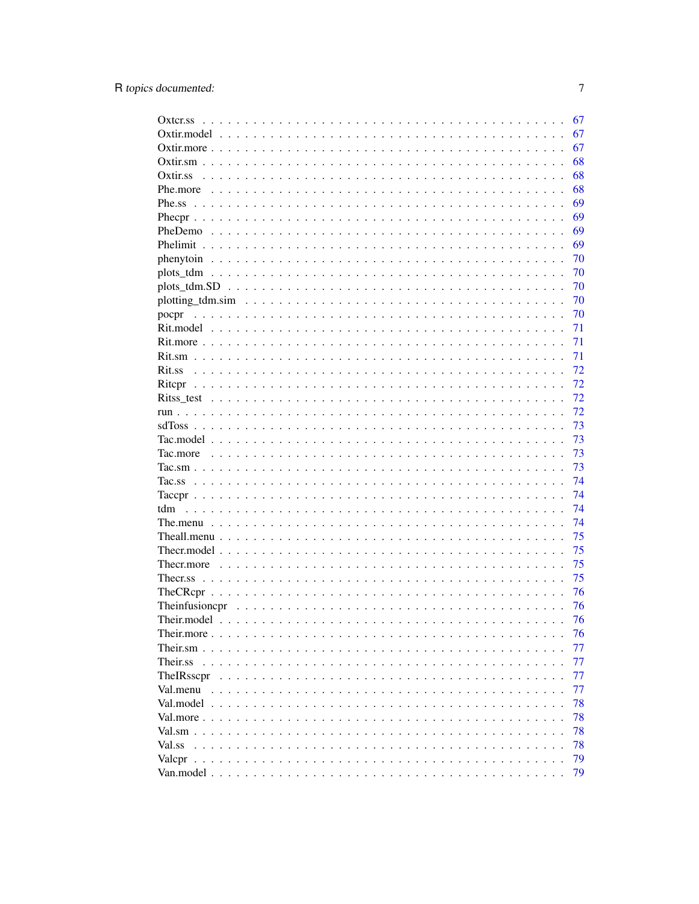Oxtcr.ss . . . . . . . . . . . . . . . . . . . . . . . . . . . . . . . . . . . . . . . . 67
Oxtir.model . . . . . . . . . . . . . . . . . . . . . . . . . . . . . . . . . . . . . . . 67
Oxtir.more . . . . . . . . . . . . . . . . . . . . . . . . . . . . . . . . . . . . . . . . 67
Oxtir.sm . . . . . . . . . . . . . . . . . . . . . . . . . . . . . . . . . . . . . . . . . 68
Oxtir.ss . . . . . . . . . . . . . . . . . . . . . . . . . . . . . . . . . . . . . . . . . 68
Phe.more . . . . . . . . . . . . . . . . . . . . . . . . . . . . . . . . . . . . . . . . 68
Phe.ss . . . . . . . . . . . . . . . . . . . . . . . . . . . . . . . . . . . . . . . . . . 69
Phecpr . . . . . . . . . . . . . . . . . . . . . . . . . . . . . . . . . . . . . . . . . . 69
PheDemo . . . . . . . . . . . . . . . . . . . . . . . . . . . . . . . . . . . . . . . . 69
Phelimit . . . . . . . . . . . . . . . . . . . . . . . . . . . . . . . . . . . . . . . . . 69
phenytoin . . . . . . . . . . . . . . . . . . . . . . . . . . . . . . . . . . . . . . . . 70
plots_tdm . . . . . . . . . . . . . . . . . . . . . . . . . . . . . . . . . . . . . . . . 70
plots_tdm.SD . . . . . . . . . . . . . . . . . . . . . . . . . . . . . . . . . . . . . . 70
plotting_tdm.sim . . . . . . . . . . . . . . . . . . . . . . . . . . . . . . . . . . . . 70
pocpr . . . . . . . . . . . . . . . . . . . . . . . . . . . . . . . . . . . . . . . . . . . 70
Rit.model . . . . . . . . . . . . . . . . . . . . . . . . . . . . . . . . . . . . . . . . 71
Rit.more . . . . . . . . . . . . . . . . . . . . . . . . . . . . . . . . . . . . . . . . . 71
Rit.sm . . . . . . . . . . . . . . . . . . . . . . . . . . . . . . . . . . . . . . . . . . 71
Rit.ss . . . . . . . . . . . . . . . . . . . . . . . . . . . . . . . . . . . . . . . . . . . 72
Ritcpr . . . . . . . . . . . . . . . . . . . . . . . . . . . . . . . . . . . . . . . . . . . 72
Ritss_test . . . . . . . . . . . . . . . . . . . . . . . . . . . . . . . . . . . . . . . . 72
run . . . . . . . . . . . . . . . . . . . . . . . . . . . . . . . . . . . . . . . . . . . . 72
sdToss . . . . . . . . . . . . . . . . . . . . . . . . . . . . . . . . . . . . . . . . . . 73
Tac.model . . . . . . . . . . . . . . . . . . . . . . . . . . . . . . . . . . . . . . . . 73
Tac.more . . . . . . . . . . . . . . . . . . . . . . . . . . . . . . . . . . . . . . . . . 73
Tac.sm . . . . . . . . . . . . . . . . . . . . . . . . . . . . . . . . . . . . . . . . . . 73
Tac.ss . . . . . . . . . . . . . . . . . . . . . . . . . . . . . . . . . . . . . . . . . . . 74
Taccpr . . . . . . . . . . . . . . . . . . . . . . . . . . . . . . . . . . . . . . . . . . 74
tdm . . . . . . . . . . . . . . . . . . . . . . . . . . . . . . . . . . . . . . . . . . . . 74
The.menu . . . . . . . . . . . . . . . . . . . . . . . . . . . . . . . . . . . . . . . . 74
Theall.menu . . . . . . . . . . . . . . . . . . . . . . . . . . . . . . . . . . . . . . . 75
Thecr.model . . . . . . . . . . . . . . . . . . . . . . . . . . . . . . . . . . . . . . . 75
Thecr.more . . . . . . . . . . . . . . . . . . . . . . . . . . . . . . . . . . . . . . . . 75
Thecr.ss . . . . . . . . . . . . . . . . . . . . . . . . . . . . . . . . . . . . . . . . . 75
TheCRcpr . . . . . . . . . . . . . . . . . . . . . . . . . . . . . . . . . . . . . . . . 76
Theinfusioncpr . . . . . . . . . . . . . . . . . . . . . . . . . . . . . . . . . . . . . 76
Their.model . . . . . . . . . . . . . . . . . . . . . . . . . . . . . . . . . . . . . . . 76
Their.more . . . . . . . . . . . . . . . . . . . . . . . . . . . . . . . . . . . . . . . . 76
Their.sm . . . . . . . . . . . . . . . . . . . . . . . . . . . . . . . . . . . . . . . . . 77
Their.ss . . . . . . . . . . . . . . . . . . . . . . . . . . . . . . . . . . . . . . . . . 77
TheIRsscpr . . . . . . . . . . . . . . . . . . . . . . . . . . . . . . . . . . . . . . . 77
Val.menu . . . . . . . . . . . . . . . . . . . . . . . . . . . . . . . . . . . . . . . . 77
Val.model . . . . . . . . . . . . . . . . . . . . . . . . . . . . . . . . . . . . . . . . 78
Val.more . . . . . . . . . . . . . . . . . . . . . . . . . . . . . . . . . . . . . . . . . 78
Val.sm . . . . . . . . . . . . . . . . . . . . . . . . . . . . . . . . . . . . . . . . . . 78
Val.ss . . . . . . . . . . . . . . . . . . . . . . . . . . . . . . . . . . . . . . . . . . . 78
Valcpr . . . . . . . . . . . . . . . . . . . . . . . . . . . . . . . . . . . . . . . . . . . 79
Van.model . . . . . . . . . . . . . . . . . . . . . . . . . . . . . . . . . . . . . . . . 79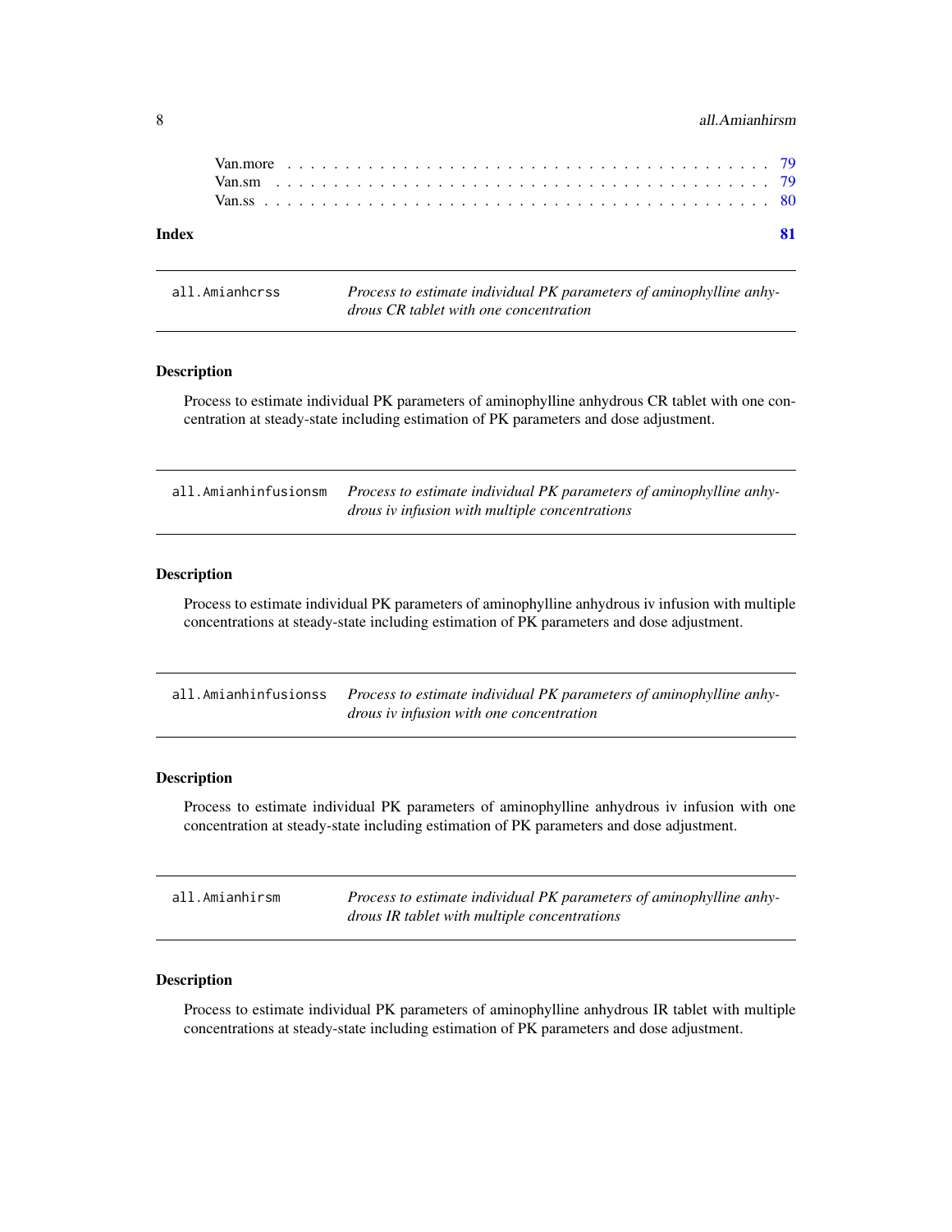Van.more . . . . . . . . . . . . . . . . . . . . . . . . . . . . . . . . . . . . . . . 79
Van.sm . . . . . . . . . . . . . . . . . . . . . . . . . . . . . . . . . . . . . . . . 79
Van.ss . . . . . . . . . . . . . . . . . . . . . . . . . . . . . . . . . . . . . . . . 80

**Index** **81**

---

`all.Amianhcrss` *Process to estimate individual PK parameters of aminophylline anhydrous CR tablet with one concentration*

---

### Description

Process to estimate individual PK parameters of aminophylline anhydrous CR tablet with one concentration at steady-state including estimation of PK parameters and dose adjustment.

---

`all.Amianhinfusionsm` *Process to estimate individual PK parameters of aminophylline anhydrous iv infusion with multiple concentrations*

---

### Description

Process to estimate individual PK parameters of aminophylline anhydrous iv infusion with multiple concentrations at steady-state including estimation of PK parameters and dose adjustment.

---

`all.Amianhinfusionss` *Process to estimate individual PK parameters of aminophylline anhydrous iv infusion with one concentration*

---

### Description

Process to estimate individual PK parameters of aminophylline anhydrous iv infusion with one concentration at steady-state including estimation of PK parameters and dose adjustment.

---

`all.Amianhirsm` *Process to estimate individual PK parameters of aminophylline anhydrous IR tablet with multiple concentrations*

---

### Description

Process to estimate individual PK parameters of aminophylline anhydrous IR tablet with multiple concentrations at steady-state including estimation of PK parameters and dose adjustment.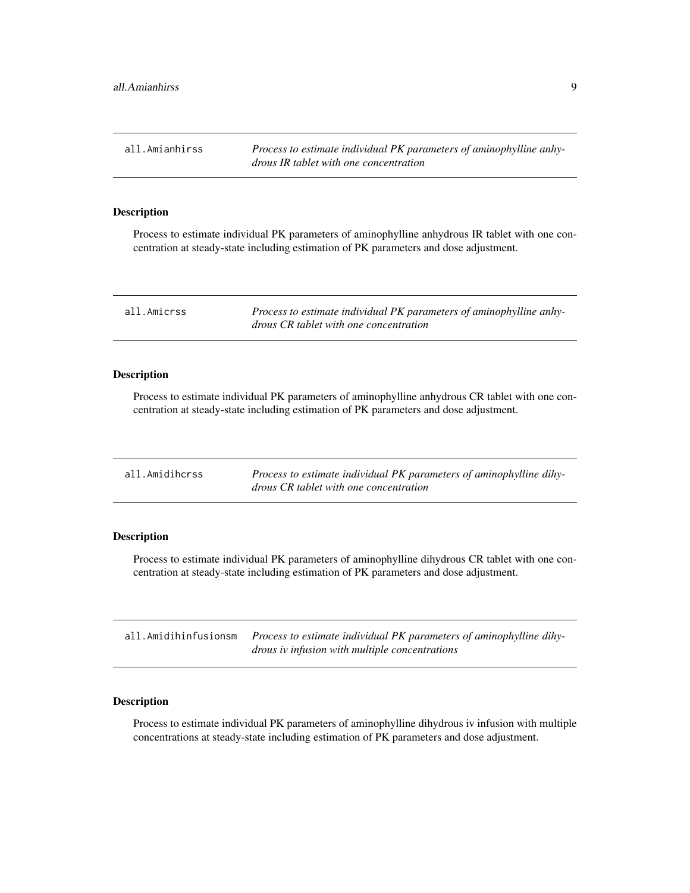## all.Amianhirss — *Process to estimate individual PK parameters of aminophylline anhydrous IR tablet with one concentration*

### Description

Process to estimate individual PK parameters of aminophylline anhydrous IR tablet with one concentration at steady-state including estimation of PK parameters and dose adjustment.

## all.Amicrss — *Process to estimate individual PK parameters of aminophylline anhydrous CR tablet with one concentration*

### Description

Process to estimate individual PK parameters of aminophylline anhydrous CR tablet with one concentration at steady-state including estimation of PK parameters and dose adjustment.

## all.Amidihcrss — *Process to estimate individual PK parameters of aminophylline dihydrous CR tablet with one concentration*

### Description

Process to estimate individual PK parameters of aminophylline dihydrous CR tablet with one concentration at steady-state including estimation of PK parameters and dose adjustment.

## all.Amidihinfusionsm — *Process to estimate individual PK parameters of aminophylline dihydrous iv infusion with multiple concentrations*

### Description

Process to estimate individual PK parameters of aminophylline dihydrous iv infusion with multiple concentrations at steady-state including estimation of PK parameters and dose adjustment.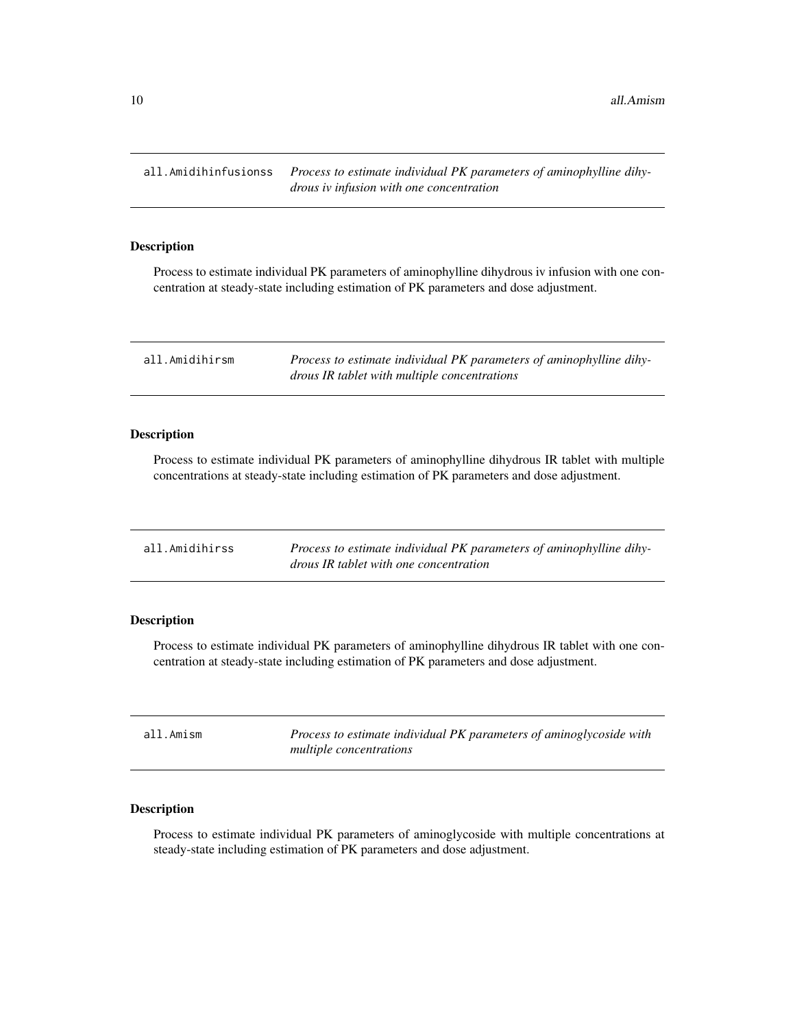## `all.Amidihinfusionss` *Process to estimate individual PK parameters of aminophylline dihydrous iv infusion with one concentration*

### Description

Process to estimate individual PK parameters of aminophylline dihydrous iv infusion with one concentration at steady-state including estimation of PK parameters and dose adjustment.

## `all.Amidihirsm` *Process to estimate individual PK parameters of aminophylline dihydrous IR tablet with multiple concentrations*

### Description

Process to estimate individual PK parameters of aminophylline dihydrous IR tablet with multiple concentrations at steady-state including estimation of PK parameters and dose adjustment.

## `all.Amidihirss` *Process to estimate individual PK parameters of aminophylline dihydrous IR tablet with one concentration*

### Description

Process to estimate individual PK parameters of aminophylline dihydrous IR tablet with one concentration at steady-state including estimation of PK parameters and dose adjustment.

## `all.Amism` *Process to estimate individual PK parameters of aminoglycoside with multiple concentrations*

### Description

Process to estimate individual PK parameters of aminoglycoside with multiple concentrations at steady-state including estimation of PK parameters and dose adjustment.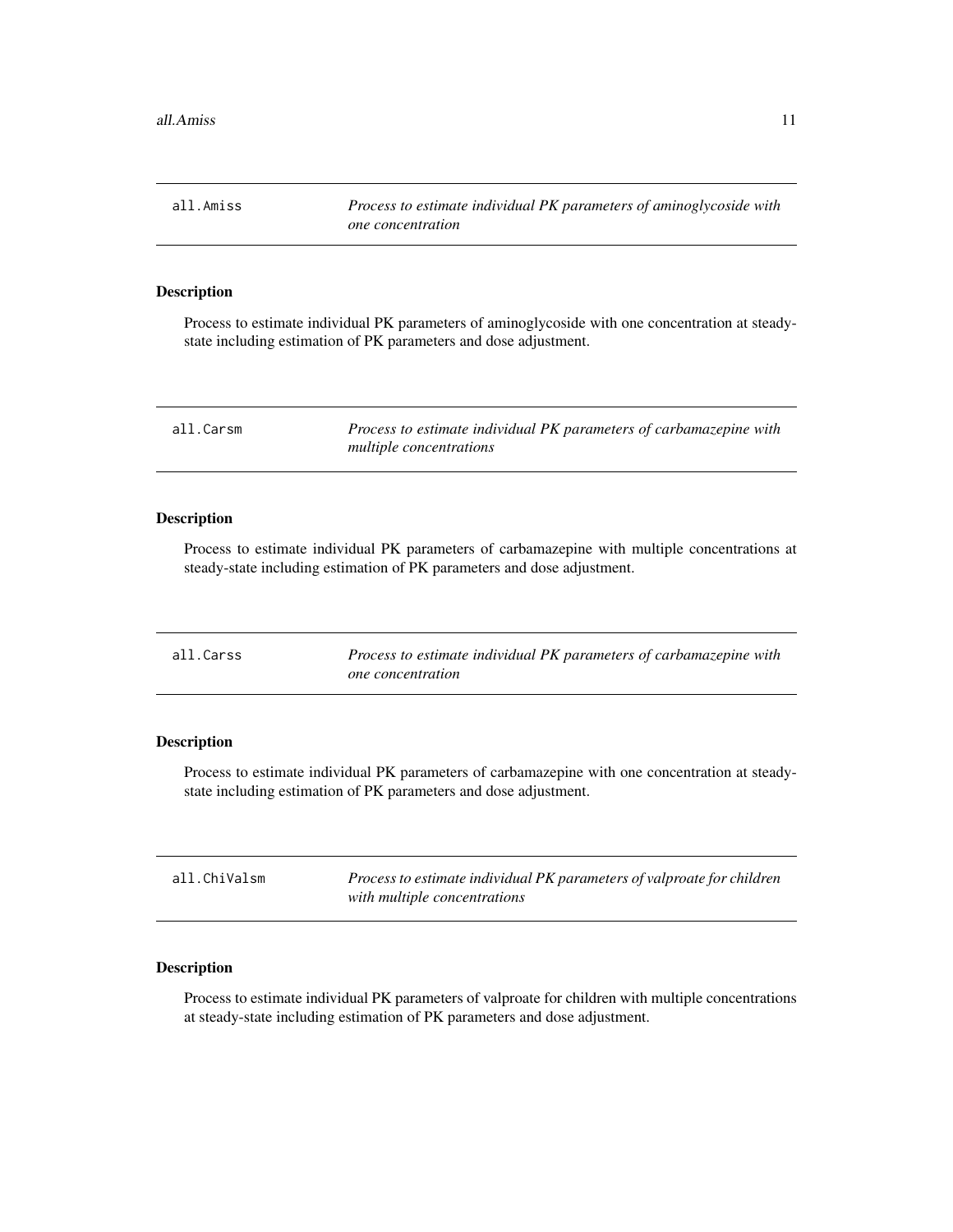## all.Amiss — *Process to estimate individual PK parameters of aminoglycoside with one concentration*

### Description

Process to estimate individual PK parameters of aminoglycoside with one concentration at steady-state including estimation of PK parameters and dose adjustment.

## all.Carsm — *Process to estimate individual PK parameters of carbamazepine with multiple concentrations*

### Description

Process to estimate individual PK parameters of carbamazepine with multiple concentrations at steady-state including estimation of PK parameters and dose adjustment.

## all.Carss — *Process to estimate individual PK parameters of carbamazepine with one concentration*

### Description

Process to estimate individual PK parameters of carbamazepine with one concentration at steady-state including estimation of PK parameters and dose adjustment.

## all.ChiValsm — *Process to estimate individual PK parameters of valproate for children with multiple concentrations*

### Description

Process to estimate individual PK parameters of valproate for children with multiple concentrations at steady-state including estimation of PK parameters and dose adjustment.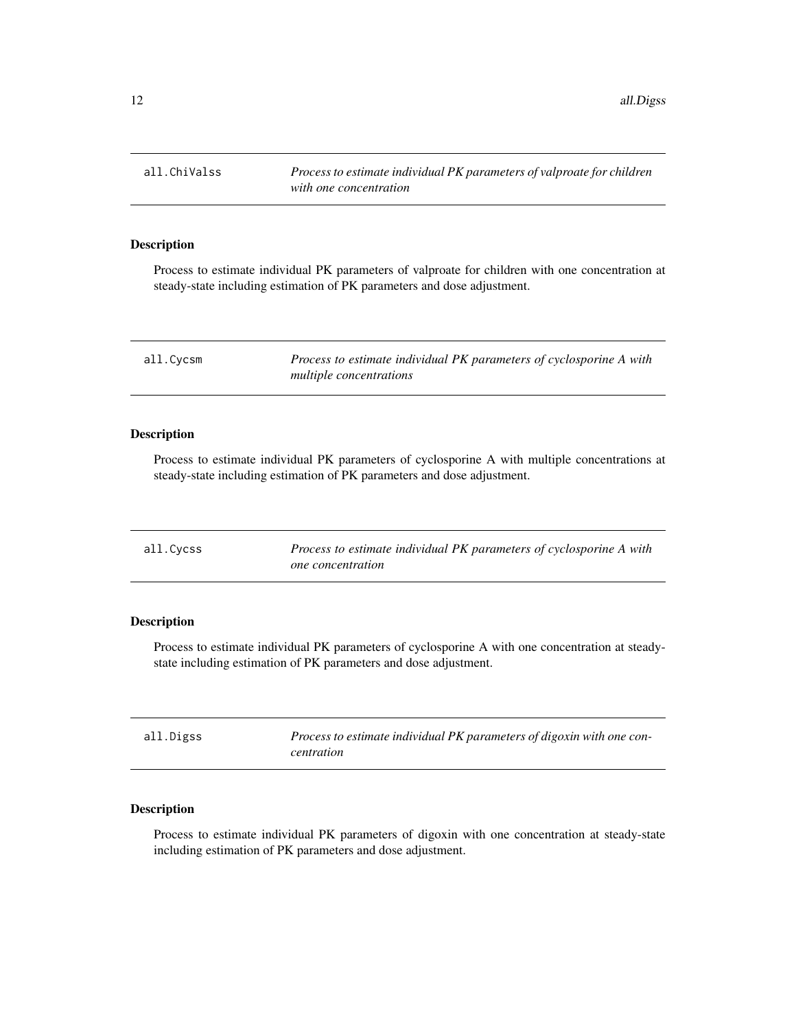## all.ChiValss — *Process to estimate individual PK parameters of valproate for children with one concentration*

### Description

Process to estimate individual PK parameters of valproate for children with one concentration at steady-state including estimation of PK parameters and dose adjustment.

## all.Cycsm — *Process to estimate individual PK parameters of cyclosporine A with multiple concentrations*

### Description

Process to estimate individual PK parameters of cyclosporine A with multiple concentrations at steady-state including estimation of PK parameters and dose adjustment.

## all.Cycss — *Process to estimate individual PK parameters of cyclosporine A with one concentration*

### Description

Process to estimate individual PK parameters of cyclosporine A with one concentration at steady-state including estimation of PK parameters and dose adjustment.

## all.Digss — *Process to estimate individual PK parameters of digoxin with one concentration*

### Description

Process to estimate individual PK parameters of digoxin with one concentration at steady-state including estimation of PK parameters and dose adjustment.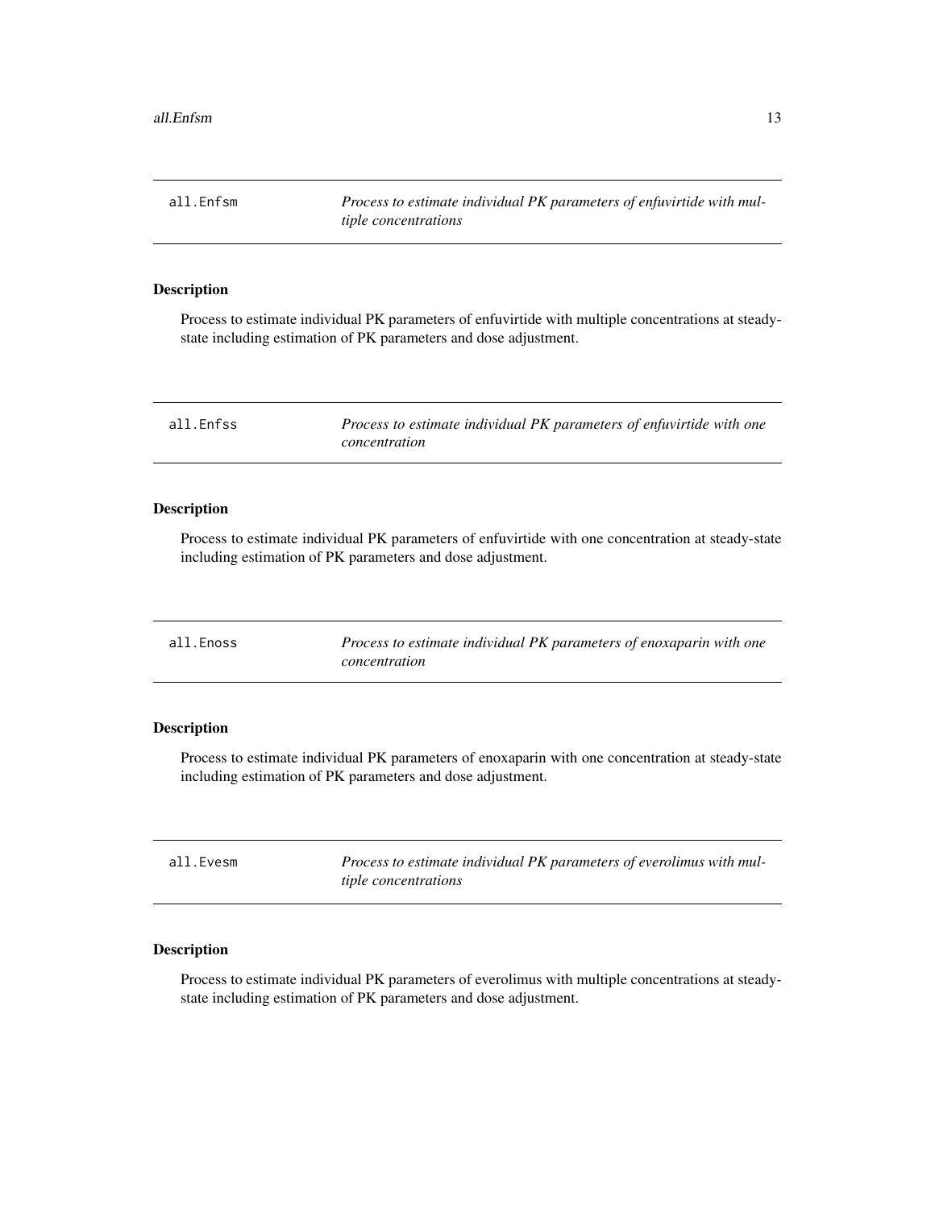## all.Enfsm — *Process to estimate individual PK parameters of enfuvirtide with multiple concentrations*

### Description

Process to estimate individual PK parameters of enfuvirtide with multiple concentrations at steady-state including estimation of PK parameters and dose adjustment.

## all.Enfss — *Process to estimate individual PK parameters of enfuvirtide with one concentration*

### Description

Process to estimate individual PK parameters of enfuvirtide with one concentration at steady-state including estimation of PK parameters and dose adjustment.

## all.Enoss — *Process to estimate individual PK parameters of enoxaparin with one concentration*

### Description

Process to estimate individual PK parameters of enoxaparin with one concentration at steady-state including estimation of PK parameters and dose adjustment.

## all.Evesm — *Process to estimate individual PK parameters of everolimus with multiple concentrations*

### Description

Process to estimate individual PK parameters of everolimus with multiple concentrations at steady-state including estimation of PK parameters and dose adjustment.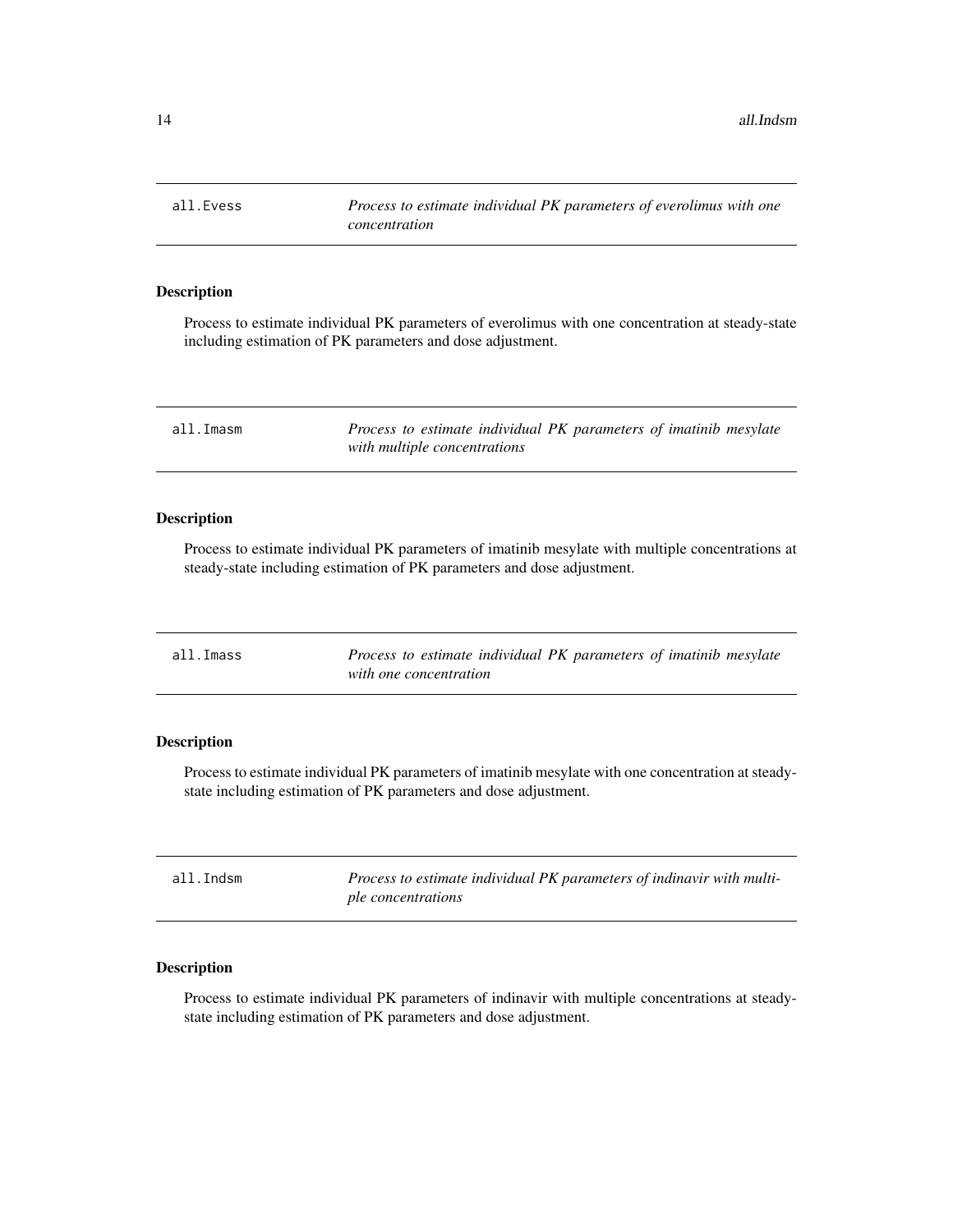## `all.Evess` — *Process to estimate individual PK parameters of everolimus with one concentration*

### Description

Process to estimate individual PK parameters of everolimus with one concentration at steady-state including estimation of PK parameters and dose adjustment.

## `all.Imasm` — *Process to estimate individual PK parameters of imatinib mesylate with multiple concentrations*

### Description

Process to estimate individual PK parameters of imatinib mesylate with multiple concentrations at steady-state including estimation of PK parameters and dose adjustment.

## `all.Imass` — *Process to estimate individual PK parameters of imatinib mesylate with one concentration*

### Description

Process to estimate individual PK parameters of imatinib mesylate with one concentration at steady-state including estimation of PK parameters and dose adjustment.

## `all.Indsm` — *Process to estimate individual PK parameters of indinavir with multiple concentrations*

### Description

Process to estimate individual PK parameters of indinavir with multiple concentrations at steady-state including estimation of PK parameters and dose adjustment.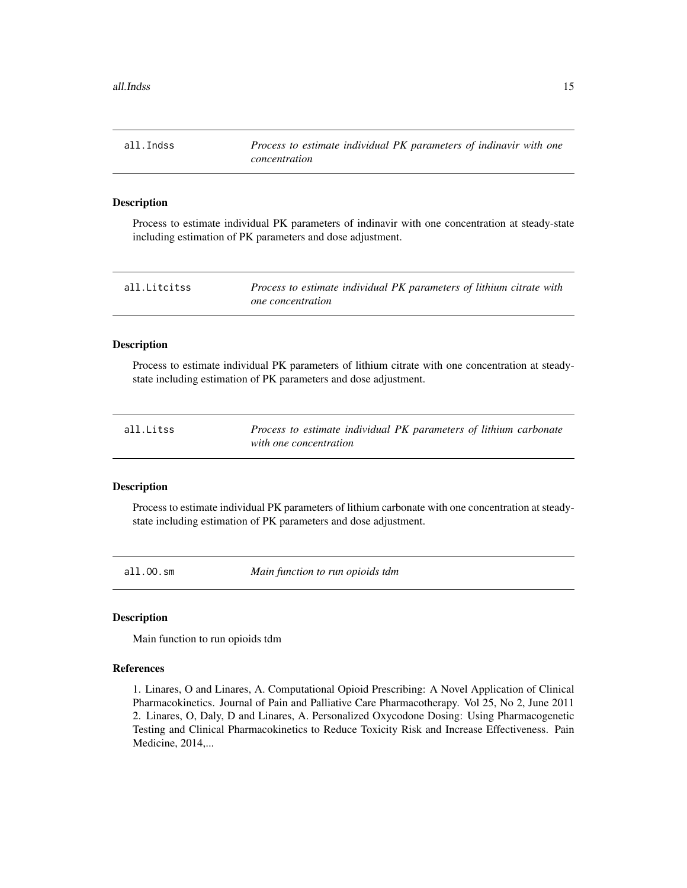## all.Indss — *Process to estimate individual PK parameters of indinavir with one concentration*

### Description

Process to estimate individual PK parameters of indinavir with one concentration at steady-state including estimation of PK parameters and dose adjustment.

## all.Litcitss — *Process to estimate individual PK parameters of lithium citrate with one concentration*

### Description

Process to estimate individual PK parameters of lithium citrate with one concentration at steady-state including estimation of PK parameters and dose adjustment.

## all.Litss — *Process to estimate individual PK parameters of lithium carbonate with one concentration*

### Description

Process to estimate individual PK parameters of lithium carbonate with one concentration at steady-state including estimation of PK parameters and dose adjustment.

## all.OO.sm — *Main function to run opioids tdm*

### Description

Main function to run opioids tdm

### References

1. Linares, O and Linares, A. Computational Opioid Prescribing: A Novel Application of Clinical Pharmacokinetics. Journal of Pain and Palliative Care Pharmacotherapy. Vol 25, No 2, June 2011
2. Linares, O, Daly, D and Linares, A. Personalized Oxycodone Dosing: Using Pharmacogenetic Testing and Clinical Pharmacokinetics to Reduce Toxicity Risk and Increase Effectiveness. Pain Medicine, 2014,...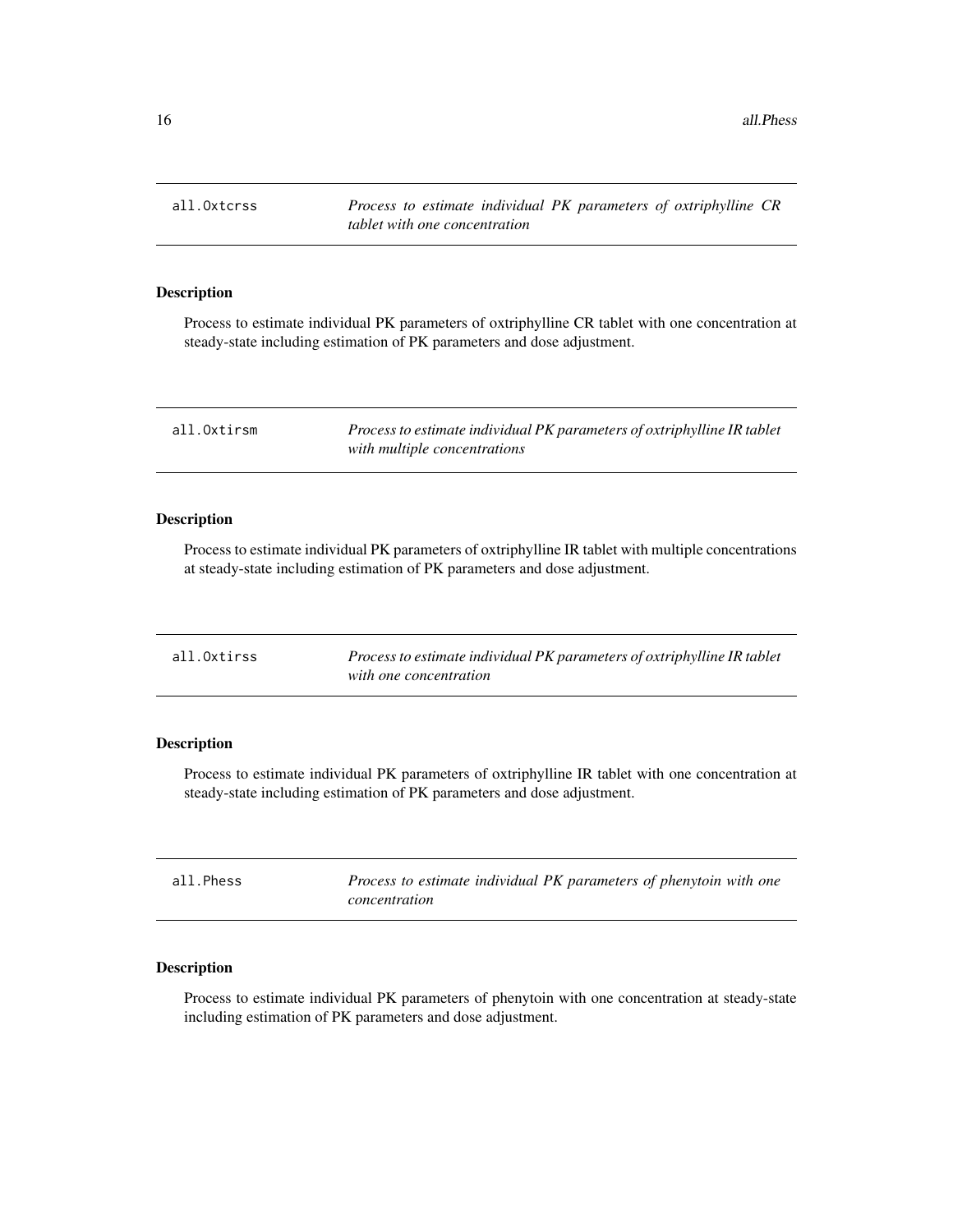## all.Oxtcrss — *Process to estimate individual PK parameters of oxtriphylline CR tablet with one concentration*

### Description

Process to estimate individual PK parameters of oxtriphylline CR tablet with one concentration at steady-state including estimation of PK parameters and dose adjustment.

## all.Oxtirsm — *Process to estimate individual PK parameters of oxtriphylline IR tablet with multiple concentrations*

### Description

Process to estimate individual PK parameters of oxtriphylline IR tablet with multiple concentrations at steady-state including estimation of PK parameters and dose adjustment.

## all.Oxtirss — *Process to estimate individual PK parameters of oxtriphylline IR tablet with one concentration*

### Description

Process to estimate individual PK parameters of oxtriphylline IR tablet with one concentration at steady-state including estimation of PK parameters and dose adjustment.

## all.Phess — *Process to estimate individual PK parameters of phenytoin with one concentration*

### Description

Process to estimate individual PK parameters of phenytoin with one concentration at steady-state including estimation of PK parameters and dose adjustment.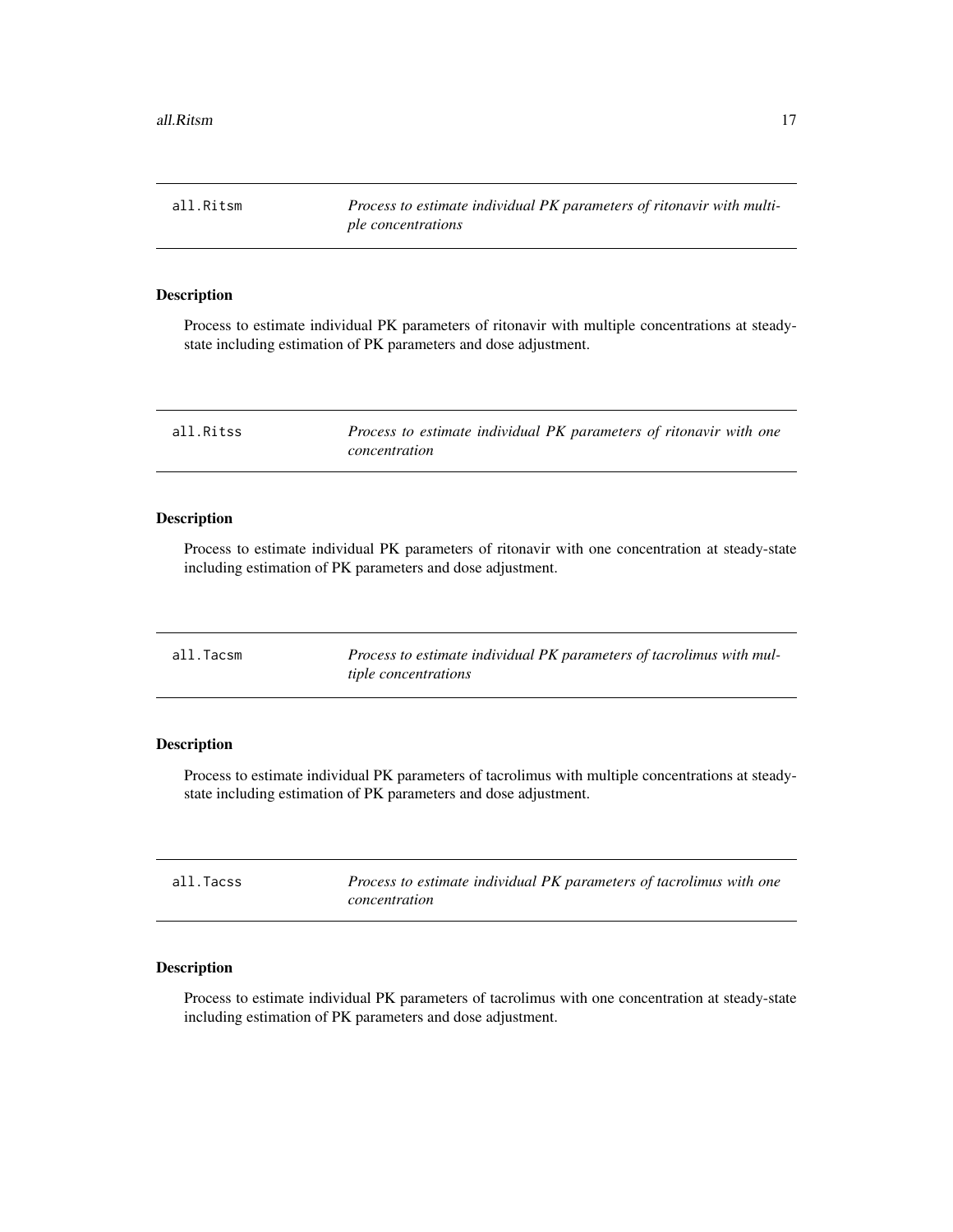## all.Ritsm — *Process to estimate individual PK parameters of ritonavir with multiple concentrations*

### Description

Process to estimate individual PK parameters of ritonavir with multiple concentrations at steady-state including estimation of PK parameters and dose adjustment.

## all.Ritss — *Process to estimate individual PK parameters of ritonavir with one concentration*

### Description

Process to estimate individual PK parameters of ritonavir with one concentration at steady-state including estimation of PK parameters and dose adjustment.

## all.Tacsm — *Process to estimate individual PK parameters of tacrolimus with multiple concentrations*

### Description

Process to estimate individual PK parameters of tacrolimus with multiple concentrations at steady-state including estimation of PK parameters and dose adjustment.

## all.Tacss — *Process to estimate individual PK parameters of tacrolimus with one concentration*

### Description

Process to estimate individual PK parameters of tacrolimus with one concentration at steady-state including estimation of PK parameters and dose adjustment.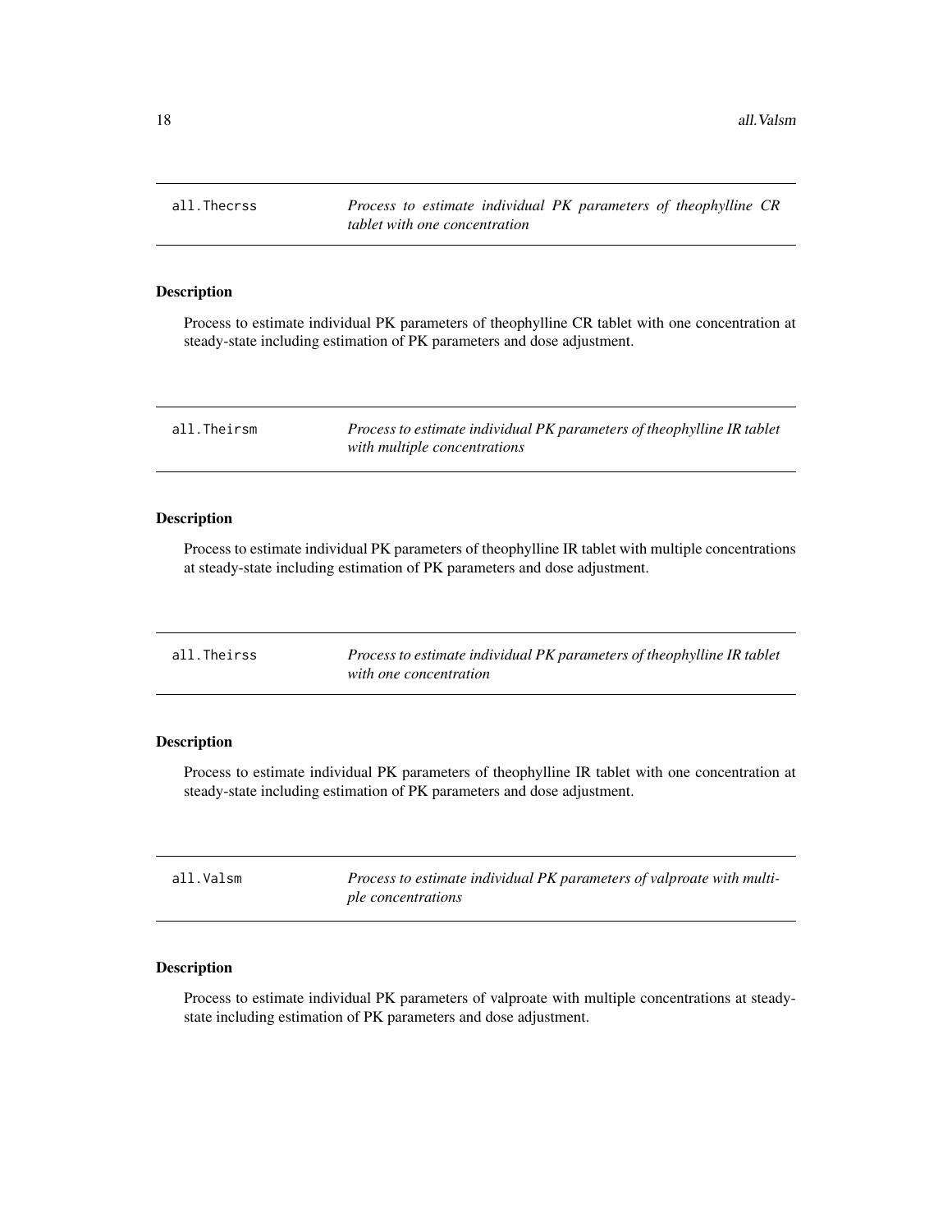## all.Thecrss — *Process to estimate individual PK parameters of theophylline CR tablet with one concentration*

### Description

Process to estimate individual PK parameters of theophylline CR tablet with one concentration at steady-state including estimation of PK parameters and dose adjustment.

## all.Theirsm — *Process to estimate individual PK parameters of theophylline IR tablet with multiple concentrations*

### Description

Process to estimate individual PK parameters of theophylline IR tablet with multiple concentrations at steady-state including estimation of PK parameters and dose adjustment.

## all.Theirss — *Process to estimate individual PK parameters of theophylline IR tablet with one concentration*

### Description

Process to estimate individual PK parameters of theophylline IR tablet with one concentration at steady-state including estimation of PK parameters and dose adjustment.

## all.Valsm — *Process to estimate individual PK parameters of valproate with multiple concentrations*

### Description

Process to estimate individual PK parameters of valproate with multiple concentrations at steady-state including estimation of PK parameters and dose adjustment.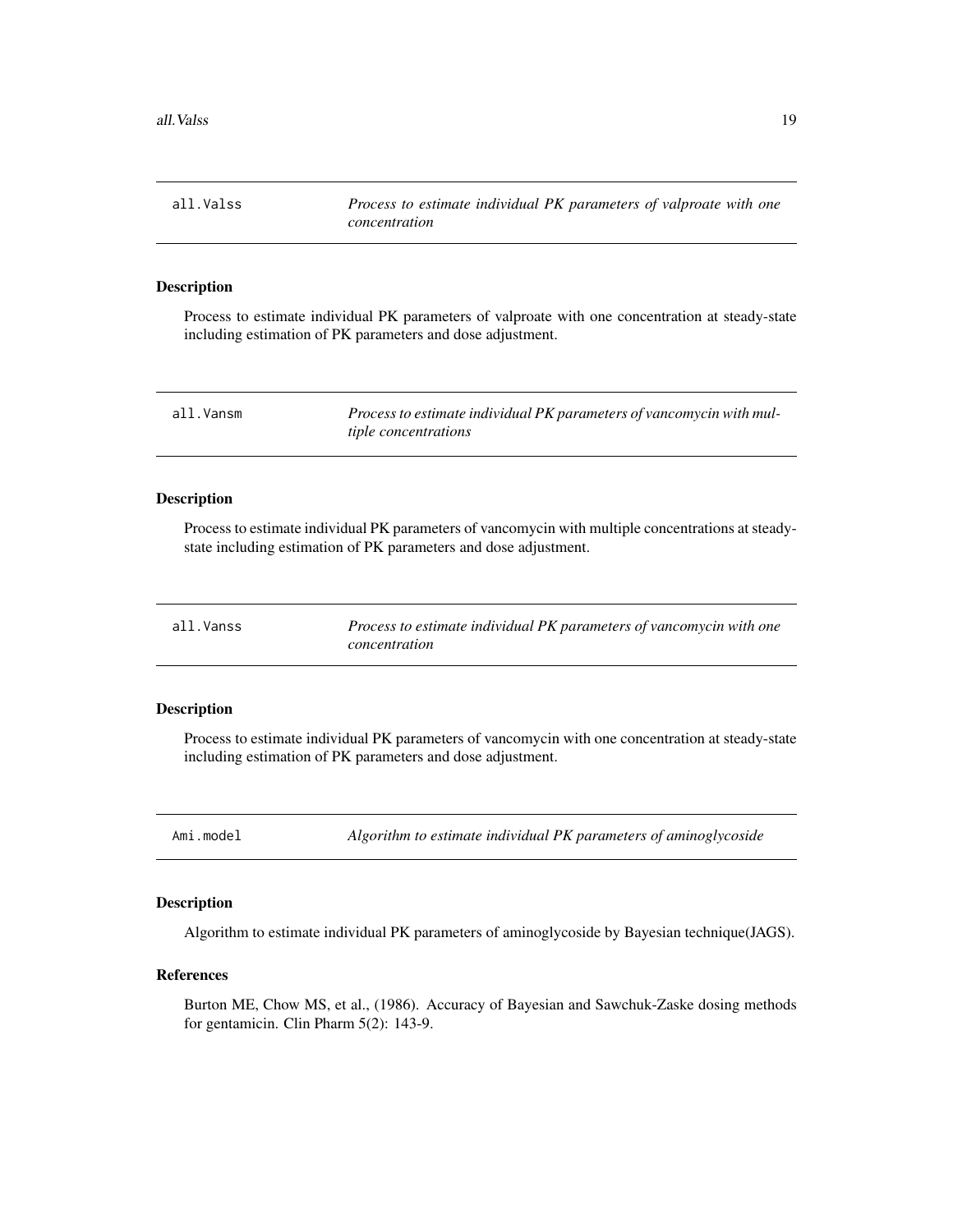## all.Valss — *Process to estimate individual PK parameters of valproate with one concentration*

### Description

Process to estimate individual PK parameters of valproate with one concentration at steady-state including estimation of PK parameters and dose adjustment.

## all.Vansm — *Process to estimate individual PK parameters of vancomycin with multiple concentrations*

### Description

Process to estimate individual PK parameters of vancomycin with multiple concentrations at steady-state including estimation of PK parameters and dose adjustment.

## all.Vanss — *Process to estimate individual PK parameters of vancomycin with one concentration*

### Description

Process to estimate individual PK parameters of vancomycin with one concentration at steady-state including estimation of PK parameters and dose adjustment.

## Ami.model — *Algorithm to estimate individual PK parameters of aminoglycoside*

### Description

Algorithm to estimate individual PK parameters of aminoglycoside by Bayesian technique(JAGS).

### References

Burton ME, Chow MS, et al., (1986). Accuracy of Bayesian and Sawchuk-Zaske dosing methods for gentamicin. Clin Pharm 5(2): 143-9.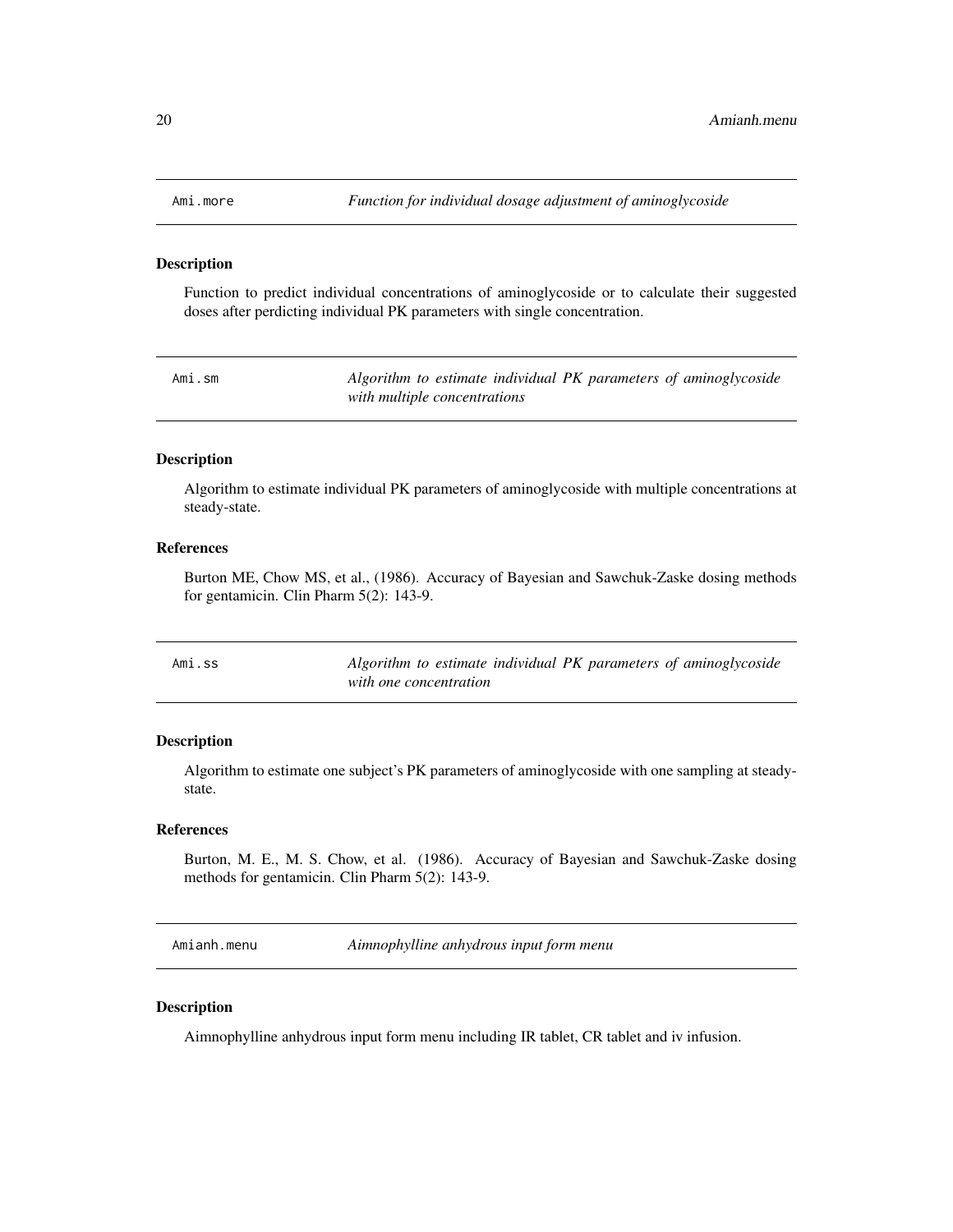## Ami.more — *Function for individual dosage adjustment of aminoglycoside*

### Description

Function to predict individual concentrations of aminoglycoside or to calculate their suggested doses after perdicting individual PK parameters with single concentration.

## Ami.sm — *Algorithm to estimate individual PK parameters of aminoglycoside with multiple concentrations*

### Description

Algorithm to estimate individual PK parameters of aminoglycoside with multiple concentrations at steady-state.

### References

Burton ME, Chow MS, et al., (1986). Accuracy of Bayesian and Sawchuk-Zaske dosing methods for gentamicin. Clin Pharm 5(2): 143-9.

## Ami.ss — *Algorithm to estimate individual PK parameters of aminoglycoside with one concentration*

### Description

Algorithm to estimate one subject's PK parameters of aminoglycoside with one sampling at steady-state.

### References

Burton, M. E., M. S. Chow, et al. (1986). Accuracy of Bayesian and Sawchuk-Zaske dosing methods for gentamicin. Clin Pharm 5(2): 143-9.

## Amianh.menu — *Aimnophylline anhydrous input form menu*

### Description

Aimnophylline anhydrous input form menu including IR tablet, CR tablet and iv infusion.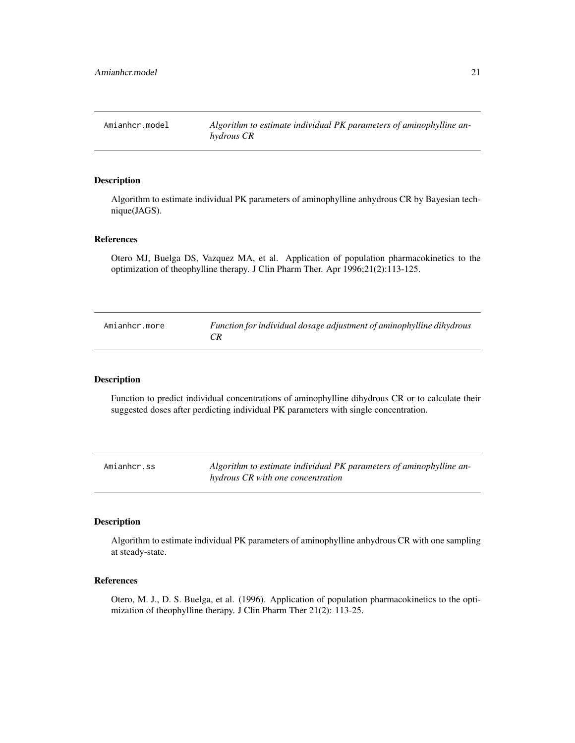## Amianhcr.model — *Algorithm to estimate individual PK parameters of aminophylline anhydrous CR*

### Description

Algorithm to estimate individual PK parameters of aminophylline anhydrous CR by Bayesian technique(JAGS).

### References

Otero MJ, Buelga DS, Vazquez MA, et al. Application of population pharmacokinetics to the optimization of theophylline therapy. J Clin Pharm Ther. Apr 1996;21(2):113-125.

## Amianhcr.more — *Function for individual dosage adjustment of aminophylline dihydrous CR*

### Description

Function to predict individual concentrations of aminophylline dihydrous CR or to calculate their suggested doses after perdicting individual PK parameters with single concentration.

## Amianhcr.ss — *Algorithm to estimate individual PK parameters of aminophylline anhydrous CR with one concentration*

### Description

Algorithm to estimate individual PK parameters of aminophylline anhydrous CR with one sampling at steady-state.

### References

Otero, M. J., D. S. Buelga, et al. (1996). Application of population pharmacokinetics to the optimization of theophylline therapy. J Clin Pharm Ther 21(2): 113-25.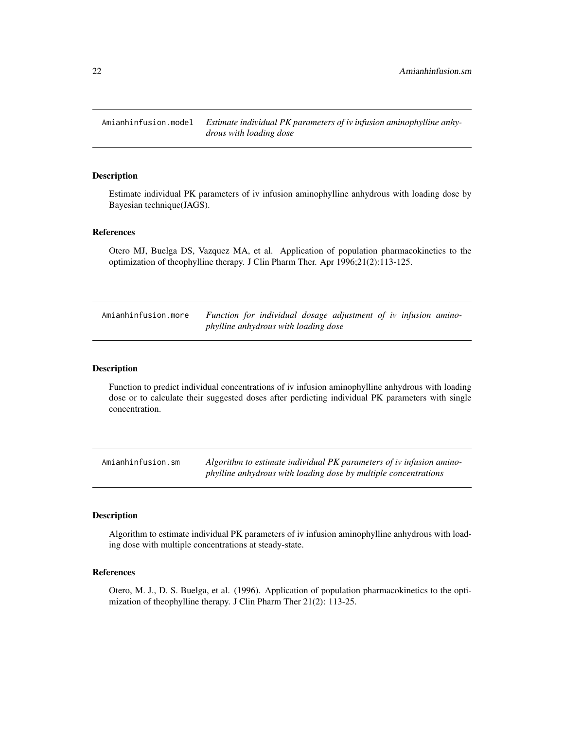## `Amianhinfusion.model` *Estimate individual PK parameters of iv infusion aminophylline anhydrous with loading dose*

### Description

Estimate individual PK parameters of iv infusion aminophylline anhydrous with loading dose by Bayesian technique(JAGS).

### References

Otero MJ, Buelga DS, Vazquez MA, et al. Application of population pharmacokinetics to the optimization of theophylline therapy. J Clin Pharm Ther. Apr 1996;21(2):113-125.

## `Amianhinfusion.more` *Function for individual dosage adjustment of iv infusion aminophylline anhydrous with loading dose*

### Description

Function to predict individual concentrations of iv infusion aminophylline anhydrous with loading dose or to calculate their suggested doses after perdicting individual PK parameters with single concentration.

## `Amianhinfusion.sm` *Algorithm to estimate individual PK parameters of iv infusion aminophylline anhydrous with loading dose by multiple concentrations*

### Description

Algorithm to estimate individual PK parameters of iv infusion aminophylline anhydrous with loading dose with multiple concentrations at steady-state.

### References

Otero, M. J., D. S. Buelga, et al. (1996). Application of population pharmacokinetics to the optimization of theophylline therapy. J Clin Pharm Ther 21(2): 113-25.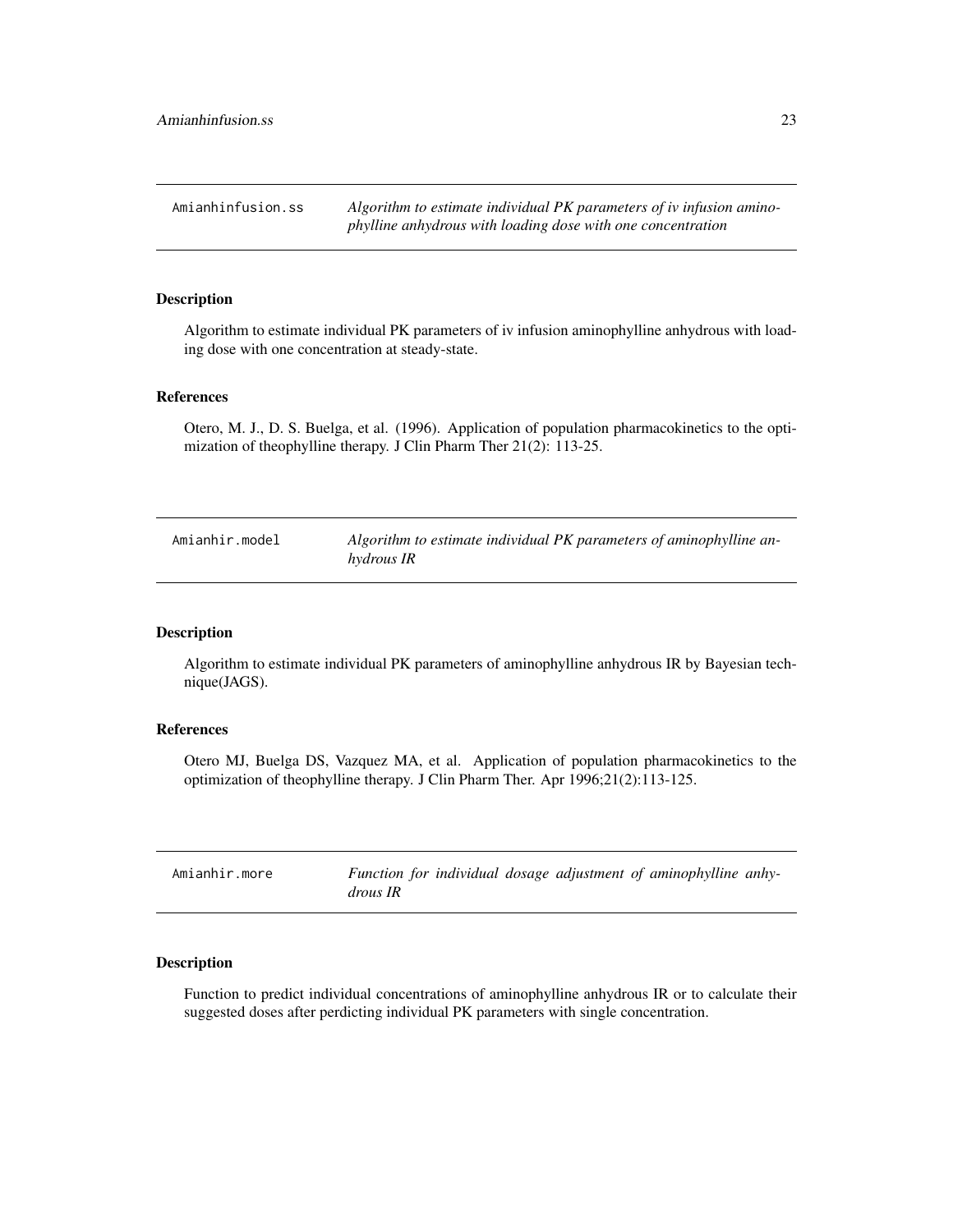## Amianhinfusion.ss — *Algorithm to estimate individual PK parameters of iv infusion aminophylline anhydrous with loading dose with one concentration*

### Description

Algorithm to estimate individual PK parameters of iv infusion aminophylline anhydrous with loading dose with one concentration at steady-state.

### References

Otero, M. J., D. S. Buelga, et al. (1996). Application of population pharmacokinetics to the optimization of theophylline therapy. J Clin Pharm Ther 21(2): 113-25.

## Amianhir.model — *Algorithm to estimate individual PK parameters of aminophylline anhydrous IR*

### Description

Algorithm to estimate individual PK parameters of aminophylline anhydrous IR by Bayesian technique(JAGS).

### References

Otero MJ, Buelga DS, Vazquez MA, et al. Application of population pharmacokinetics to the optimization of theophylline therapy. J Clin Pharm Ther. Apr 1996;21(2):113-125.

## Amianhir.more — *Function for individual dosage adjustment of aminophylline anhydrous IR*

### Description

Function to predict individual concentrations of aminophylline anhydrous IR or to calculate their suggested doses after perdicting individual PK parameters with single concentration.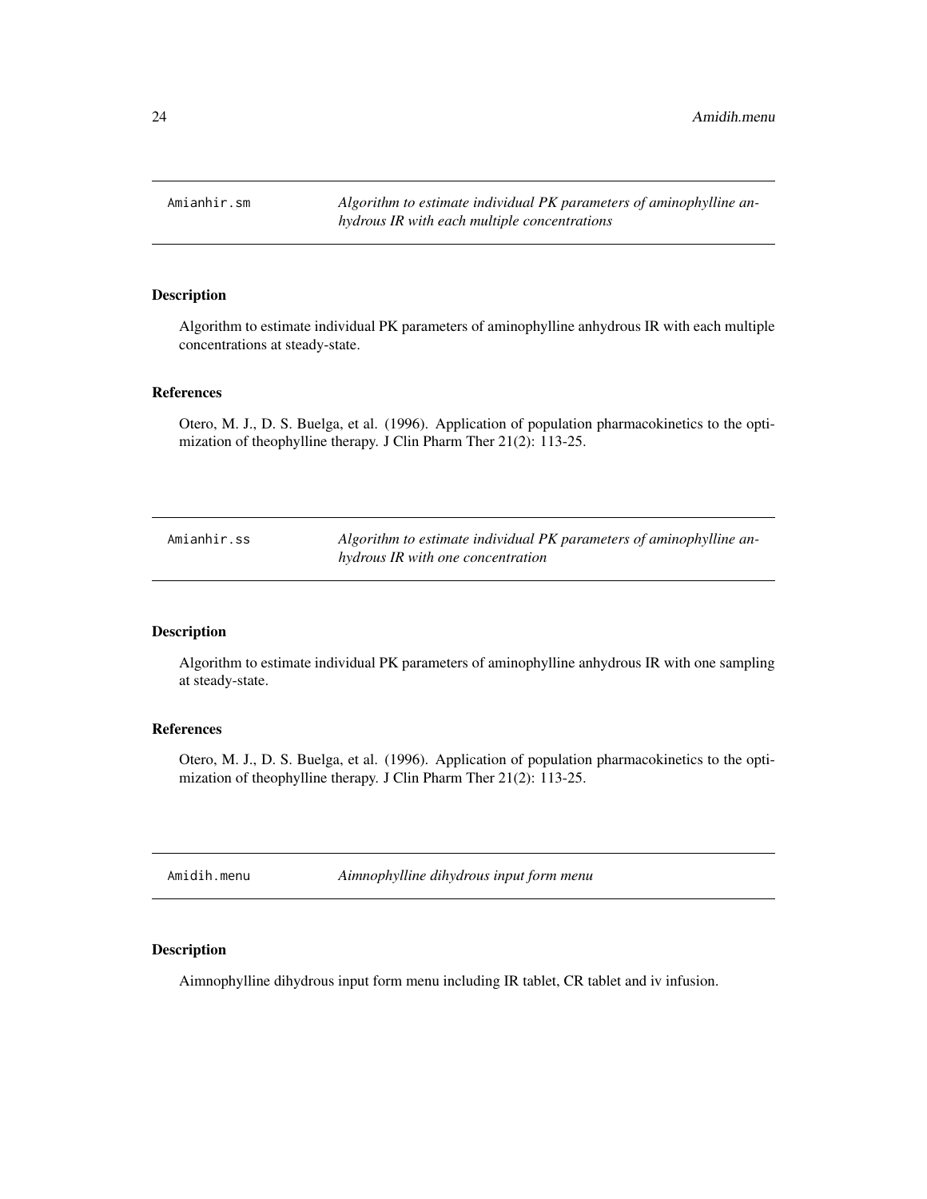## Amianhir.sm

*Algorithm to estimate individual PK parameters of aminophylline anhydrous IR with each multiple concentrations*

### Description

Algorithm to estimate individual PK parameters of aminophylline anhydrous IR with each multiple concentrations at steady-state.

### References

Otero, M. J., D. S. Buelga, et al. (1996). Application of population pharmacokinetics to the optimization of theophylline therapy. J Clin Pharm Ther 21(2): 113-25.

## Amianhir.ss

*Algorithm to estimate individual PK parameters of aminophylline anhydrous IR with one concentration*

### Description

Algorithm to estimate individual PK parameters of aminophylline anhydrous IR with one sampling at steady-state.

### References

Otero, M. J., D. S. Buelga, et al. (1996). Application of population pharmacokinetics to the optimization of theophylline therapy. J Clin Pharm Ther 21(2): 113-25.

## Amidih.menu

*Aimnophylline dihydrous input form menu*

### Description

Aimnophylline dihydrous input form menu including IR tablet, CR tablet and iv infusion.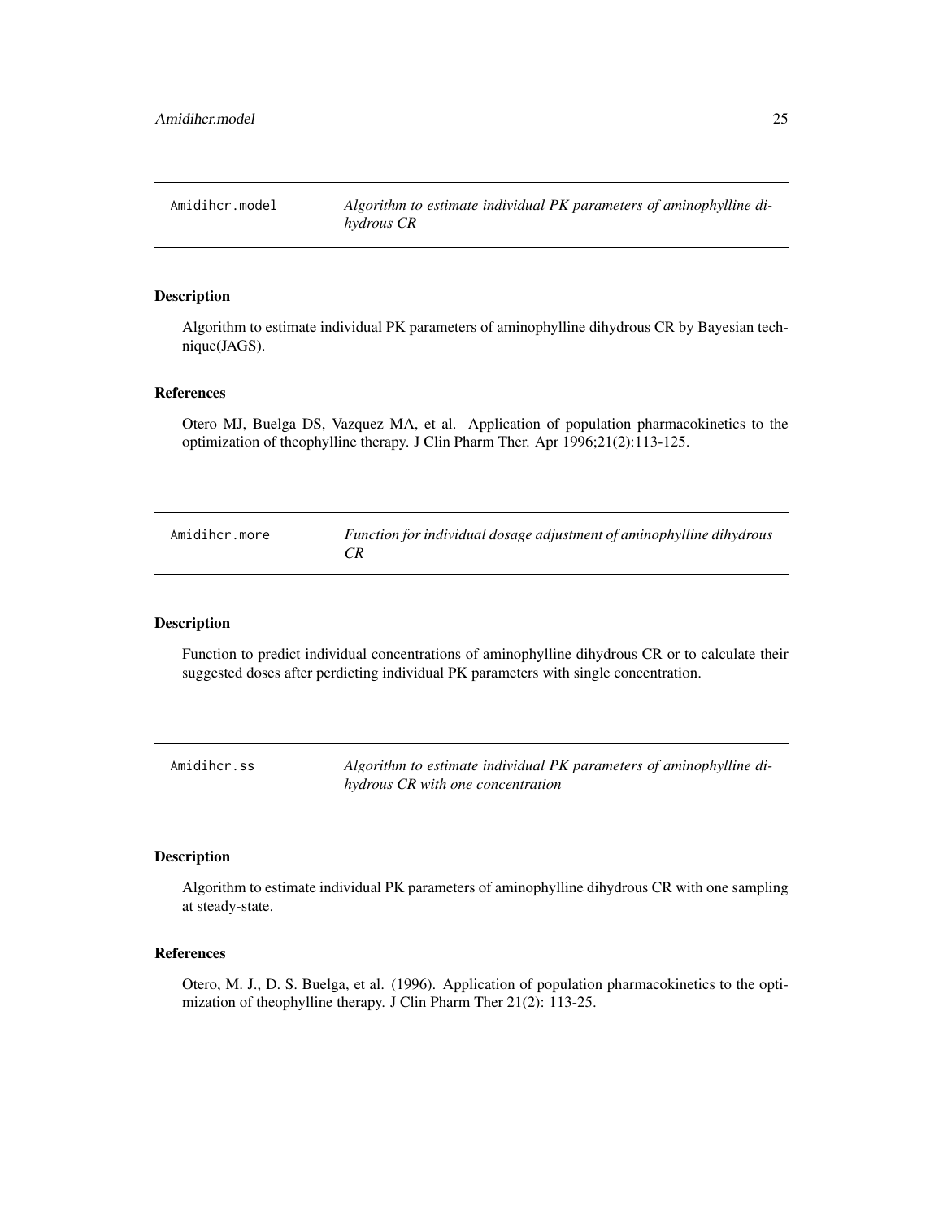## Amidihcr.model — *Algorithm to estimate individual PK parameters of aminophylline dihydrous CR*

### Description

Algorithm to estimate individual PK parameters of aminophylline dihydrous CR by Bayesian technique(JAGS).

### References

Otero MJ, Buelga DS, Vazquez MA, et al. Application of population pharmacokinetics to the optimization of theophylline therapy. J Clin Pharm Ther. Apr 1996;21(2):113-125.

## Amidihcr.more — *Function for individual dosage adjustment of aminophylline dihydrous CR*

### Description

Function to predict individual concentrations of aminophylline dihydrous CR or to calculate their suggested doses after perdicting individual PK parameters with single concentration.

## Amidihcr.ss — *Algorithm to estimate individual PK parameters of aminophylline dihydrous CR with one concentration*

### Description

Algorithm to estimate individual PK parameters of aminophylline dihydrous CR with one sampling at steady-state.

### References

Otero, M. J., D. S. Buelga, et al. (1996). Application of population pharmacokinetics to the optimization of theophylline therapy. J Clin Pharm Ther 21(2): 113-25.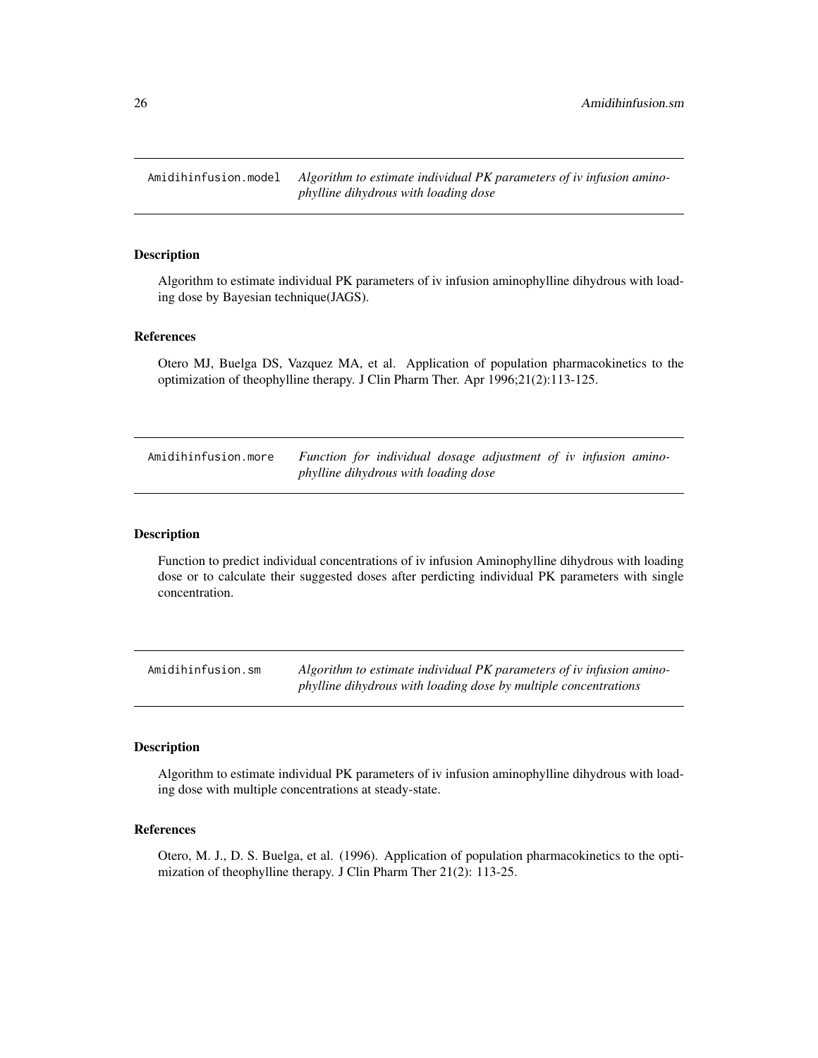## Amidihinfusion.model — *Algorithm to estimate individual PK parameters of iv infusion aminophylline dihydrous with loading dose*

### Description

Algorithm to estimate individual PK parameters of iv infusion aminophylline dihydrous with loading dose by Bayesian technique(JAGS).

### References

Otero MJ, Buelga DS, Vazquez MA, et al. Application of population pharmacokinetics to the optimization of theophylline therapy. J Clin Pharm Ther. Apr 1996;21(2):113-125.

## Amidihinfusion.more — *Function for individual dosage adjustment of iv infusion aminophylline dihydrous with loading dose*

### Description

Function to predict individual concentrations of iv infusion Aminophylline dihydrous with loading dose or to calculate their suggested doses after perdicting individual PK parameters with single concentration.

## Amidihinfusion.sm — *Algorithm to estimate individual PK parameters of iv infusion aminophylline dihydrous with loading dose by multiple concentrations*

### Description

Algorithm to estimate individual PK parameters of iv infusion aminophylline dihydrous with loading dose with multiple concentrations at steady-state.

### References

Otero, M. J., D. S. Buelga, et al. (1996). Application of population pharmacokinetics to the optimization of theophylline therapy. J Clin Pharm Ther 21(2): 113-25.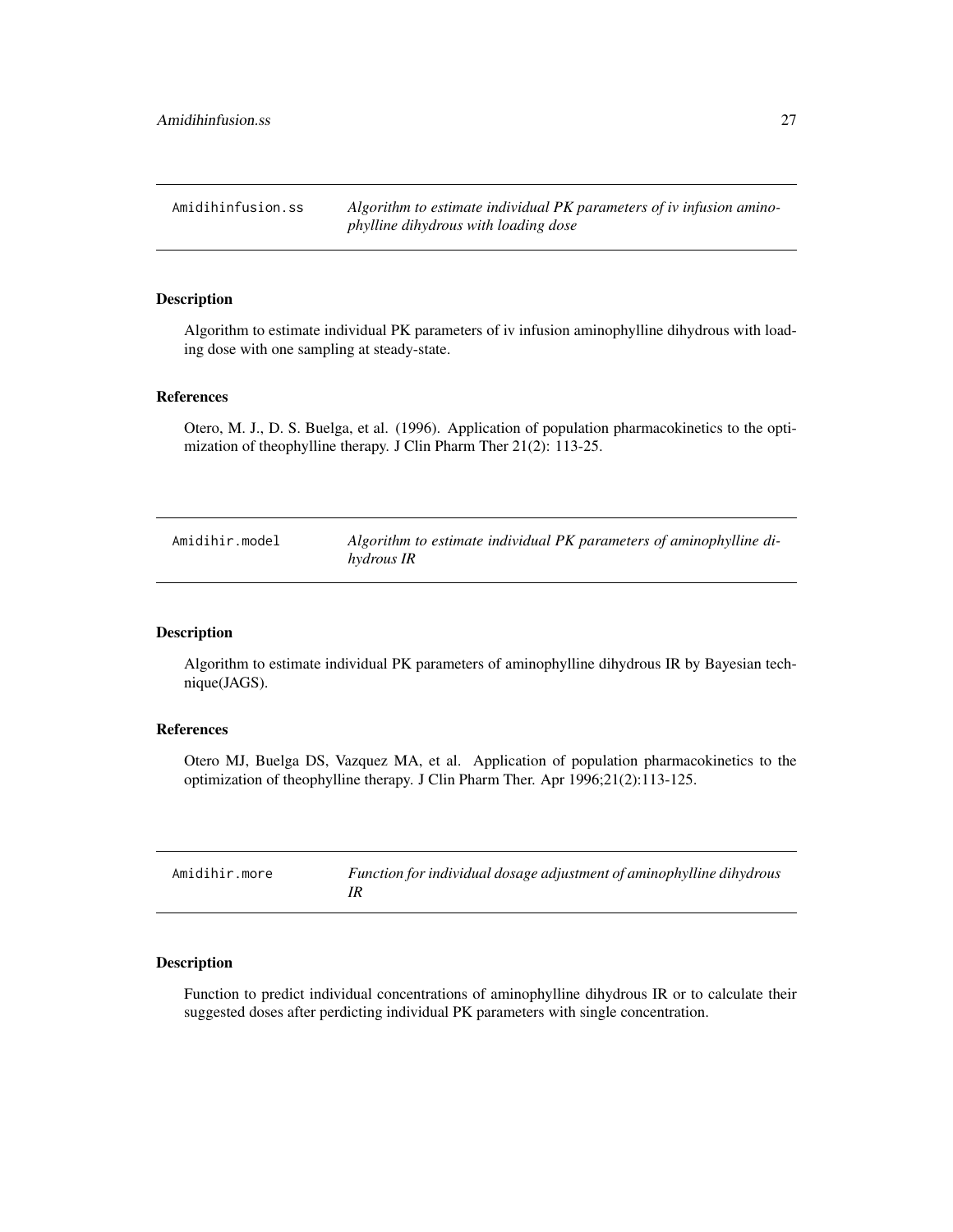## Amidihinfusion.ss — *Algorithm to estimate individual PK parameters of iv infusion aminophylline dihydrous with loading dose*

### Description

Algorithm to estimate individual PK parameters of iv infusion aminophylline dihydrous with loading dose with one sampling at steady-state.

### References

Otero, M. J., D. S. Buelga, et al. (1996). Application of population pharmacokinetics to the optimization of theophylline therapy. J Clin Pharm Ther 21(2): 113-25.

## Amidihir.model — *Algorithm to estimate individual PK parameters of aminophylline dihydrous IR*

### Description

Algorithm to estimate individual PK parameters of aminophylline dihydrous IR by Bayesian technique(JAGS).

### References

Otero MJ, Buelga DS, Vazquez MA, et al. Application of population pharmacokinetics to the optimization of theophylline therapy. J Clin Pharm Ther. Apr 1996;21(2):113-125.

## Amidihir.more — *Function for individual dosage adjustment of aminophylline dihydrous IR*

### Description

Function to predict individual concentrations of aminophylline dihydrous IR or to calculate their suggested doses after perdicting individual PK parameters with single concentration.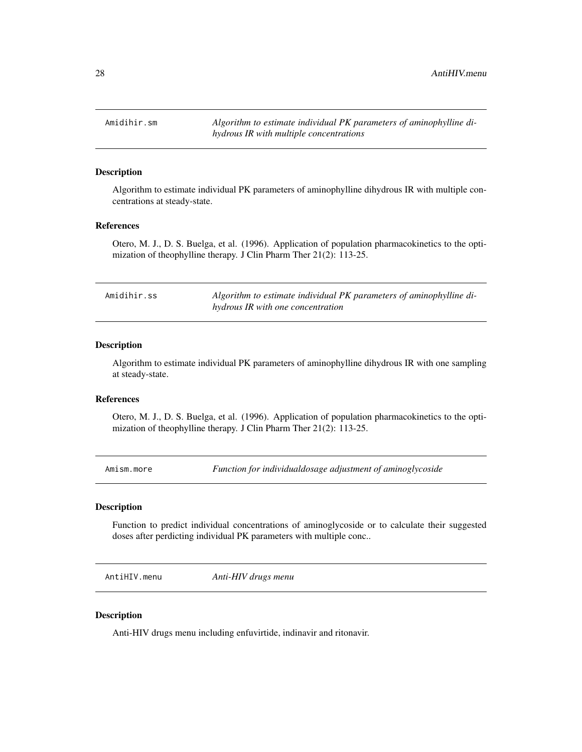## Amidihir.sm — *Algorithm to estimate individual PK parameters of aminophylline dihydrous IR with multiple concentrations*

### Description

Algorithm to estimate individual PK parameters of aminophylline dihydrous IR with multiple concentrations at steady-state.

### References

Otero, M. J., D. S. Buelga, et al. (1996). Application of population pharmacokinetics to the optimization of theophylline therapy. J Clin Pharm Ther 21(2): 113-25.

## Amidihir.ss — *Algorithm to estimate individual PK parameters of aminophylline dihydrous IR with one concentration*

### Description

Algorithm to estimate individual PK parameters of aminophylline dihydrous IR with one sampling at steady-state.

### References

Otero, M. J., D. S. Buelga, et al. (1996). Application of population pharmacokinetics to the optimization of theophylline therapy. J Clin Pharm Ther 21(2): 113-25.

## Amism.more — *Function for individualdosage adjustment of aminoglycoside*

### Description

Function to predict individual concentrations of aminoglycoside or to calculate their suggested doses after perdicting individual PK parameters with multiple conc..

## AntiHIV.menu — *Anti-HIV drugs menu*

### Description

Anti-HIV drugs menu including enfuvirtide, indinavir and ritonavir.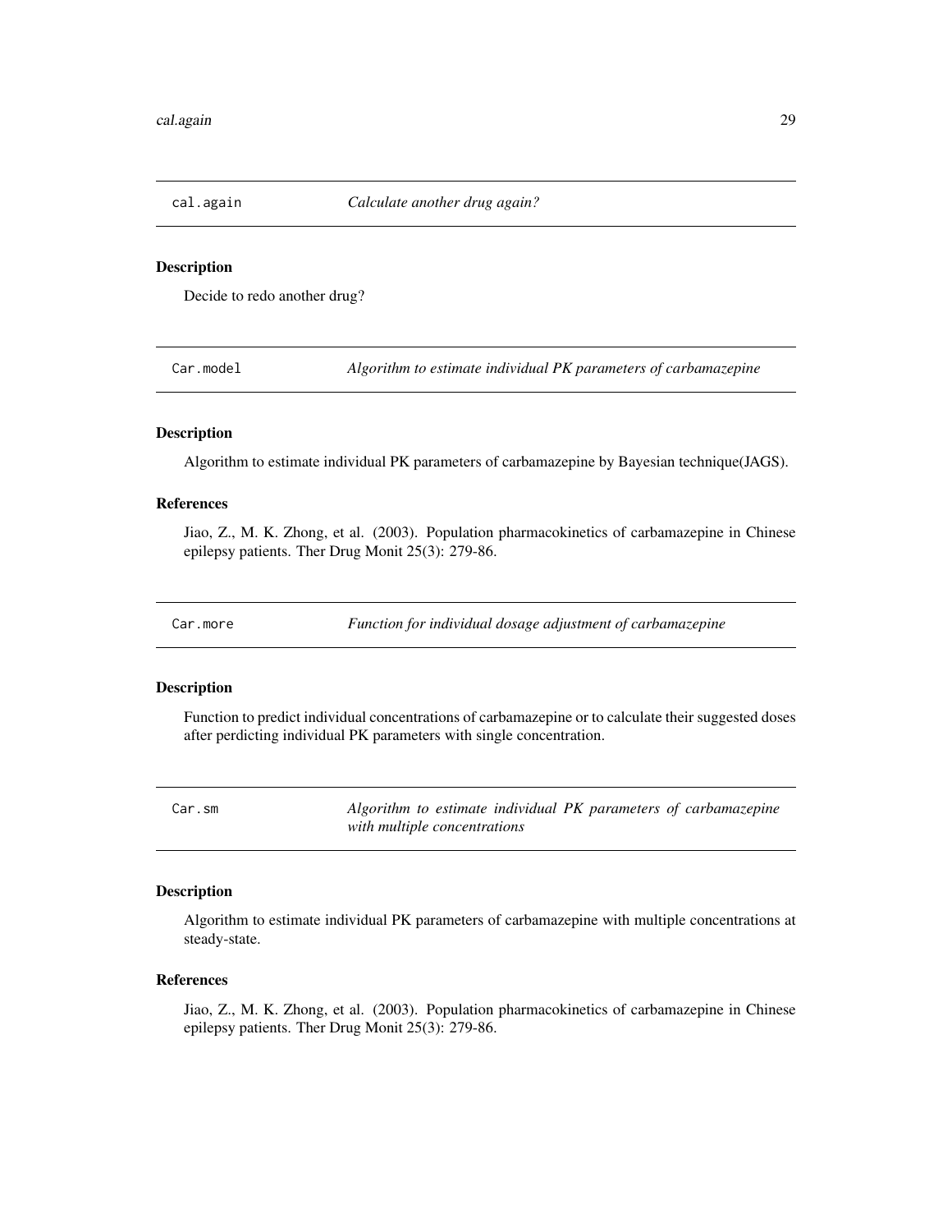## cal.again — *Calculate another drug again?*

### Description

Decide to redo another drug?

## Car.model — *Algorithm to estimate individual PK parameters of carbamazepine*

### Description

Algorithm to estimate individual PK parameters of carbamazepine by Bayesian technique(JAGS).

### References

Jiao, Z., M. K. Zhong, et al. (2003). Population pharmacokinetics of carbamazepine in Chinese epilepsy patients. Ther Drug Monit 25(3): 279-86.

## Car.more — *Function for individual dosage adjustment of carbamazepine*

### Description

Function to predict individual concentrations of carbamazepine or to calculate their suggested doses after perdicting individual PK parameters with single concentration.

## Car.sm — *Algorithm to estimate individual PK parameters of carbamazepine with multiple concentrations*

### Description

Algorithm to estimate individual PK parameters of carbamazepine with multiple concentrations at steady-state.

### References

Jiao, Z., M. K. Zhong, et al. (2003). Population pharmacokinetics of carbamazepine in Chinese epilepsy patients. Ther Drug Monit 25(3): 279-86.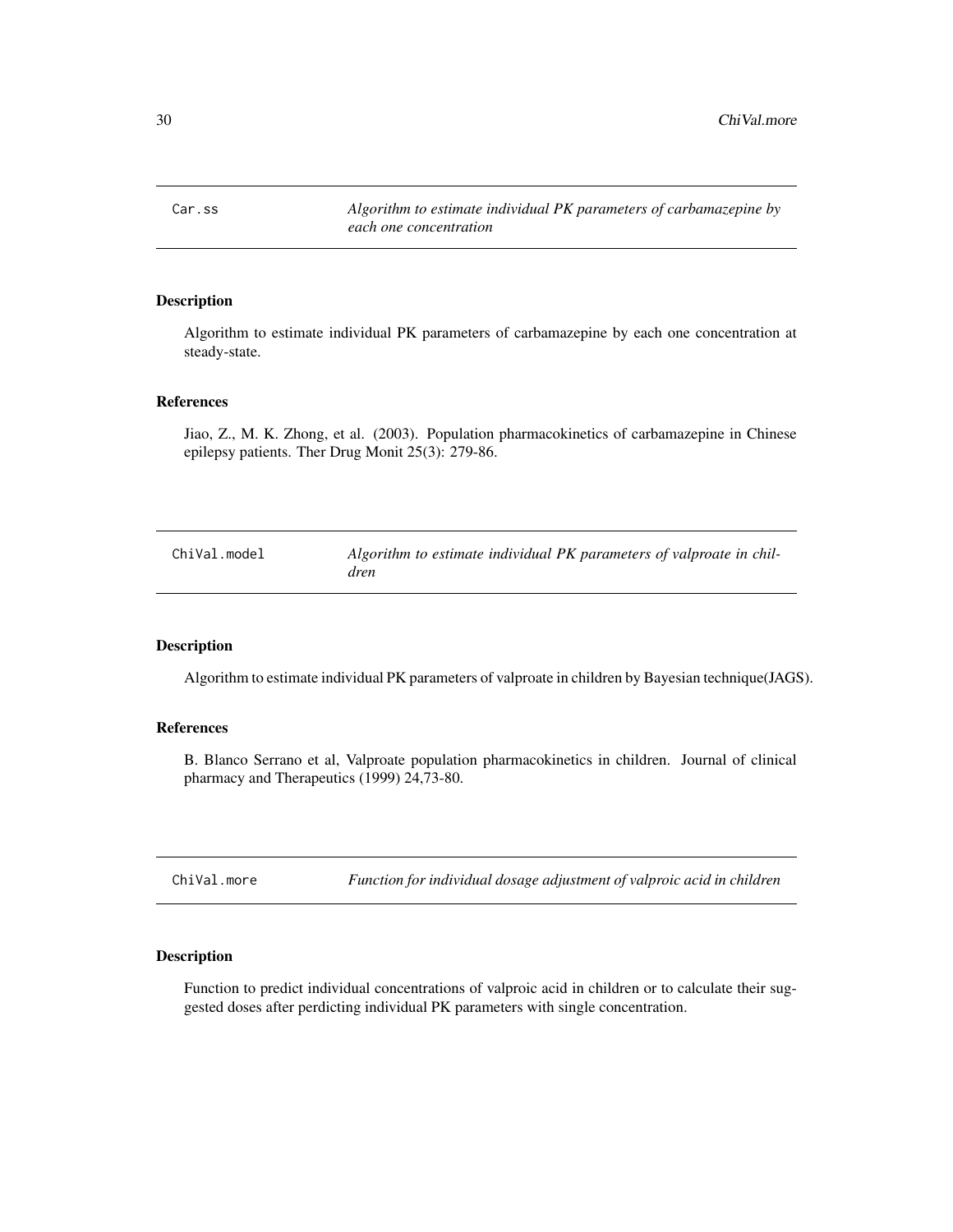## Car.ss — *Algorithm to estimate individual PK parameters of carbamazepine by each one concentration*

### Description

Algorithm to estimate individual PK parameters of carbamazepine by each one concentration at steady-state.

### References

Jiao, Z., M. K. Zhong, et al. (2003). Population pharmacokinetics of carbamazepine in Chinese epilepsy patients. Ther Drug Monit 25(3): 279-86.

## ChiVal.model — *Algorithm to estimate individual PK parameters of valproate in children*

### Description

Algorithm to estimate individual PK parameters of valproate in children by Bayesian technique(JAGS).

### References

B. Blanco Serrano et al, Valproate population pharmacokinetics in children. Journal of clinical pharmacy and Therapeutics (1999) 24,73-80.

## ChiVal.more — *Function for individual dosage adjustment of valproic acid in children*

### Description

Function to predict individual concentrations of valproic acid in children or to calculate their suggested doses after perdicting individual PK parameters with single concentration.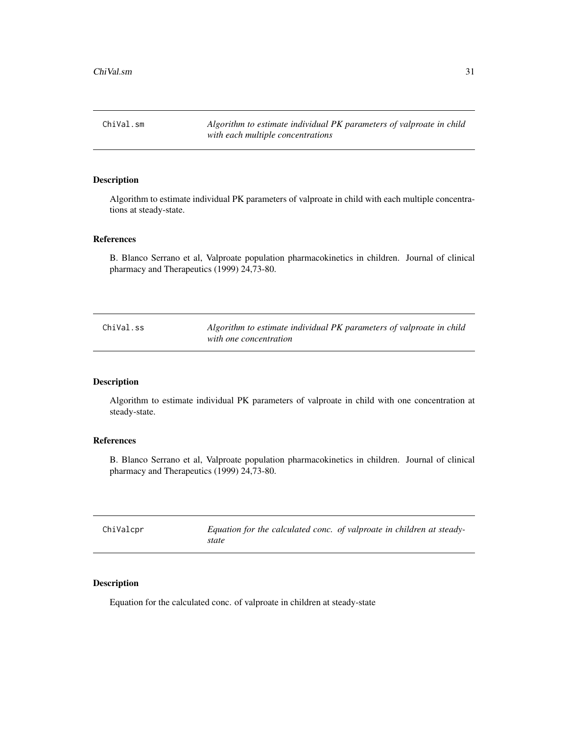## ChiVal.sm — *Algorithm to estimate individual PK parameters of valproate in child with each multiple concentrations*

### Description

Algorithm to estimate individual PK parameters of valproate in child with each multiple concentrations at steady-state.

### References

B. Blanco Serrano et al, Valproate population pharmacokinetics in children. Journal of clinical pharmacy and Therapeutics (1999) 24,73-80.

## ChiVal.ss — *Algorithm to estimate individual PK parameters of valproate in child with one concentration*

### Description

Algorithm to estimate individual PK parameters of valproate in child with one concentration at steady-state.

### References

B. Blanco Serrano et al, Valproate population pharmacokinetics in children. Journal of clinical pharmacy and Therapeutics (1999) 24,73-80.

## ChiValcpr — *Equation for the calculated conc. of valproate in children at steady-state*

### Description

Equation for the calculated conc. of valproate in children at steady-state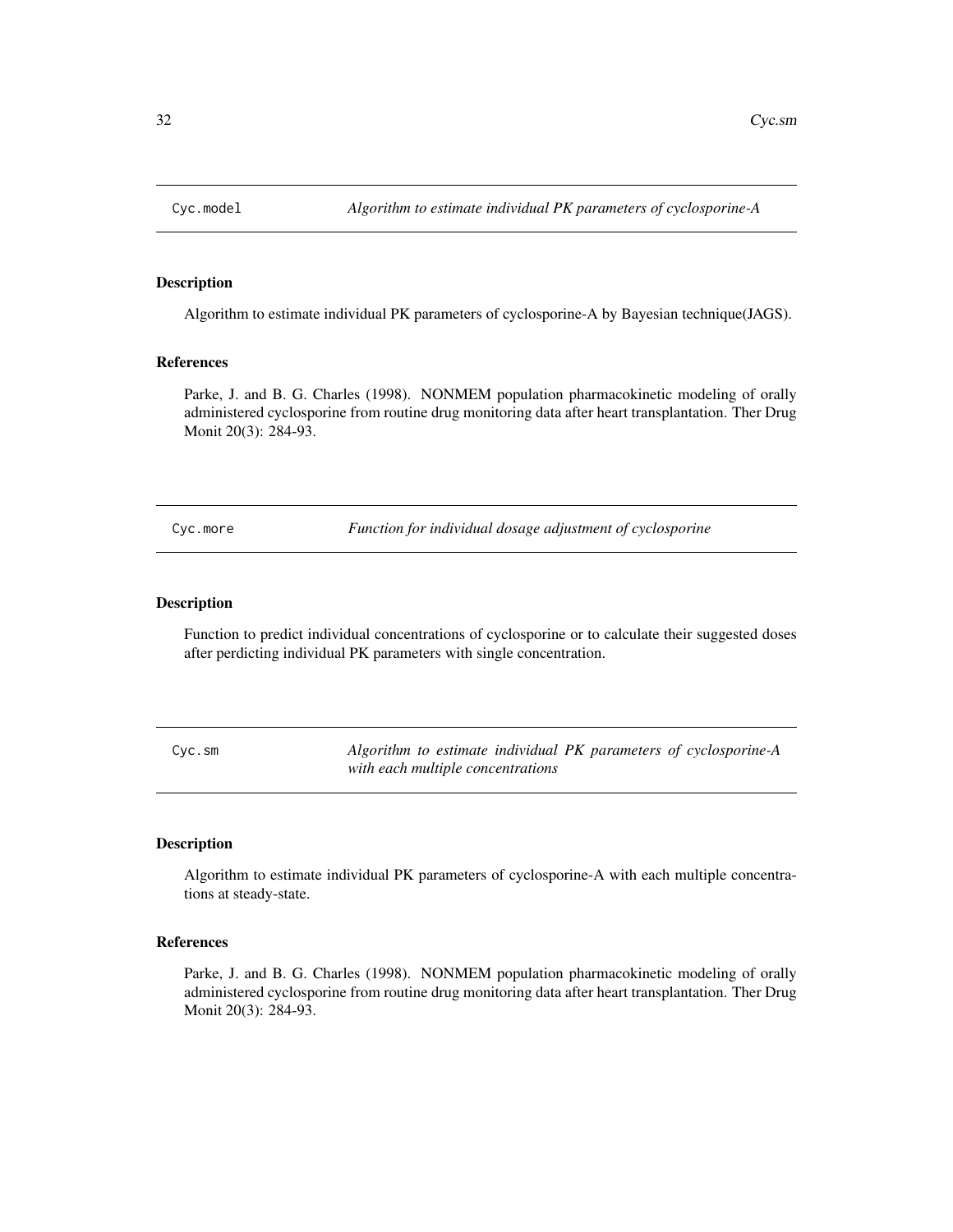## Cyc.model — *Algorithm to estimate individual PK parameters of cyclosporine-A*

### Description

Algorithm to estimate individual PK parameters of cyclosporine-A by Bayesian technique(JAGS).

### References

Parke, J. and B. G. Charles (1998). NONMEM population pharmacokinetic modeling of orally administered cyclosporine from routine drug monitoring data after heart transplantation. Ther Drug Monit 20(3): 284-93.

## Cyc.more — *Function for individual dosage adjustment of cyclosporine*

### Description

Function to predict individual concentrations of cyclosporine or to calculate their suggested doses after perdicting individual PK parameters with single concentration.

## Cyc.sm — *Algorithm to estimate individual PK parameters of cyclosporine-A with each multiple concentrations*

### Description

Algorithm to estimate individual PK parameters of cyclosporine-A with each multiple concentrations at steady-state.

### References

Parke, J. and B. G. Charles (1998). NONMEM population pharmacokinetic modeling of orally administered cyclosporine from routine drug monitoring data after heart transplantation. Ther Drug Monit 20(3): 284-93.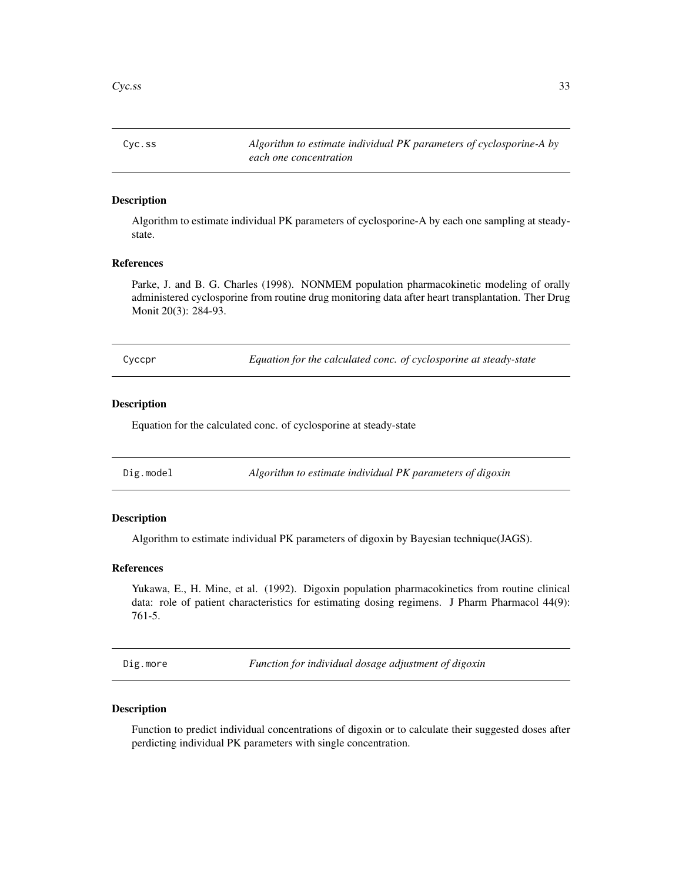## Cyc.ss — *Algorithm to estimate individual PK parameters of cyclosporine-A by each one concentration*

### Description

Algorithm to estimate individual PK parameters of cyclosporine-A by each one sampling at steady-state.

### References

Parke, J. and B. G. Charles (1998). NONMEM population pharmacokinetic modeling of orally administered cyclosporine from routine drug monitoring data after heart transplantation. Ther Drug Monit 20(3): 284-93.

## Cyccpr — *Equation for the calculated conc. of cyclosporine at steady-state*

### Description

Equation for the calculated conc. of cyclosporine at steady-state

## Dig.model — *Algorithm to estimate individual PK parameters of digoxin*

### Description

Algorithm to estimate individual PK parameters of digoxin by Bayesian technique(JAGS).

### References

Yukawa, E., H. Mine, et al. (1992). Digoxin population pharmacokinetics from routine clinical data: role of patient characteristics for estimating dosing regimens. J Pharm Pharmacol 44(9): 761-5.

## Dig.more — *Function for individual dosage adjustment of digoxin*

### Description

Function to predict individual concentrations of digoxin or to calculate their suggested doses after perdicting individual PK parameters with single concentration.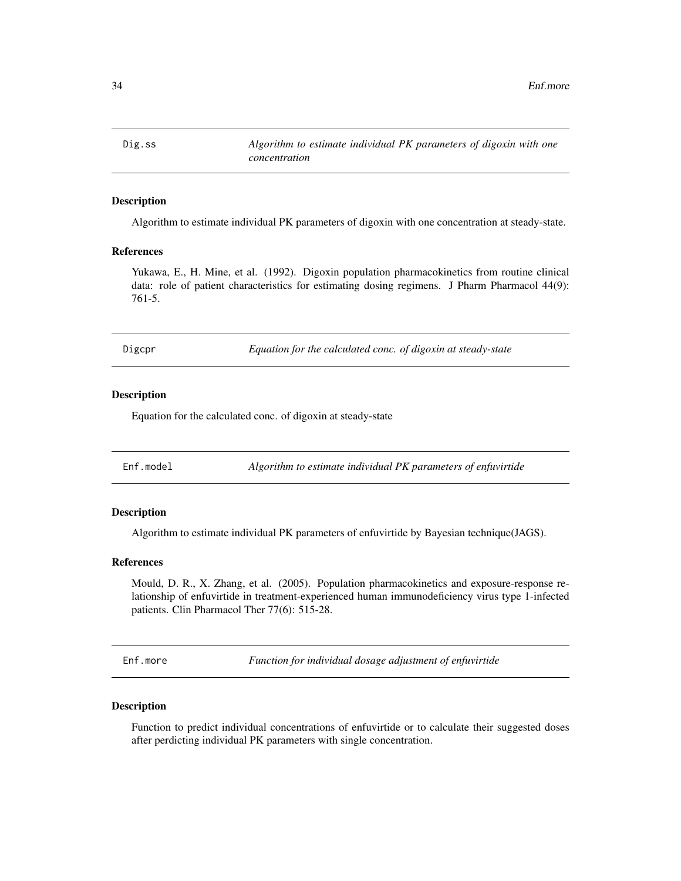## Dig.ss — *Algorithm to estimate individual PK parameters of digoxin with one concentration*

### Description

Algorithm to estimate individual PK parameters of digoxin with one concentration at steady-state.

### References

Yukawa, E., H. Mine, et al. (1992). Digoxin population pharmacokinetics from routine clinical data: role of patient characteristics for estimating dosing regimens. J Pharm Pharmacol 44(9): 761-5.

## Digcpr — *Equation for the calculated conc. of digoxin at steady-state*

### Description

Equation for the calculated conc. of digoxin at steady-state

## Enf.model — *Algorithm to estimate individual PK parameters of enfuvirtide*

### Description

Algorithm to estimate individual PK parameters of enfuvirtide by Bayesian technique(JAGS).

### References

Mould, D. R., X. Zhang, et al. (2005). Population pharmacokinetics and exposure-response relationship of enfuvirtide in treatment-experienced human immunodeficiency virus type 1-infected patients. Clin Pharmacol Ther 77(6): 515-28.

## Enf.more — *Function for individual dosage adjustment of enfuvirtide*

### Description

Function to predict individual concentrations of enfuvirtide or to calculate their suggested doses after perdicting individual PK parameters with single concentration.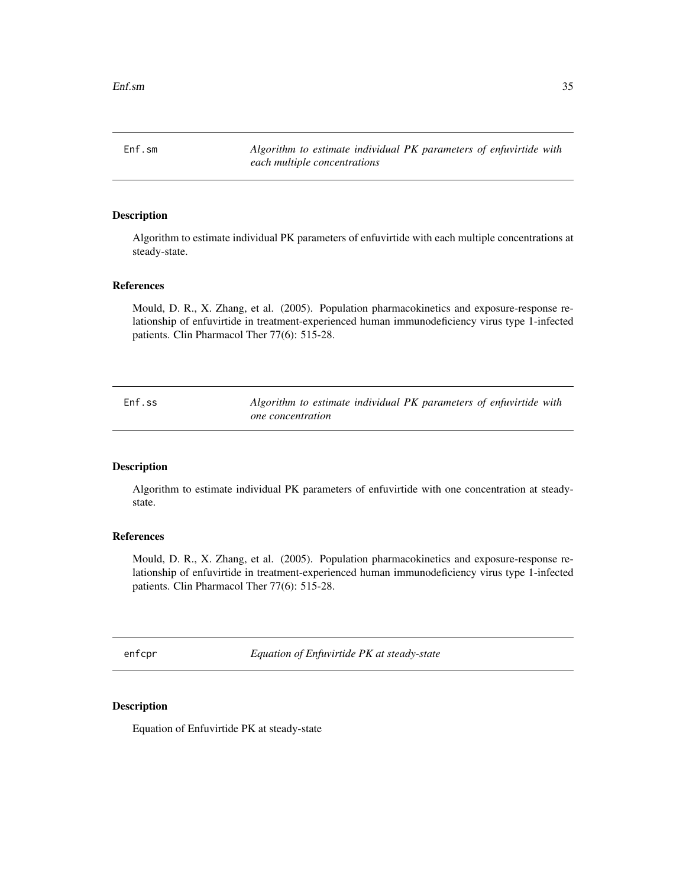## Enf.sm

*Algorithm to estimate individual PK parameters of enfuvirtide with each multiple concentrations*

### Description

Algorithm to estimate individual PK parameters of enfuvirtide with each multiple concentrations at steady-state.

### References

Mould, D. R., X. Zhang, et al. (2005). Population pharmacokinetics and exposure-response relationship of enfuvirtide in treatment-experienced human immunodeficiency virus type 1-infected patients. Clin Pharmacol Ther 77(6): 515-28.

## Enf.ss

*Algorithm to estimate individual PK parameters of enfuvirtide with one concentration*

### Description

Algorithm to estimate individual PK parameters of enfuvirtide with one concentration at steady-state.

### References

Mould, D. R., X. Zhang, et al. (2005). Population pharmacokinetics and exposure-response relationship of enfuvirtide in treatment-experienced human immunodeficiency virus type 1-infected patients. Clin Pharmacol Ther 77(6): 515-28.

## enfcpr

*Equation of Enfuvirtide PK at steady-state*

### Description

Equation of Enfuvirtide PK at steady-state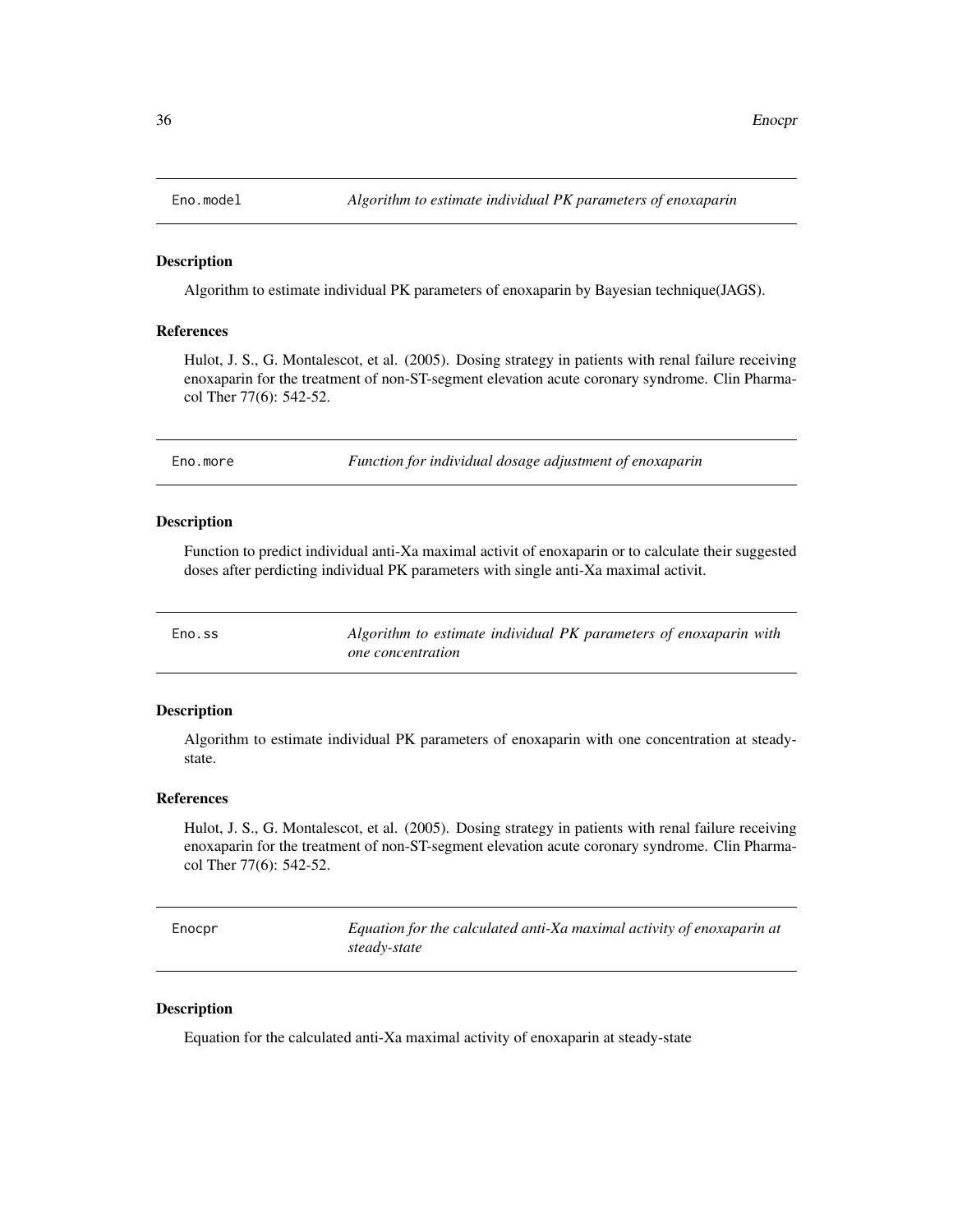## Eno.model — *Algorithm to estimate individual PK parameters of enoxaparin*

### Description

Algorithm to estimate individual PK parameters of enoxaparin by Bayesian technique(JAGS).

### References

Hulot, J. S., G. Montalescot, et al. (2005). Dosing strategy in patients with renal failure receiving enoxaparin for the treatment of non-ST-segment elevation acute coronary syndrome. Clin Pharmacol Ther 77(6): 542-52.

## Eno.more — *Function for individual dosage adjustment of enoxaparin*

### Description

Function to predict individual anti-Xa maximal activit of enoxaparin or to calculate their suggested doses after perdicting individual PK parameters with single anti-Xa maximal activit.

## Eno.ss — *Algorithm to estimate individual PK parameters of enoxaparin with one concentration*

### Description

Algorithm to estimate individual PK parameters of enoxaparin with one concentration at steady-state.

### References

Hulot, J. S., G. Montalescot, et al. (2005). Dosing strategy in patients with renal failure receiving enoxaparin for the treatment of non-ST-segment elevation acute coronary syndrome. Clin Pharmacol Ther 77(6): 542-52.

## Enocpr — *Equation for the calculated anti-Xa maximal activity of enoxaparin at steady-state*

### Description

Equation for the calculated anti-Xa maximal activity of enoxaparin at steady-state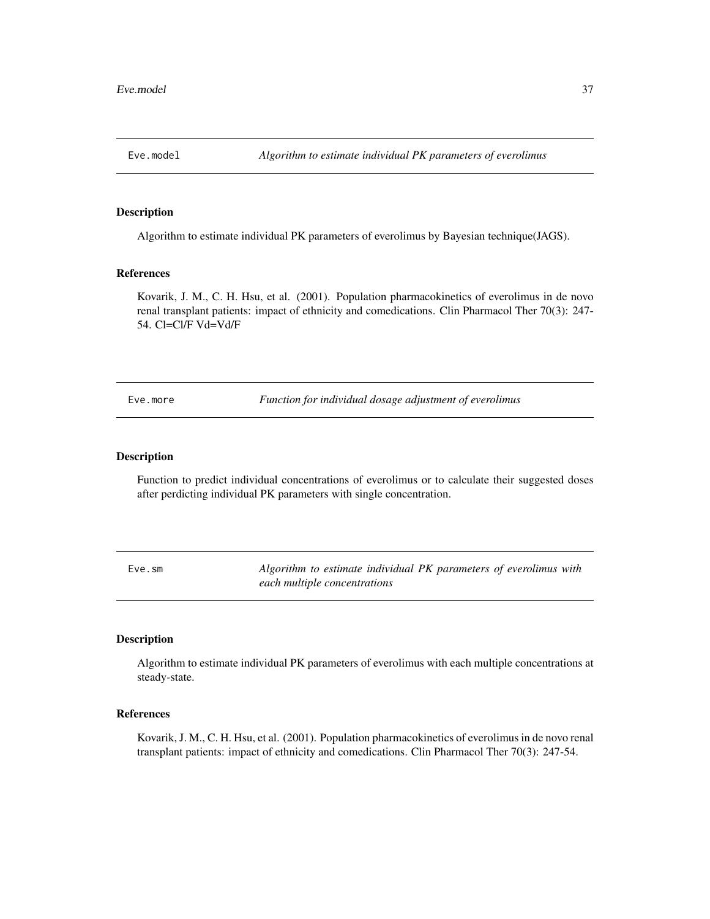## Eve.model — *Algorithm to estimate individual PK parameters of everolimus*

### Description

Algorithm to estimate individual PK parameters of everolimus by Bayesian technique(JAGS).

### References

Kovarik, J. M., C. H. Hsu, et al. (2001). Population pharmacokinetics of everolimus in de novo renal transplant patients: impact of ethnicity and comedications. Clin Pharmacol Ther 70(3): 247-54. Cl=Cl/F Vd=Vd/F

## Eve.more — *Function for individual dosage adjustment of everolimus*

### Description

Function to predict individual concentrations of everolimus or to calculate their suggested doses after perdicting individual PK parameters with single concentration.

## Eve.sm — *Algorithm to estimate individual PK parameters of everolimus with each multiple concentrations*

### Description

Algorithm to estimate individual PK parameters of everolimus with each multiple concentrations at steady-state.

### References

Kovarik, J. M., C. H. Hsu, et al. (2001). Population pharmacokinetics of everolimus in de novo renal transplant patients: impact of ethnicity and comedications. Clin Pharmacol Ther 70(3): 247-54.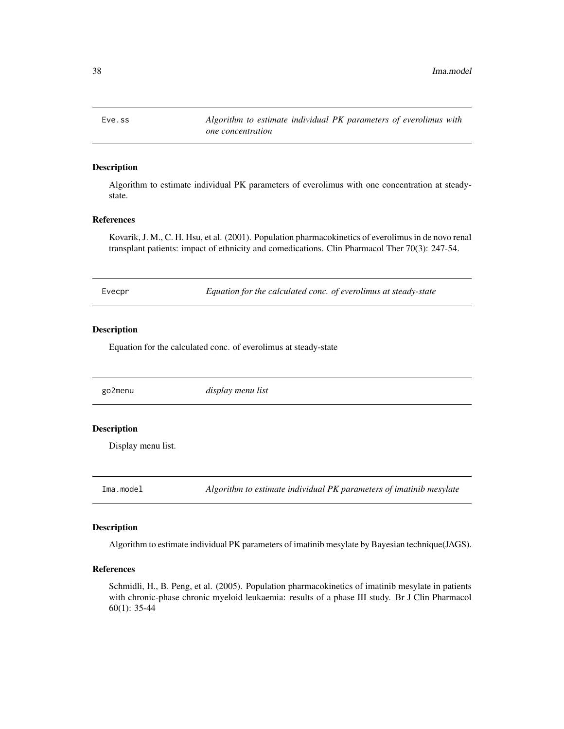## Eve.ss — *Algorithm to estimate individual PK parameters of everolimus with one concentration*

### Description

Algorithm to estimate individual PK parameters of everolimus with one concentration at steady-state.

### References

Kovarik, J. M., C. H. Hsu, et al. (2001). Population pharmacokinetics of everolimus in de novo renal transplant patients: impact of ethnicity and comedications. Clin Pharmacol Ther 70(3): 247-54.

## Evecpr — *Equation for the calculated conc. of everolimus at steady-state*

### Description

Equation for the calculated conc. of everolimus at steady-state

## go2menu — *display menu list*

### Description

Display menu list.

## Ima.model — *Algorithm to estimate individual PK parameters of imatinib mesylate*

### Description

Algorithm to estimate individual PK parameters of imatinib mesylate by Bayesian technique(JAGS).

### References

Schmidli, H., B. Peng, et al. (2005). Population pharmacokinetics of imatinib mesylate in patients with chronic-phase chronic myeloid leukaemia: results of a phase III study. Br J Clin Pharmacol 60(1): 35-44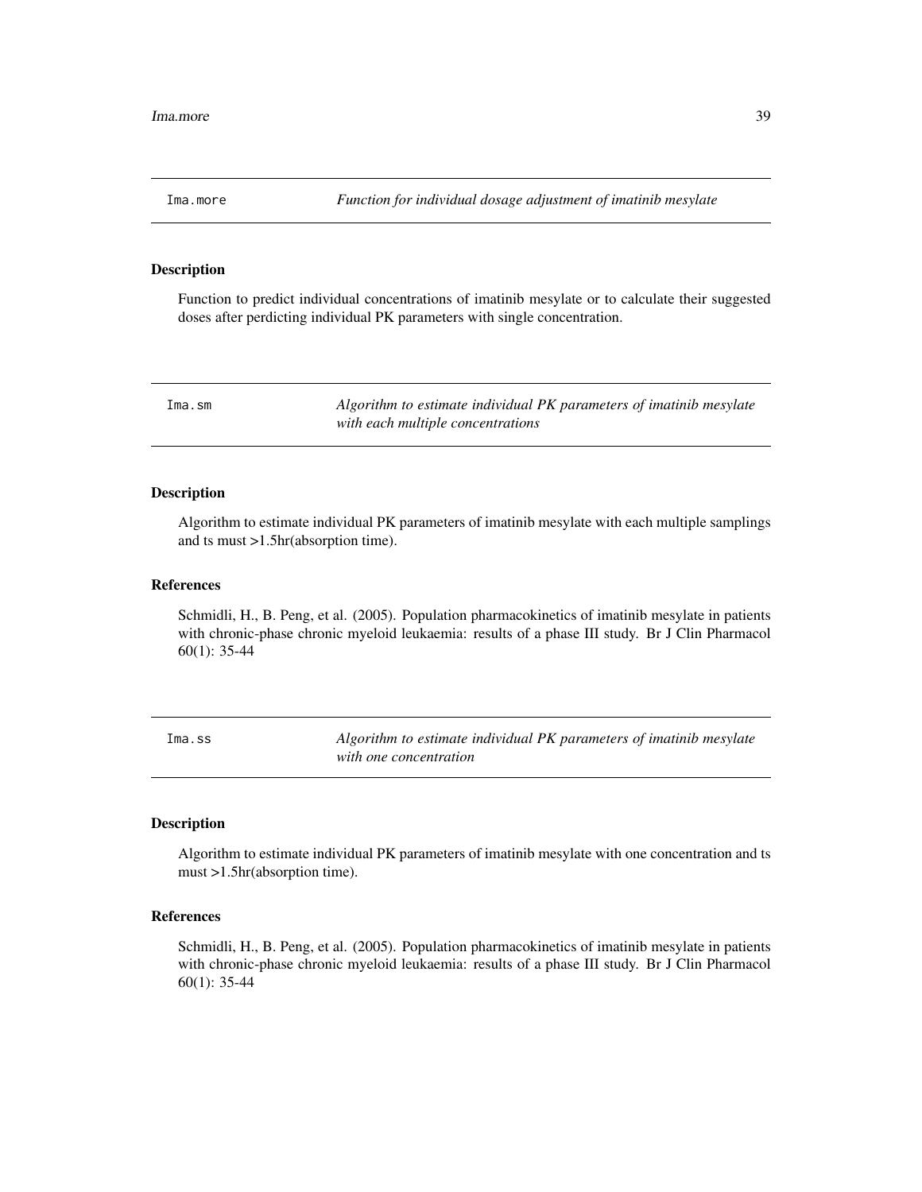## Ima.more — *Function for individual dosage adjustment of imatinib mesylate*

### Description

Function to predict individual concentrations of imatinib mesylate or to calculate their suggested doses after perdicting individual PK parameters with single concentration.

## Ima.sm — *Algorithm to estimate individual PK parameters of imatinib mesylate with each multiple concentrations*

### Description

Algorithm to estimate individual PK parameters of imatinib mesylate with each multiple samplings and ts must >1.5hr(absorption time).

### References

Schmidli, H., B. Peng, et al. (2005). Population pharmacokinetics of imatinib mesylate in patients with chronic-phase chronic myeloid leukaemia: results of a phase III study. Br J Clin Pharmacol 60(1): 35-44

## Ima.ss — *Algorithm to estimate individual PK parameters of imatinib mesylate with one concentration*

### Description

Algorithm to estimate individual PK parameters of imatinib mesylate with one concentration and ts must >1.5hr(absorption time).

### References

Schmidli, H., B. Peng, et al. (2005). Population pharmacokinetics of imatinib mesylate in patients with chronic-phase chronic myeloid leukaemia: results of a phase III study. Br J Clin Pharmacol 60(1): 35-44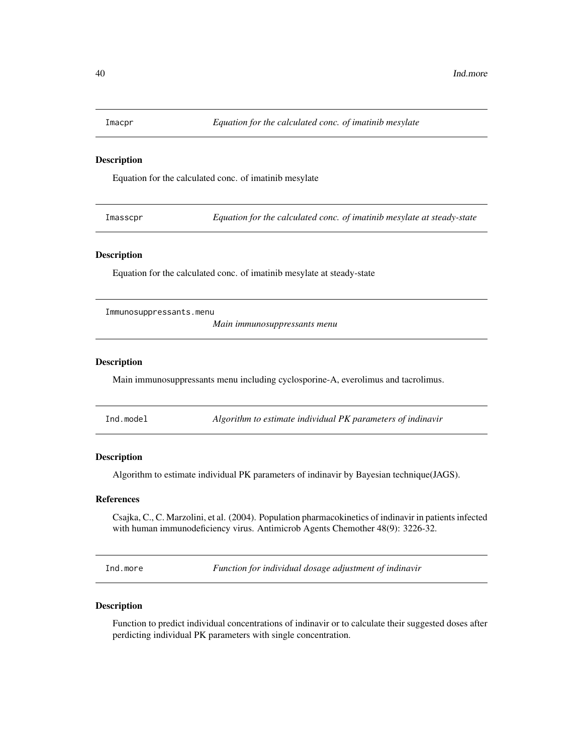## Imacpr — *Equation for the calculated conc. of imatinib mesylate*

### Description

Equation for the calculated conc. of imatinib mesylate

## Imasscpr — *Equation for the calculated conc. of imatinib mesylate at steady-state*

### Description

Equation for the calculated conc. of imatinib mesylate at steady-state

## Immunosuppressants.menu — *Main immunosuppressants menu*

### Description

Main immunosuppressants menu including cyclosporine-A, everolimus and tacrolimus.

## Ind.model — *Algorithm to estimate individual PK parameters of indinavir*

### Description

Algorithm to estimate individual PK parameters of indinavir by Bayesian technique(JAGS).

### References

Csajka, C., C. Marzolini, et al. (2004). Population pharmacokinetics of indinavir in patients infected with human immunodeficiency virus. Antimicrob Agents Chemother 48(9): 3226-32.

## Ind.more — *Function for individual dosage adjustment of indinavir*

### Description

Function to predict individual concentrations of indinavir or to calculate their suggested doses after perdicting individual PK parameters with single concentration.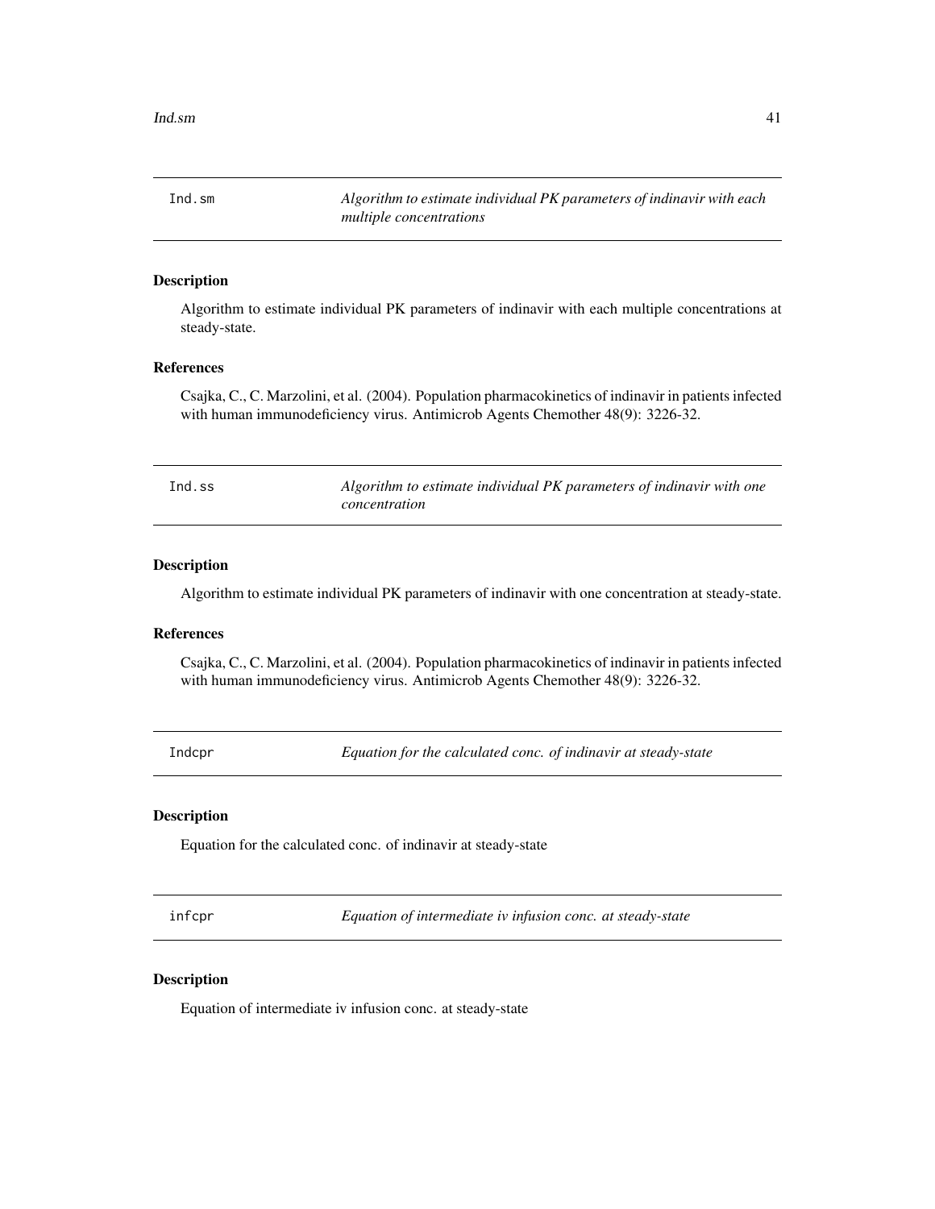## Ind.sm *Algorithm to estimate individual PK parameters of indinavir with each multiple concentrations*

### Description

Algorithm to estimate individual PK parameters of indinavir with each multiple concentrations at steady-state.

### References

Csajka, C., C. Marzolini, et al. (2004). Population pharmacokinetics of indinavir in patients infected with human immunodeficiency virus. Antimicrob Agents Chemother 48(9): 3226-32.

## Ind.ss *Algorithm to estimate individual PK parameters of indinavir with one concentration*

### Description

Algorithm to estimate individual PK parameters of indinavir with one concentration at steady-state.

### References

Csajka, C., C. Marzolini, et al. (2004). Population pharmacokinetics of indinavir in patients infected with human immunodeficiency virus. Antimicrob Agents Chemother 48(9): 3226-32.

## Indcpr *Equation for the calculated conc. of indinavir at steady-state*

### Description

Equation for the calculated conc. of indinavir at steady-state

## infcpr *Equation of intermediate iv infusion conc. at steady-state*

### Description

Equation of intermediate iv infusion conc. at steady-state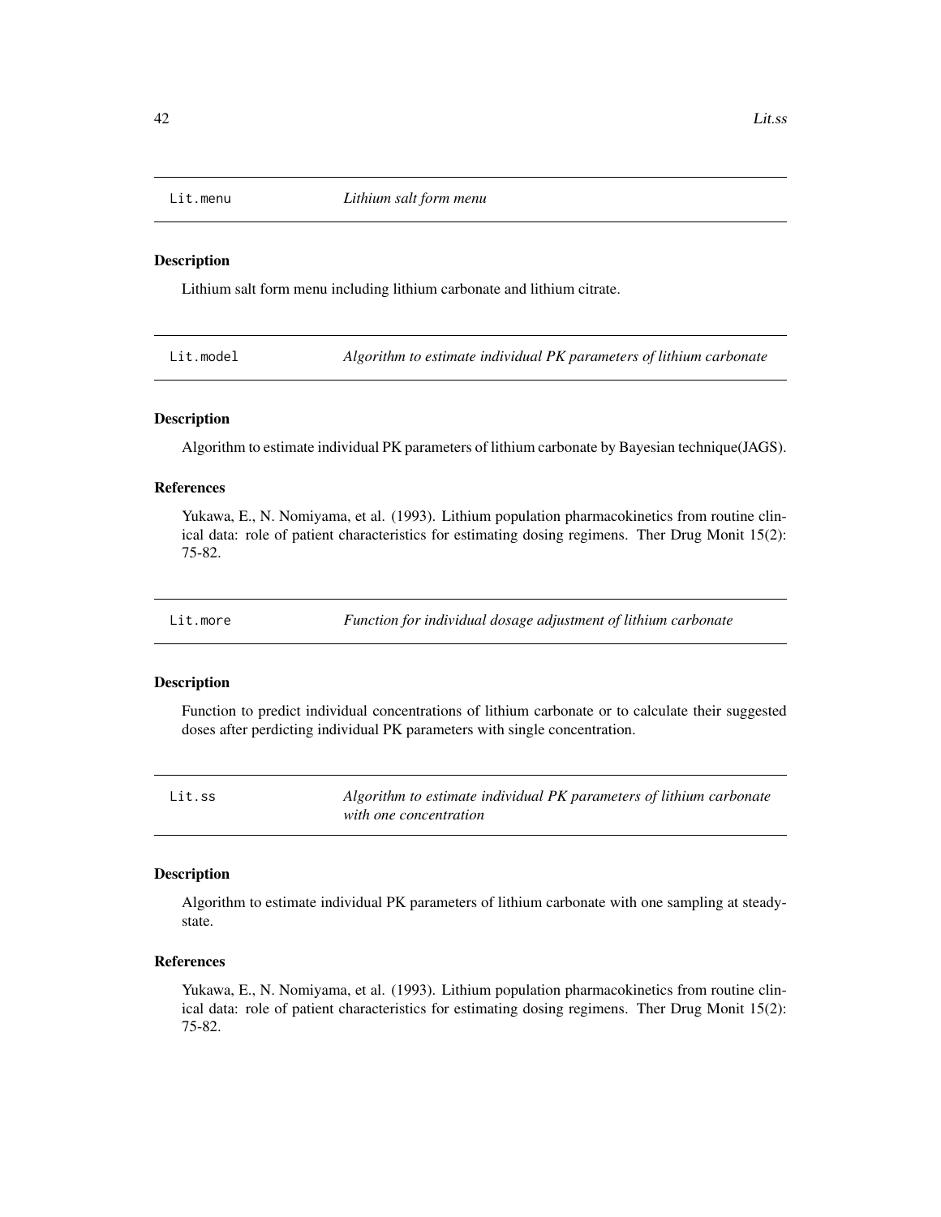## Lit.menu — *Lithium salt form menu*

### Description

Lithium salt form menu including lithium carbonate and lithium citrate.

## Lit.model — *Algorithm to estimate individual PK parameters of lithium carbonate*

### Description

Algorithm to estimate individual PK parameters of lithium carbonate by Bayesian technique(JAGS).

### References

Yukawa, E., N. Nomiyama, et al. (1993). Lithium population pharmacokinetics from routine clinical data: role of patient characteristics for estimating dosing regimens. Ther Drug Monit 15(2): 75-82.

## Lit.more — *Function for individual dosage adjustment of lithium carbonate*

### Description

Function to predict individual concentrations of lithium carbonate or to calculate their suggested doses after perdicting individual PK parameters with single concentration.

## Lit.ss — *Algorithm to estimate individual PK parameters of lithium carbonate with one concentration*

### Description

Algorithm to estimate individual PK parameters of lithium carbonate with one sampling at steady-state.

### References

Yukawa, E., N. Nomiyama, et al. (1993). Lithium population pharmacokinetics from routine clinical data: role of patient characteristics for estimating dosing regimens. Ther Drug Monit 15(2): 75-82.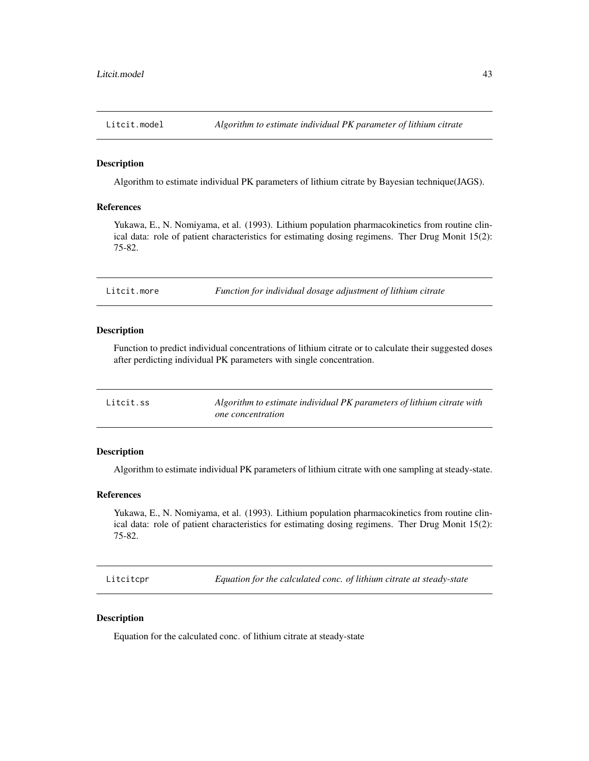## `Litcit.model` — *Algorithm to estimate individual PK parameter of lithium citrate*

### Description

Algorithm to estimate individual PK parameters of lithium citrate by Bayesian technique(JAGS).

### References

Yukawa, E., N. Nomiyama, et al. (1993). Lithium population pharmacokinetics from routine clinical data: role of patient characteristics for estimating dosing regimens. Ther Drug Monit 15(2): 75-82.

## `Litcit.more` — *Function for individual dosage adjustment of lithium citrate*

### Description

Function to predict individual concentrations of lithium citrate or to calculate their suggested doses after perdicting individual PK parameters with single concentration.

## `Litcit.ss` — *Algorithm to estimate individual PK parameters of lithium citrate with one concentration*

### Description

Algorithm to estimate individual PK parameters of lithium citrate with one sampling at steady-state.

### References

Yukawa, E., N. Nomiyama, et al. (1993). Lithium population pharmacokinetics from routine clinical data: role of patient characteristics for estimating dosing regimens. Ther Drug Monit 15(2): 75-82.

## `Litcitcpr` — *Equation for the calculated conc. of lithium citrate at steady-state*

### Description

Equation for the calculated conc. of lithium citrate at steady-state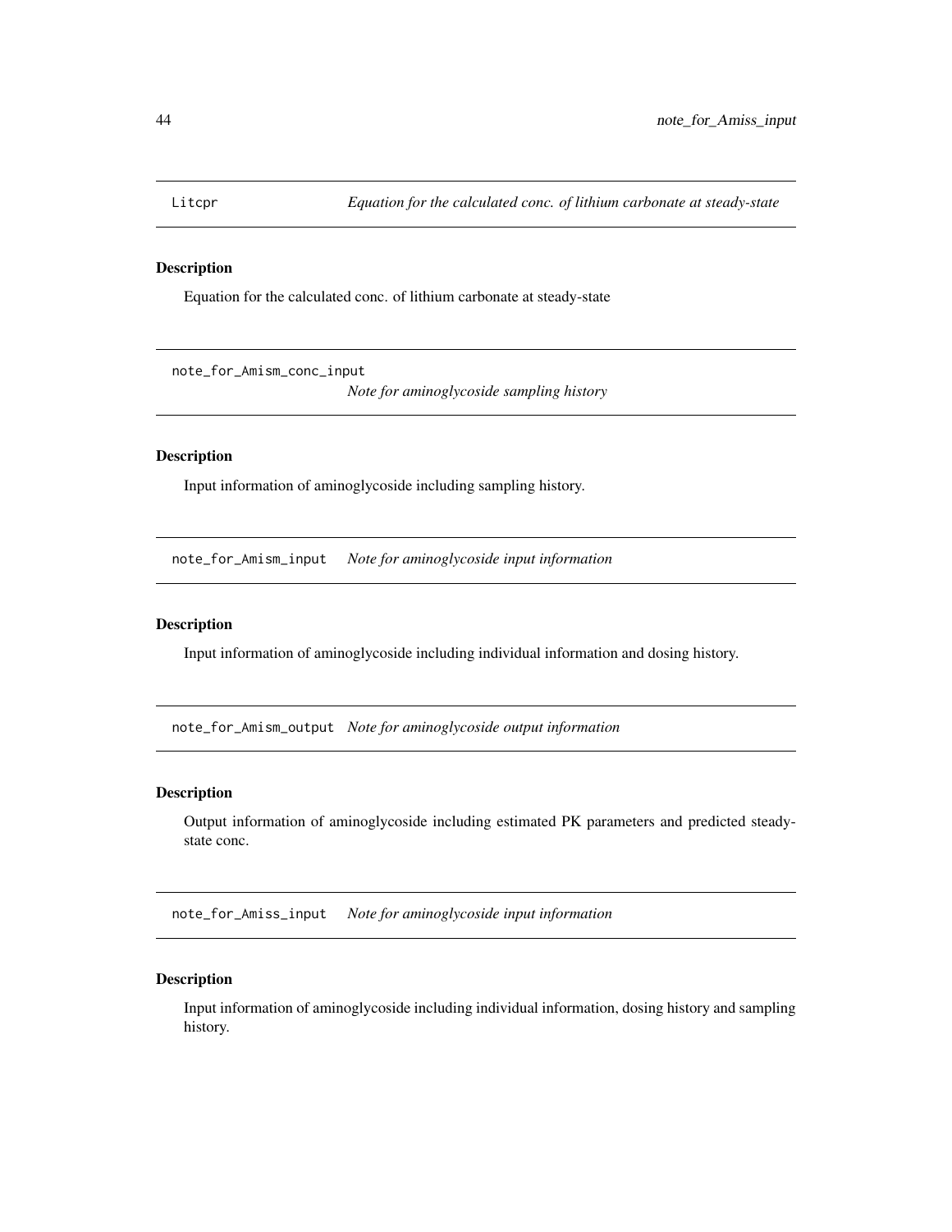## Litcpr — *Equation for the calculated conc. of lithium carbonate at steady-state*

### Description

Equation for the calculated conc. of lithium carbonate at steady-state

## note_for_Amism_conc_input — *Note for aminoglycoside sampling history*

### Description

Input information of aminoglycoside including sampling history.

## note_for_Amism_input — *Note for aminoglycoside input information*

### Description

Input information of aminoglycoside including individual information and dosing history.

## note_for_Amism_output — *Note for aminoglycoside output information*

### Description

Output information of aminoglycoside including estimated PK parameters and predicted steady-state conc.

## note_for_Amiss_input — *Note for aminoglycoside input information*

### Description

Input information of aminoglycoside including individual information, dosing history and sampling history.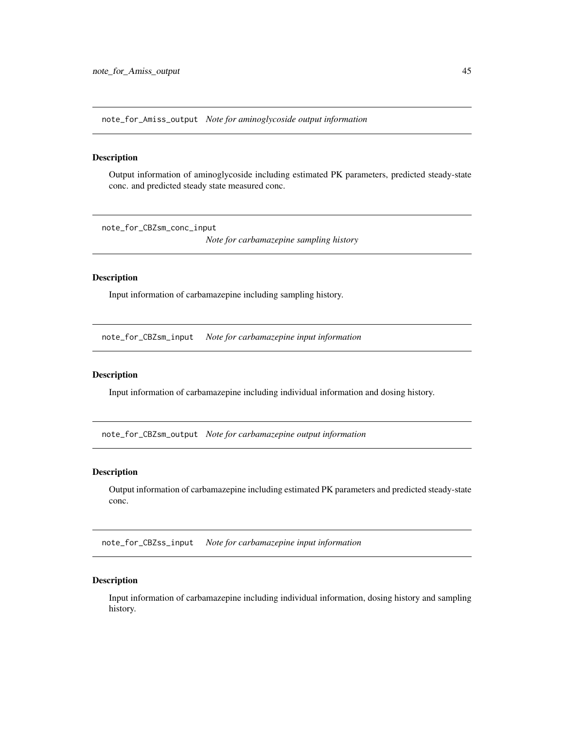## note_for_Amiss_output *Note for aminoglycoside output information*

### Description

Output information of aminoglycoside including estimated PK parameters, predicted steady-state conc. and predicted steady state measured conc.

## note_for_CBZsm_conc_input *Note for carbamazepine sampling history*

### Description

Input information of carbamazepine including sampling history.

## note_for_CBZsm_input *Note for carbamazepine input information*

### Description

Input information of carbamazepine including individual information and dosing history.

## note_for_CBZsm_output *Note for carbamazepine output information*

### Description

Output information of carbamazepine including estimated PK parameters and predicted steady-state conc.

## note_for_CBZss_input *Note for carbamazepine input information*

### Description

Input information of carbamazepine including individual information, dosing history and sampling history.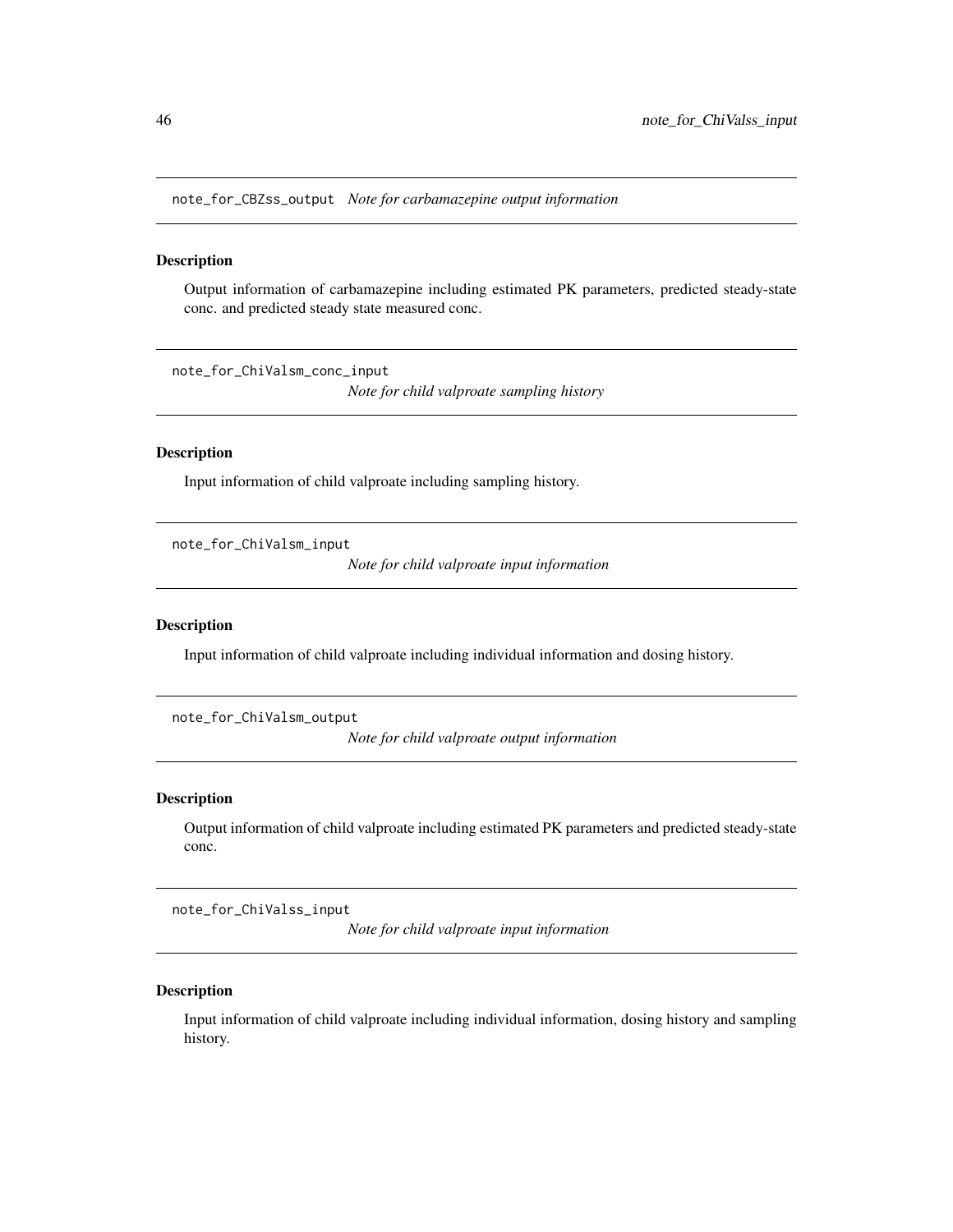## note_for_CBZss_output *Note for carbamazepine output information*

### Description

Output information of carbamazepine including estimated PK parameters, predicted steady-state conc. and predicted steady state measured conc.

## note_for_ChiValsm_conc_input *Note for child valproate sampling history*

### Description

Input information of child valproate including sampling history.

## note_for_ChiValsm_input *Note for child valproate input information*

### Description

Input information of child valproate including individual information and dosing history.

## note_for_ChiValsm_output *Note for child valproate output information*

### Description

Output information of child valproate including estimated PK parameters and predicted steady-state conc.

## note_for_ChiValss_input *Note for child valproate input information*

### Description

Input information of child valproate including individual information, dosing history and sampling history.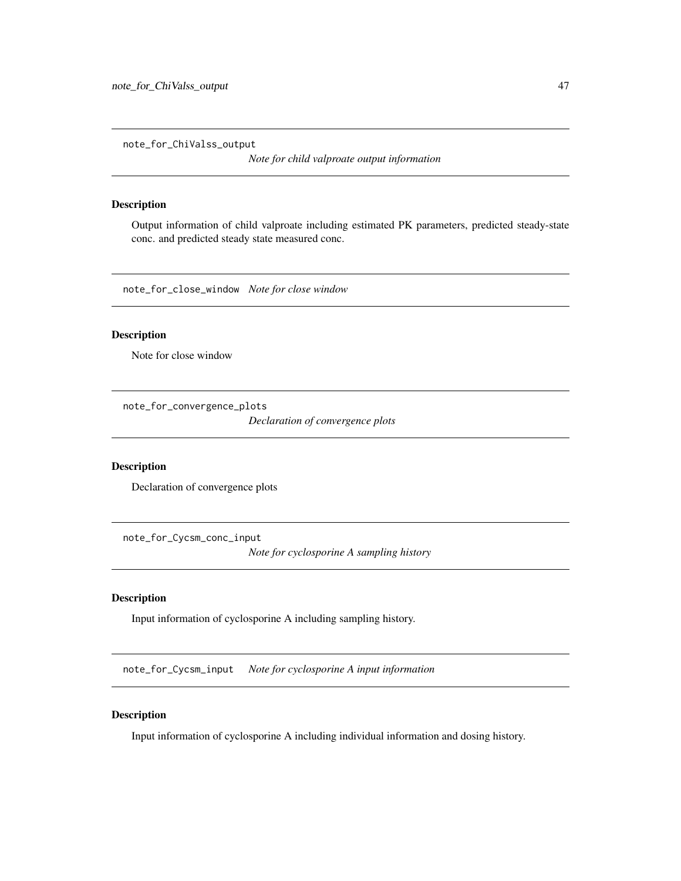## note_for_ChiValss_output

*Note for child valproate output information*

### Description

Output information of child valproate including estimated PK parameters, predicted steady-state conc. and predicted steady state measured conc.

## note_for_close_window

*Note for close window*

### Description

Note for close window

## note_for_convergence_plots

*Declaration of convergence plots*

### Description

Declaration of convergence plots

## note_for_Cycsm_conc_input

*Note for cyclosporine A sampling history*

### Description

Input information of cyclosporine A including sampling history.

## note_for_Cycsm_input

*Note for cyclosporine A input information*

### Description

Input information of cyclosporine A including individual information and dosing history.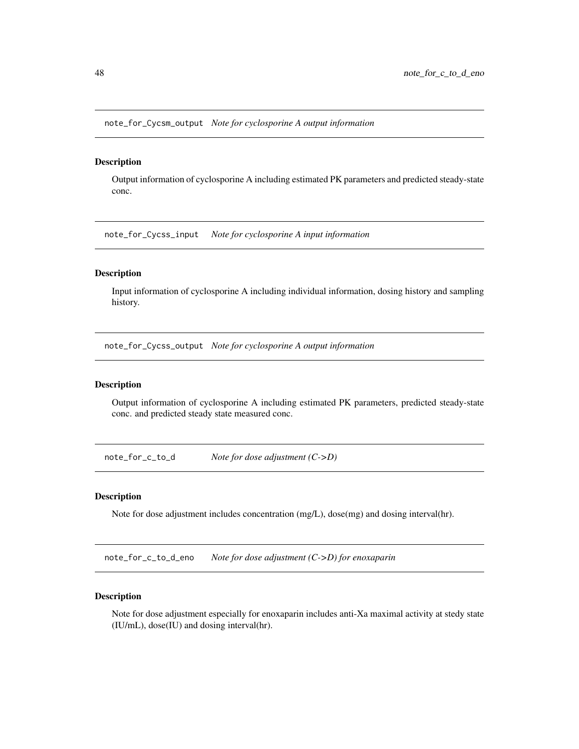## note_for_Cycsm_output *Note for cyclosporine A output information*

### Description

Output information of cyclosporine A including estimated PK parameters and predicted steady-state conc.

## note_for_Cycss_input *Note for cyclosporine A input information*

### Description

Input information of cyclosporine A including individual information, dosing history and sampling history.

## note_for_Cycss_output *Note for cyclosporine A output information*

### Description

Output information of cyclosporine A including estimated PK parameters, predicted steady-state conc. and predicted steady state measured conc.

## note_for_c_to_d *Note for dose adjustment (C->D)*

### Description

Note for dose adjustment includes concentration (mg/L), dose(mg) and dosing interval(hr).

## note_for_c_to_d_eno *Note for dose adjustment (C->D) for enoxaparin*

### Description

Note for dose adjustment especially for enoxaparin includes anti-Xa maximal activity at stedy state (IU/mL), dose(IU) and dosing interval(hr).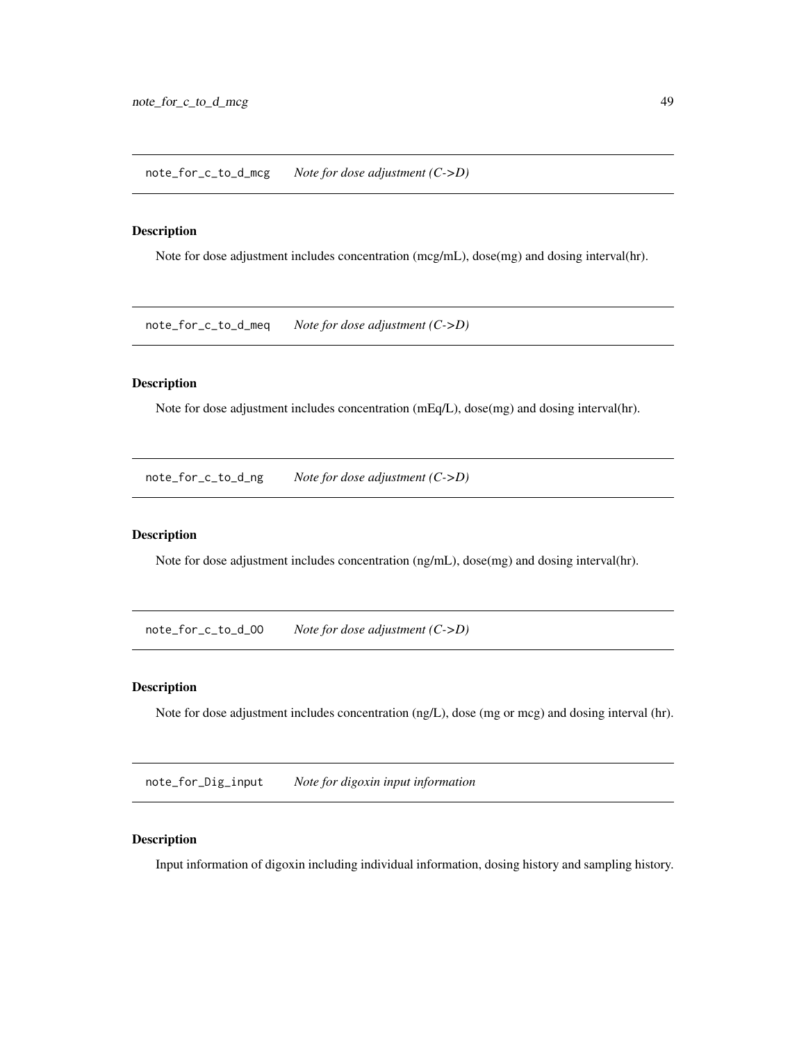## note_for_c_to_d_mcg — *Note for dose adjustment (C->D)*

### Description

Note for dose adjustment includes concentration (mcg/mL), dose(mg) and dosing interval(hr).

## note_for_c_to_d_meq — *Note for dose adjustment (C->D)*

### Description

Note for dose adjustment includes concentration (mEq/L), dose(mg) and dosing interval(hr).

## note_for_c_to_d_ng — *Note for dose adjustment (C->D)*

### Description

Note for dose adjustment includes concentration (ng/mL), dose(mg) and dosing interval(hr).

## note_for_c_to_d_OO — *Note for dose adjustment (C->D)*

### Description

Note for dose adjustment includes concentration (ng/L), dose (mg or mcg) and dosing interval (hr).

## note_for_Dig_input — *Note for digoxin input information*

### Description

Input information of digoxin including individual information, dosing history and sampling history.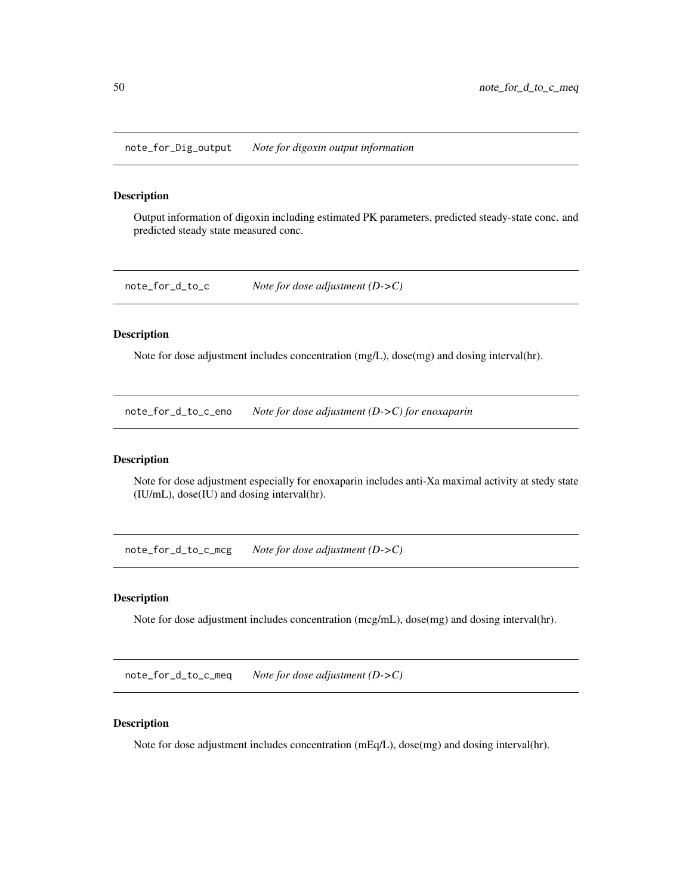## note_for_Dig_output *Note for digoxin output information*

### Description

Output information of digoxin including estimated PK parameters, predicted steady-state conc. and predicted steady state measured conc.

## note_for_d_to_c *Note for dose adjustment (D->C)*

### Description

Note for dose adjustment includes concentration (mg/L), dose(mg) and dosing interval(hr).

## note_for_d_to_c_eno *Note for dose adjustment (D->C) for enoxaparin*

### Description

Note for dose adjustment especially for enoxaparin includes anti-Xa maximal activity at stedy state (IU/mL), dose(IU) and dosing interval(hr).

## note_for_d_to_c_mcg *Note for dose adjustment (D->C)*

### Description

Note for dose adjustment includes concentration (mcg/mL), dose(mg) and dosing interval(hr).

## note_for_d_to_c_meq *Note for dose adjustment (D->C)*

### Description

Note for dose adjustment includes concentration (mEq/L), dose(mg) and dosing interval(hr).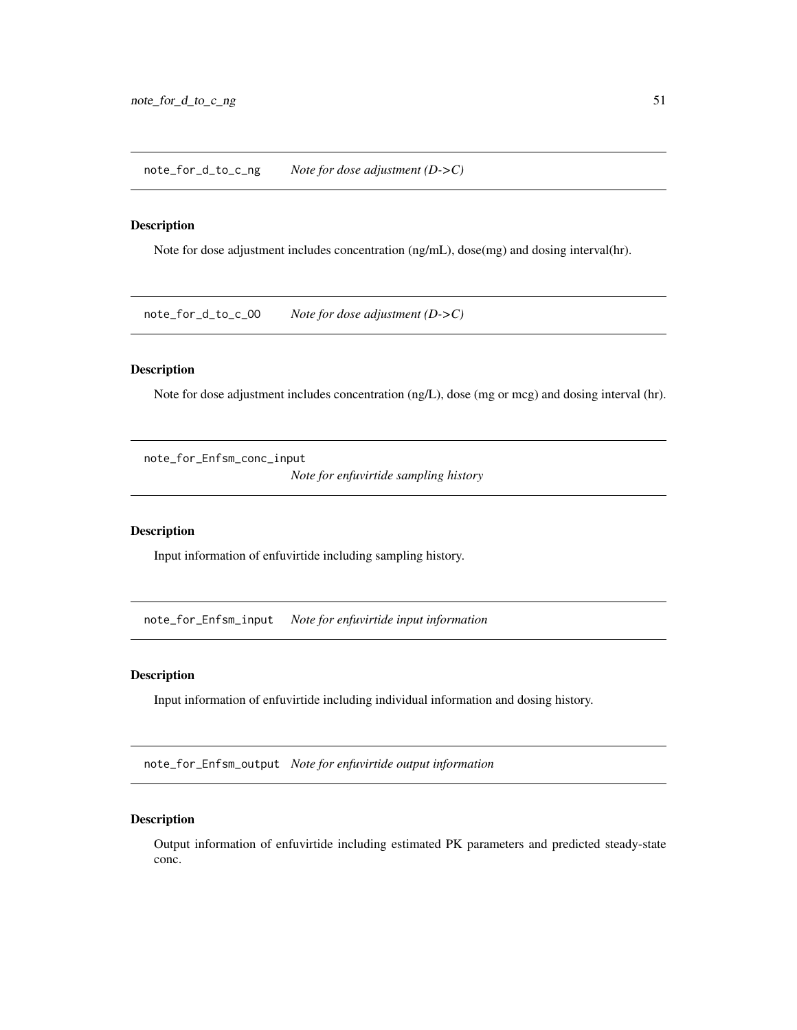## note_for_d_to_c_ng — *Note for dose adjustment (D->C)*

### Description

Note for dose adjustment includes concentration (ng/mL), dose(mg) and dosing interval(hr).

## note_for_d_to_c_OO — *Note for dose adjustment (D->C)*

### Description

Note for dose adjustment includes concentration (ng/L), dose (mg or mcg) and dosing interval (hr).

## note_for_Enfsm_conc_input — *Note for enfuvirtide sampling history*

### Description

Input information of enfuvirtide including sampling history.

## note_for_Enfsm_input — *Note for enfuvirtide input information*

### Description

Input information of enfuvirtide including individual information and dosing history.

## note_for_Enfsm_output — *Note for enfuvirtide output information*

### Description

Output information of enfuvirtide including estimated PK parameters and predicted steady-state conc.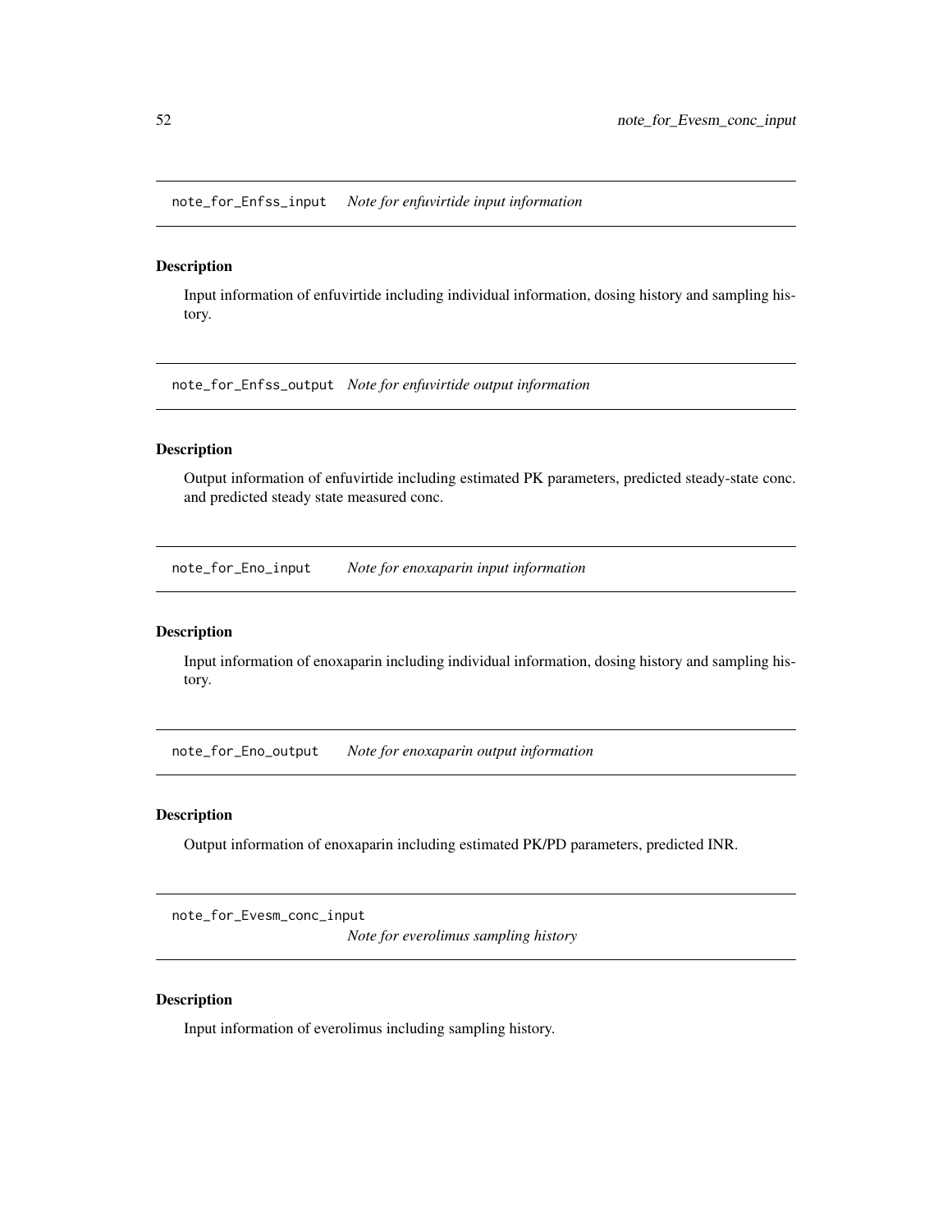## note_for_Enfss_input *Note for enfuvirtide input information*

### Description

Input information of enfuvirtide including individual information, dosing history and sampling history.

## note_for_Enfss_output *Note for enfuvirtide output information*

### Description

Output information of enfuvirtide including estimated PK parameters, predicted steady-state conc. and predicted steady state measured conc.

## note_for_Eno_input *Note for enoxaparin input information*

### Description

Input information of enoxaparin including individual information, dosing history and sampling history.

## note_for_Eno_output *Note for enoxaparin output information*

### Description

Output information of enoxaparin including estimated PK/PD parameters, predicted INR.

## note_for_Evesm_conc_input *Note for everolimus sampling history*

### Description

Input information of everolimus including sampling history.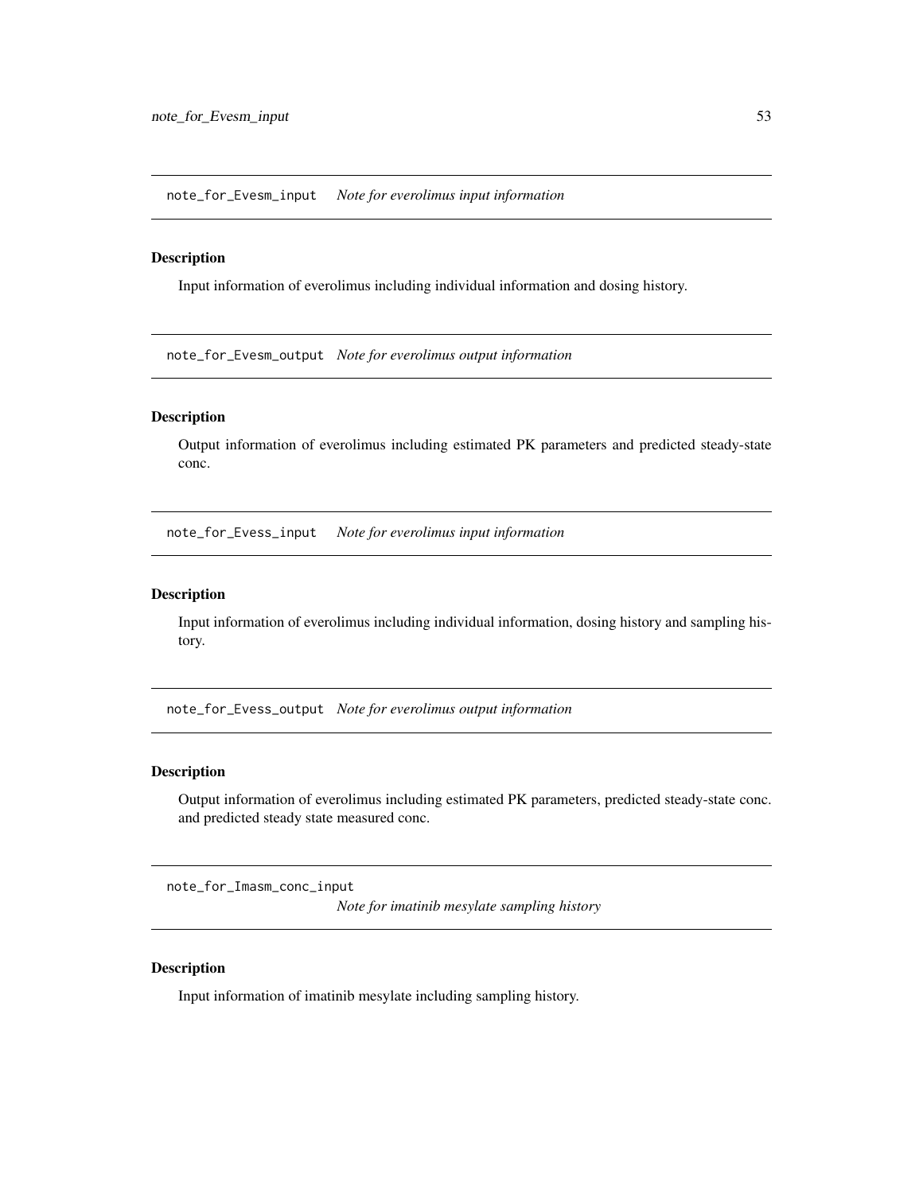## note_for_Evesm_input *Note for everolimus input information*

### Description

Input information of everolimus including individual information and dosing history.

## note_for_Evesm_output *Note for everolimus output information*

### Description

Output information of everolimus including estimated PK parameters and predicted steady-state conc.

## note_for_Evess_input *Note for everolimus input information*

### Description

Input information of everolimus including individual information, dosing history and sampling history.

## note_for_Evess_output *Note for everolimus output information*

### Description

Output information of everolimus including estimated PK parameters, predicted steady-state conc. and predicted steady state measured conc.

## note_for_Imasm_conc_input *Note for imatinib mesylate sampling history*

### Description

Input information of imatinib mesylate including sampling history.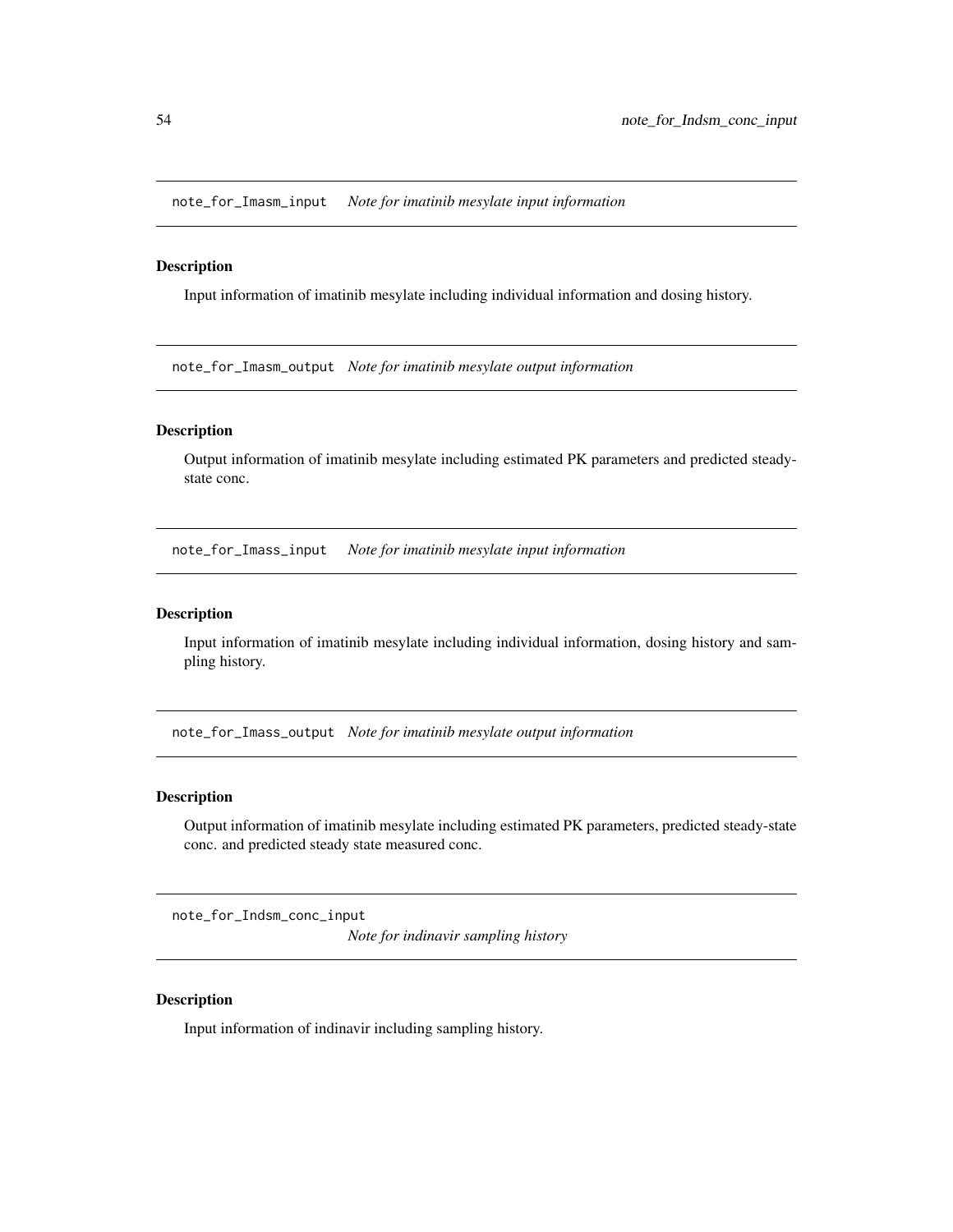## note_for_Imasm_input *Note for imatinib mesylate input information*

### Description

Input information of imatinib mesylate including individual information and dosing history.

## note_for_Imasm_output *Note for imatinib mesylate output information*

### Description

Output information of imatinib mesylate including estimated PK parameters and predicted steady-state conc.

## note_for_Imass_input *Note for imatinib mesylate input information*

### Description

Input information of imatinib mesylate including individual information, dosing history and sampling history.

## note_for_Imass_output *Note for imatinib mesylate output information*

### Description

Output information of imatinib mesylate including estimated PK parameters, predicted steady-state conc. and predicted steady state measured conc.

## note_for_Indsm_conc_input *Note for indinavir sampling history*

### Description

Input information of indinavir including sampling history.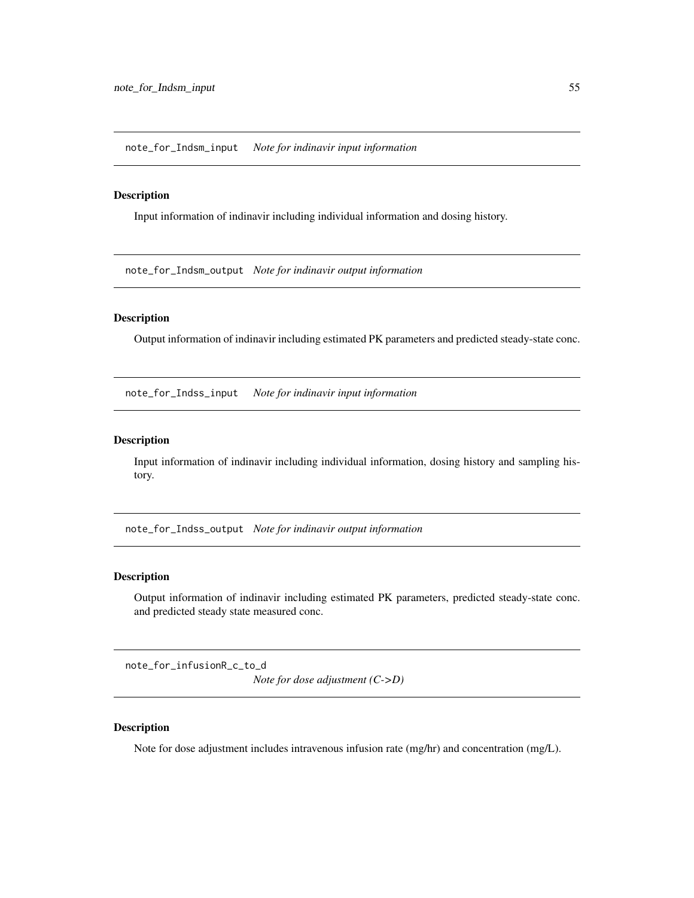## note_for_Indsm_input *Note for indinavir input information*

### Description

Input information of indinavir including individual information and dosing history.

## note_for_Indsm_output *Note for indinavir output information*

### Description

Output information of indinavir including estimated PK parameters and predicted steady-state conc.

## note_for_Indss_input *Note for indinavir input information*

### Description

Input information of indinavir including individual information, dosing history and sampling history.

## note_for_Indss_output *Note for indinavir output information*

### Description

Output information of indinavir including estimated PK parameters, predicted steady-state conc. and predicted steady state measured conc.

## note_for_infusionR_c_to_d *Note for dose adjustment (C->D)*

### Description

Note for dose adjustment includes intravenous infusion rate (mg/hr) and concentration (mg/L).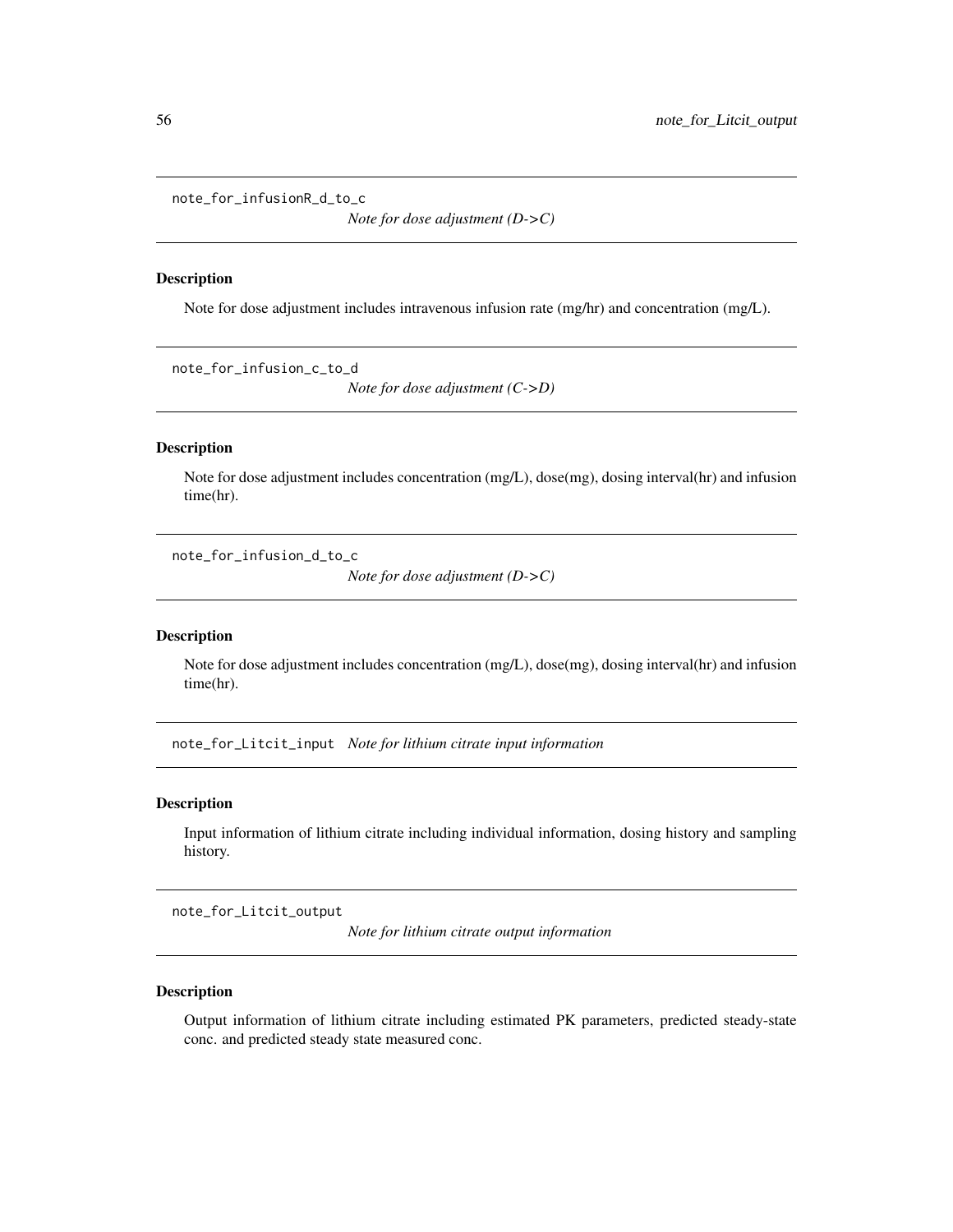## note_for_infusionR_d_to_c

*Note for dose adjustment (D->C)*

### Description

Note for dose adjustment includes intravenous infusion rate (mg/hr) and concentration (mg/L).

## note_for_infusion_c_to_d

*Note for dose adjustment (C->D)*

### Description

Note for dose adjustment includes concentration (mg/L), dose(mg), dosing interval(hr) and infusion time(hr).

## note_for_infusion_d_to_c

*Note for dose adjustment (D->C)*

### Description

Note for dose adjustment includes concentration (mg/L), dose(mg), dosing interval(hr) and infusion time(hr).

## note_for_Litcit_input

*Note for lithium citrate input information*

### Description

Input information of lithium citrate including individual information, dosing history and sampling history.

## note_for_Litcit_output

*Note for lithium citrate output information*

### Description

Output information of lithium citrate including estimated PK parameters, predicted steady-state conc. and predicted steady state measured conc.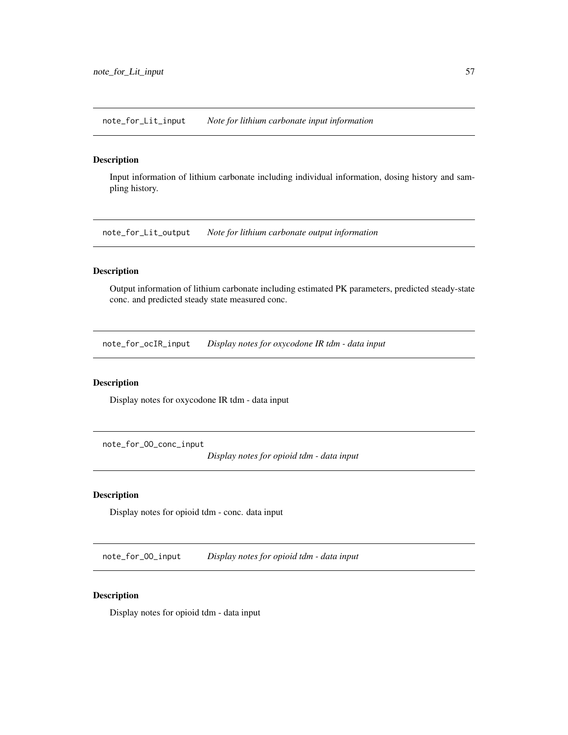## note_for_Lit_input — *Note for lithium carbonate input information*

### Description

Input information of lithium carbonate including individual information, dosing history and sampling history.

## note_for_Lit_output — *Note for lithium carbonate output information*

### Description

Output information of lithium carbonate including estimated PK parameters, predicted steady-state conc. and predicted steady state measured conc.

## note_for_ocIR_input — *Display notes for oxycodone IR tdm - data input*

### Description

Display notes for oxycodone IR tdm - data input

## note_for_OO_conc_input — *Display notes for opioid tdm - data input*

### Description

Display notes for opioid tdm - conc. data input

## note_for_OO_input — *Display notes for opioid tdm - data input*

### Description

Display notes for opioid tdm - data input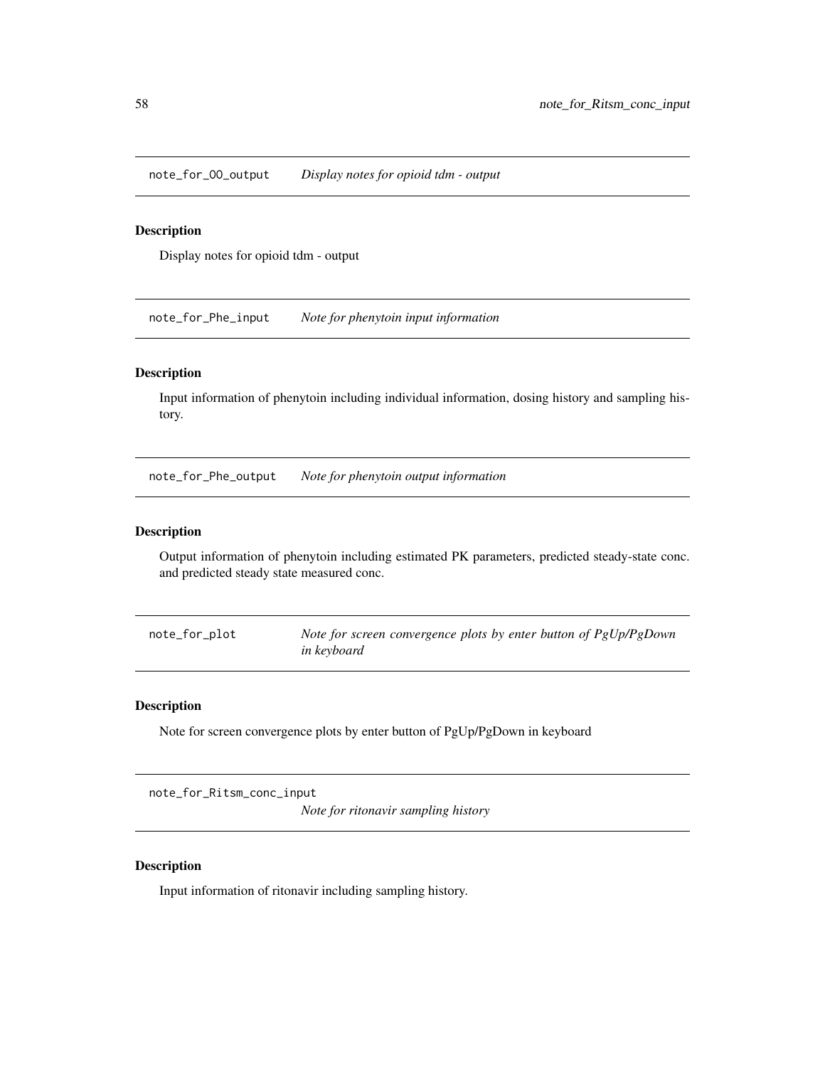## note_for_OO_output *Display notes for opioid tdm - output*

### Description

Display notes for opioid tdm - output

## note_for_Phe_input *Note for phenytoin input information*

### Description

Input information of phenytoin including individual information, dosing history and sampling history.

## note_for_Phe_output *Note for phenytoin output information*

### Description

Output information of phenytoin including estimated PK parameters, predicted steady-state conc. and predicted steady state measured conc.

## note_for_plot *Note for screen convergence plots by enter button of PgUp/PgDown in keyboard*

### Description

Note for screen convergence plots by enter button of PgUp/PgDown in keyboard

## note_for_Ritsm_conc_input *Note for ritonavir sampling history*

### Description

Input information of ritonavir including sampling history.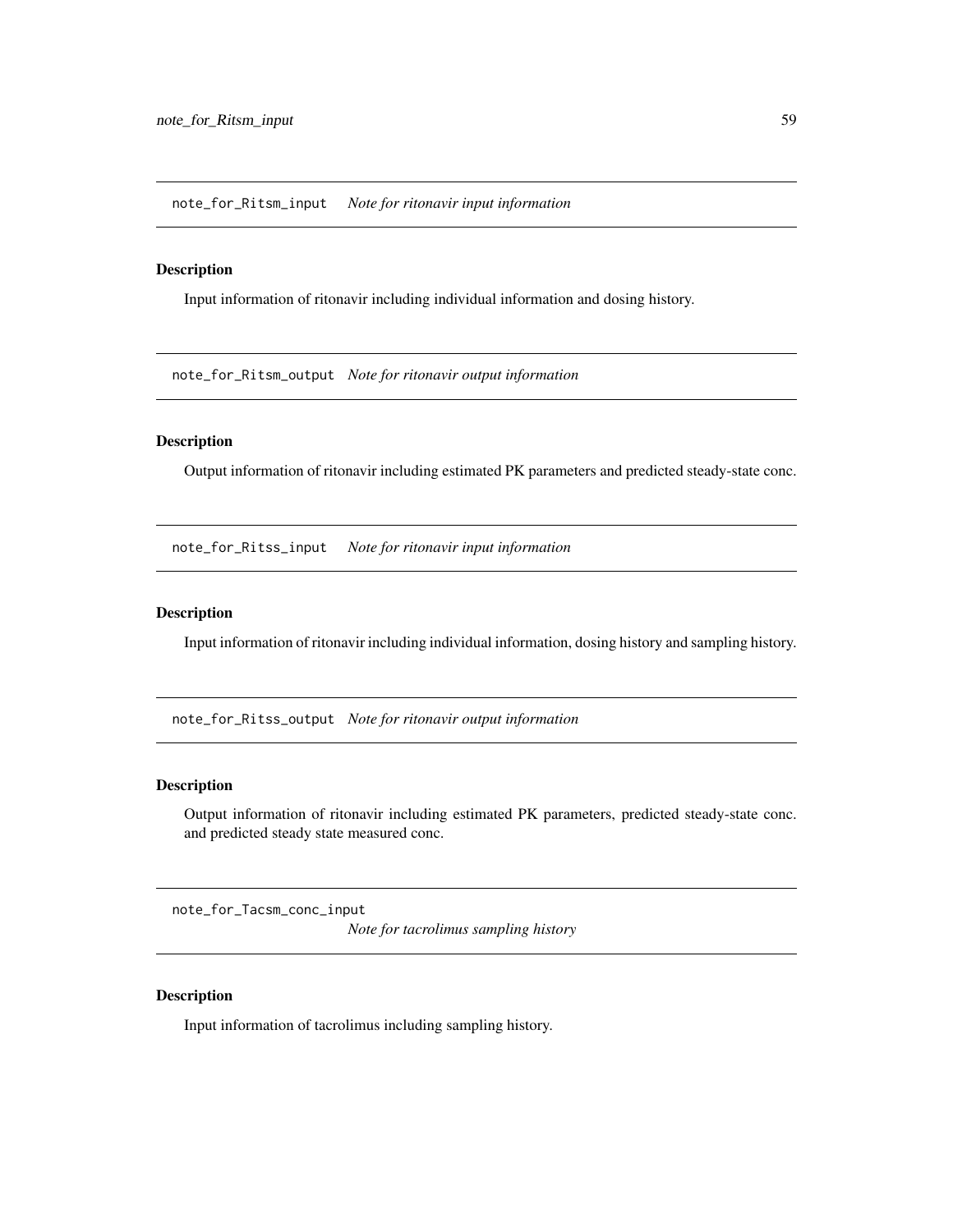## note_for_Ritsm_input *Note for ritonavir input information*

### Description

Input information of ritonavir including individual information and dosing history.

## note_for_Ritsm_output *Note for ritonavir output information*

### Description

Output information of ritonavir including estimated PK parameters and predicted steady-state conc.

## note_for_Ritss_input *Note for ritonavir input information*

### Description

Input information of ritonavir including individual information, dosing history and sampling history.

## note_for_Ritss_output *Note for ritonavir output information*

### Description

Output information of ritonavir including estimated PK parameters, predicted steady-state conc. and predicted steady state measured conc.

## note_for_Tacsm_conc_input *Note for tacrolimus sampling history*

### Description

Input information of tacrolimus including sampling history.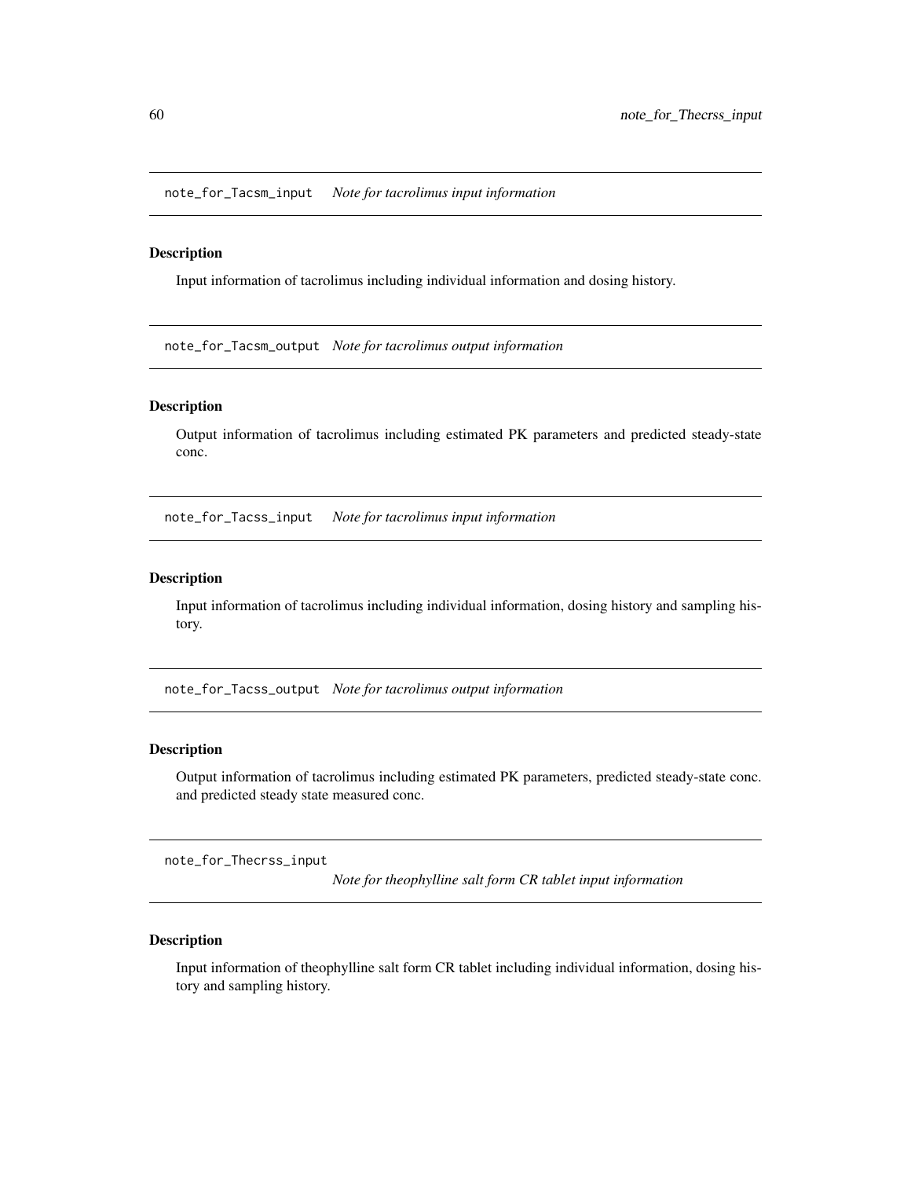## note_for_Tacsm_input *Note for tacrolimus input information*

### Description

Input information of tacrolimus including individual information and dosing history.

## note_for_Tacsm_output *Note for tacrolimus output information*

### Description

Output information of tacrolimus including estimated PK parameters and predicted steady-state conc.

## note_for_Tacss_input *Note for tacrolimus input information*

### Description

Input information of tacrolimus including individual information, dosing history and sampling history.

## note_for_Tacss_output *Note for tacrolimus output information*

### Description

Output information of tacrolimus including estimated PK parameters, predicted steady-state conc. and predicted steady state measured conc.

## note_for_Thecrss_input *Note for theophylline salt form CR tablet input information*

### Description

Input information of theophylline salt form CR tablet including individual information, dosing history and sampling history.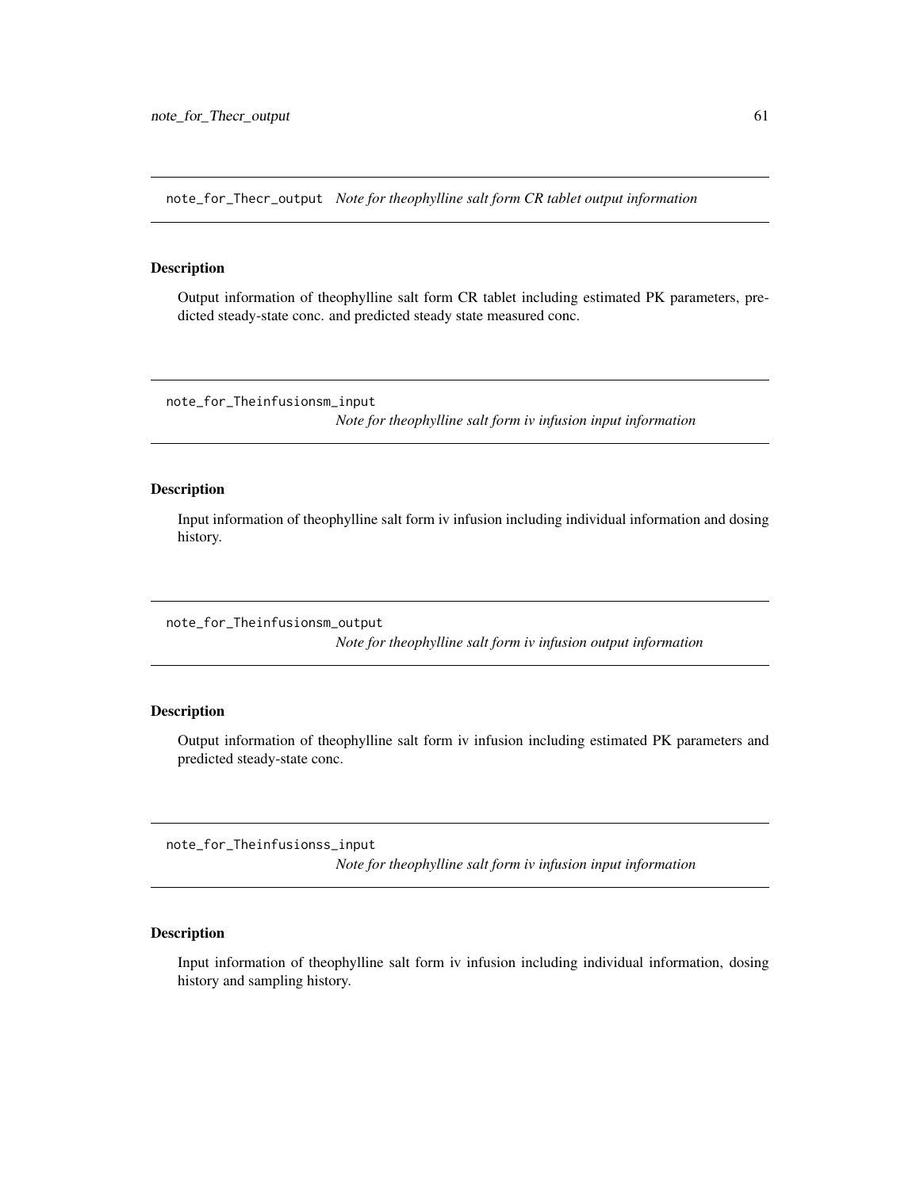## note_for_Thecr_output *Note for theophylline salt form CR tablet output information*

### Description

Output information of theophylline salt form CR tablet including estimated PK parameters, predicted steady-state conc. and predicted steady state measured conc.

## note_for_Theinfusionsm_input *Note for theophylline salt form iv infusion input information*

### Description

Input information of theophylline salt form iv infusion including individual information and dosing history.

## note_for_Theinfusionsm_output *Note for theophylline salt form iv infusion output information*

### Description

Output information of theophylline salt form iv infusion including estimated PK parameters and predicted steady-state conc.

## note_for_Theinfusionss_input *Note for theophylline salt form iv infusion input information*

### Description

Input information of theophylline salt form iv infusion including individual information, dosing history and sampling history.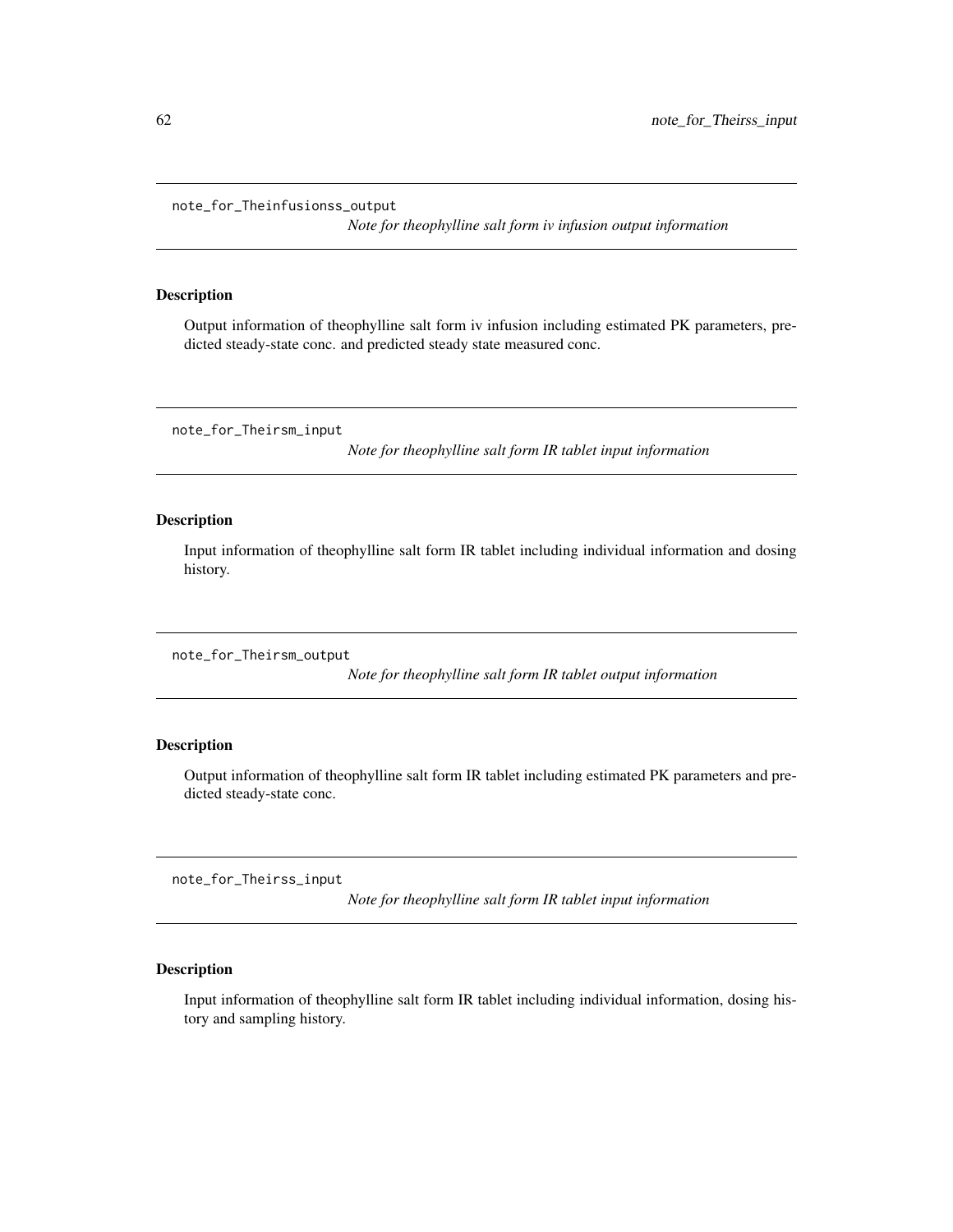## note_for_Theinfusionss_output

*Note for theophylline salt form iv infusion output information*

### Description

Output information of theophylline salt form iv infusion including estimated PK parameters, predicted steady-state conc. and predicted steady state measured conc.

## note_for_Theirsm_input

*Note for theophylline salt form IR tablet input information*

### Description

Input information of theophylline salt form IR tablet including individual information and dosing history.

## note_for_Theirsm_output

*Note for theophylline salt form IR tablet output information*

### Description

Output information of theophylline salt form IR tablet including estimated PK parameters and predicted steady-state conc.

## note_for_Theirss_input

*Note for theophylline salt form IR tablet input information*

### Description

Input information of theophylline salt form IR tablet including individual information, dosing history and sampling history.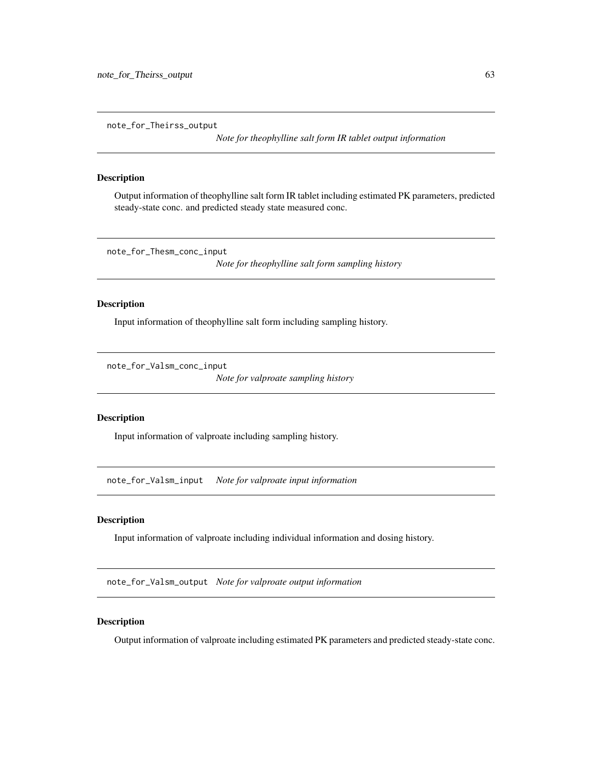## note_for_Theirss_output

*Note for theophylline salt form IR tablet output information*

### Description

Output information of theophylline salt form IR tablet including estimated PK parameters, predicted steady-state conc. and predicted steady state measured conc.

## note_for_Thesm_conc_input

*Note for theophylline salt form sampling history*

### Description

Input information of theophylline salt form including sampling history.

## note_for_Valsm_conc_input

*Note for valproate sampling history*

### Description

Input information of valproate including sampling history.

## note_for_Valsm_input

*Note for valproate input information*

### Description

Input information of valproate including individual information and dosing history.

## note_for_Valsm_output

*Note for valproate output information*

### Description

Output information of valproate including estimated PK parameters and predicted steady-state conc.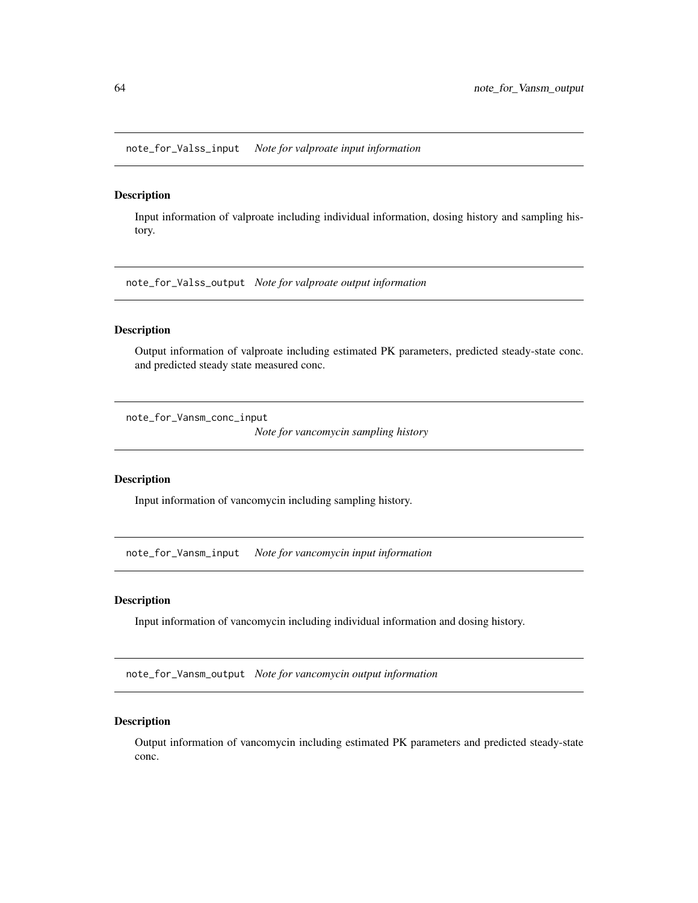## note_for_Valss_input *Note for valproate input information*

### Description

Input information of valproate including individual information, dosing history and sampling history.

## note_for_Valss_output *Note for valproate output information*

### Description

Output information of valproate including estimated PK parameters, predicted steady-state conc. and predicted steady state measured conc.

## note_for_Vansm_conc_input *Note for vancomycin sampling history*

### Description

Input information of vancomycin including sampling history.

## note_for_Vansm_input *Note for vancomycin input information*

### Description

Input information of vancomycin including individual information and dosing history.

## note_for_Vansm_output *Note for vancomycin output information*

### Description

Output information of vancomycin including estimated PK parameters and predicted steady-state conc.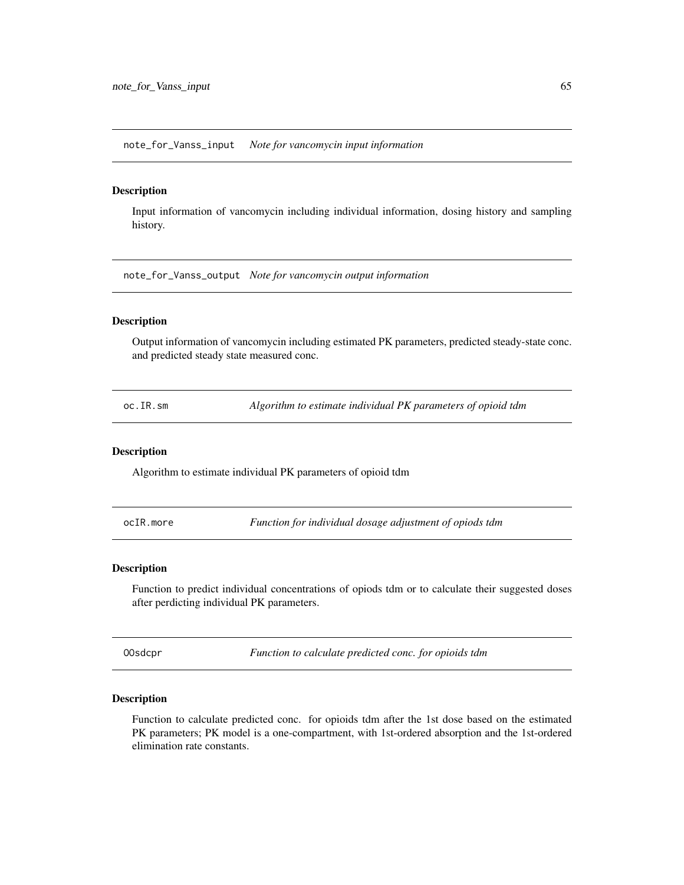## note_for_Vanss_input *Note for vancomycin input information*

### Description

Input information of vancomycin including individual information, dosing history and sampling history.

## note_for_Vanss_output *Note for vancomycin output information*

### Description

Output information of vancomycin including estimated PK parameters, predicted steady-state conc. and predicted steady state measured conc.

## oc.IR.sm *Algorithm to estimate individual PK parameters of opioid tdm*

### Description

Algorithm to estimate individual PK parameters of opioid tdm

## ocIR.more *Function for individual dosage adjustment of opiods tdm*

### Description

Function to predict individual concentrations of opiods tdm or to calculate their suggested doses after perdicting individual PK parameters.

## OOsdcpr *Function to calculate predicted conc. for opioids tdm*

### Description

Function to calculate predicted conc. for opioids tdm after the 1st dose based on the estimated PK parameters; PK model is a one-compartment, with 1st-ordered absorption and the 1st-ordered elimination rate constants.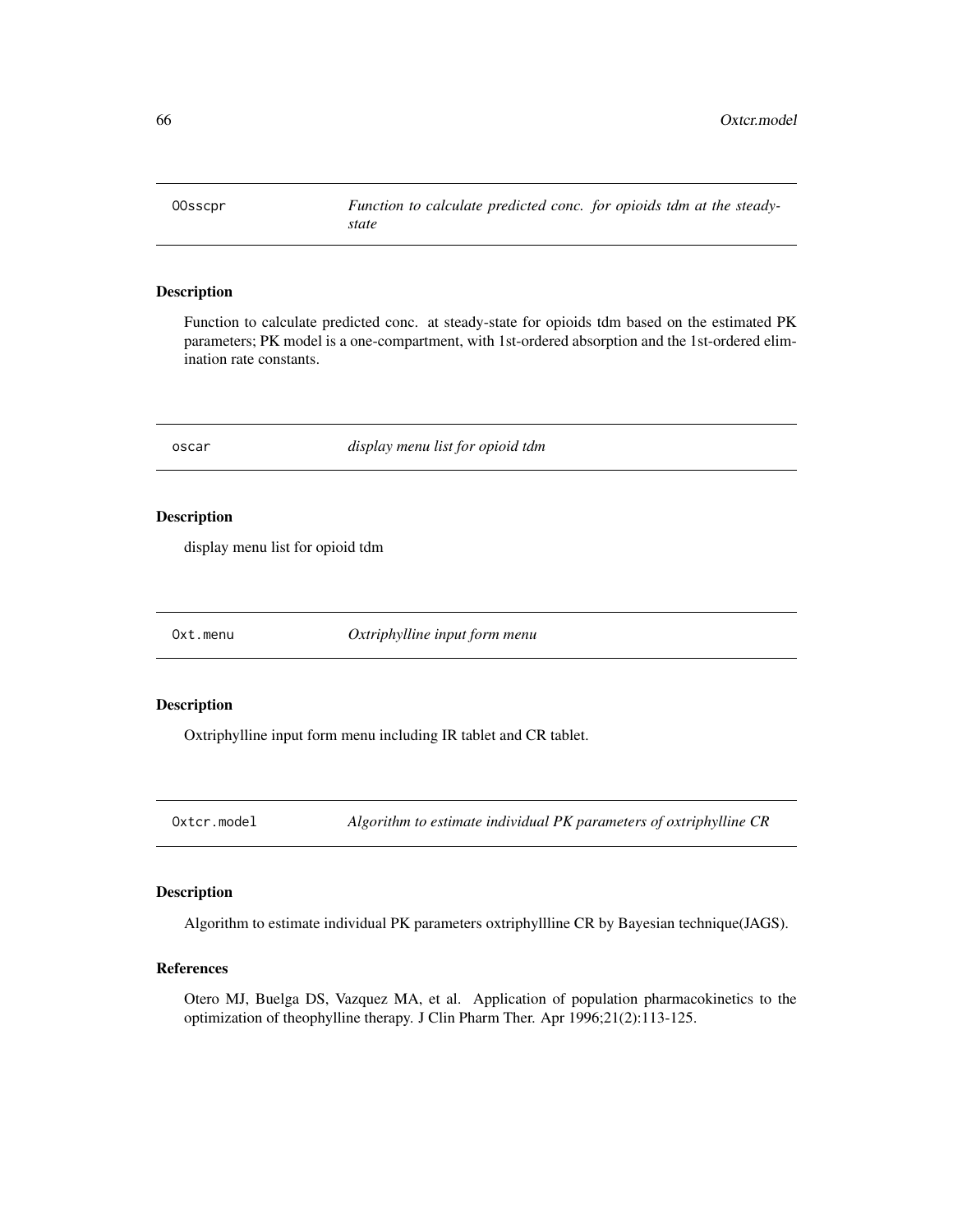## OOsscpr — *Function to calculate predicted conc. for opioids tdm at the steady-state*

### Description

Function to calculate predicted conc. at steady-state for opioids tdm based on the estimated PK parameters; PK model is a one-compartment, with 1st-ordered absorption and the 1st-ordered elimination rate constants.

## oscar — *display menu list for opioid tdm*

### Description

display menu list for opioid tdm

## Oxt.menu — *Oxtriphylline input form menu*

### Description

Oxtriphylline input form menu including IR tablet and CR tablet.

## Oxtcr.model — *Algorithm to estimate individual PK parameters of oxtriphylline CR*

### Description

Algorithm to estimate individual PK parameters oxtriphyllline CR by Bayesian technique(JAGS).

### References

Otero MJ, Buelga DS, Vazquez MA, et al. Application of population pharmacokinetics to the optimization of theophylline therapy. J Clin Pharm Ther. Apr 1996;21(2):113-125.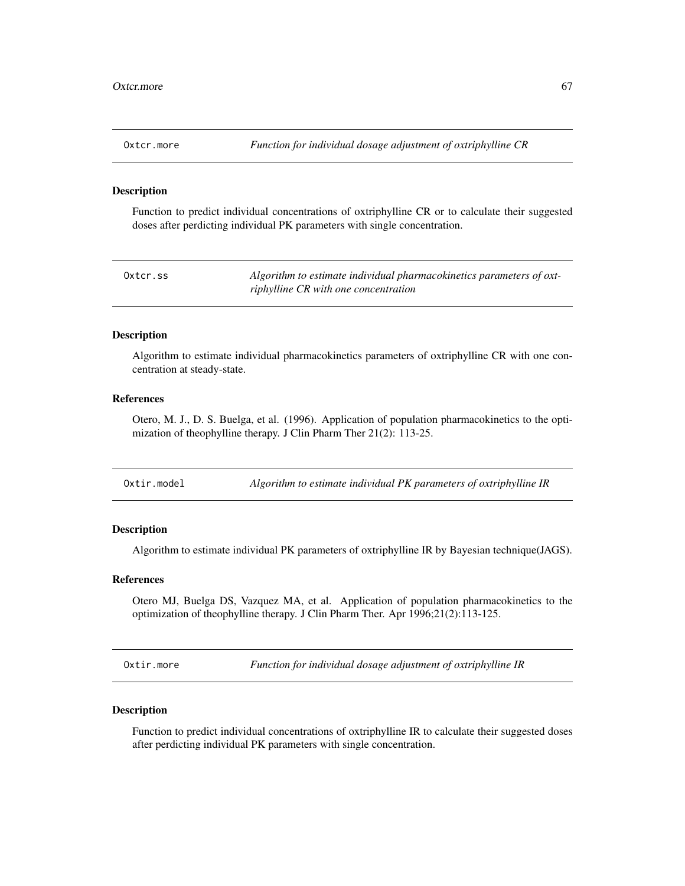## Oxtcr.more *Function for individual dosage adjustment of oxtriphylline CR*

### Description

Function to predict individual concentrations of oxtriphylline CR or to calculate their suggested doses after perdicting individual PK parameters with single concentration.

## Oxtcr.ss *Algorithm to estimate individual pharmacokinetics parameters of oxtriphylline CR with one concentration*

### Description

Algorithm to estimate individual pharmacokinetics parameters of oxtriphylline CR with one concentration at steady-state.

### References

Otero, M. J., D. S. Buelga, et al. (1996). Application of population pharmacokinetics to the optimization of theophylline therapy. J Clin Pharm Ther 21(2): 113-25.

## Oxtir.model *Algorithm to estimate individual PK parameters of oxtriphylline IR*

### Description

Algorithm to estimate individual PK parameters of oxtriphylline IR by Bayesian technique(JAGS).

### References

Otero MJ, Buelga DS, Vazquez MA, et al. Application of population pharmacokinetics to the optimization of theophylline therapy. J Clin Pharm Ther. Apr 1996;21(2):113-125.

## Oxtir.more *Function for individual dosage adjustment of oxtriphylline IR*

### Description

Function to predict individual concentrations of oxtriphylline IR to calculate their suggested doses after perdicting individual PK parameters with single concentration.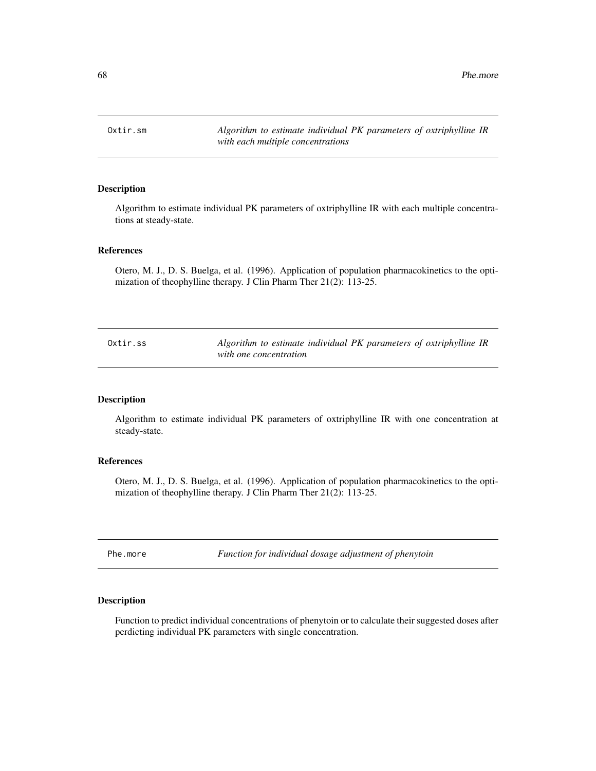## Oxtir.sm *Algorithm to estimate individual PK parameters of oxtriphylline IR with each multiple concentrations*

### Description

Algorithm to estimate individual PK parameters of oxtriphylline IR with each multiple concentrations at steady-state.

### References

Otero, M. J., D. S. Buelga, et al. (1996). Application of population pharmacokinetics to the optimization of theophylline therapy. J Clin Pharm Ther 21(2): 113-25.

## Oxtir.ss *Algorithm to estimate individual PK parameters of oxtriphylline IR with one concentration*

### Description

Algorithm to estimate individual PK parameters of oxtriphylline IR with one concentration at steady-state.

### References

Otero, M. J., D. S. Buelga, et al. (1996). Application of population pharmacokinetics to the optimization of theophylline therapy. J Clin Pharm Ther 21(2): 113-25.

## Phe.more *Function for individual dosage adjustment of phenytoin*

### Description

Function to predict individual concentrations of phenytoin or to calculate their suggested doses after perdicting individual PK parameters with single concentration.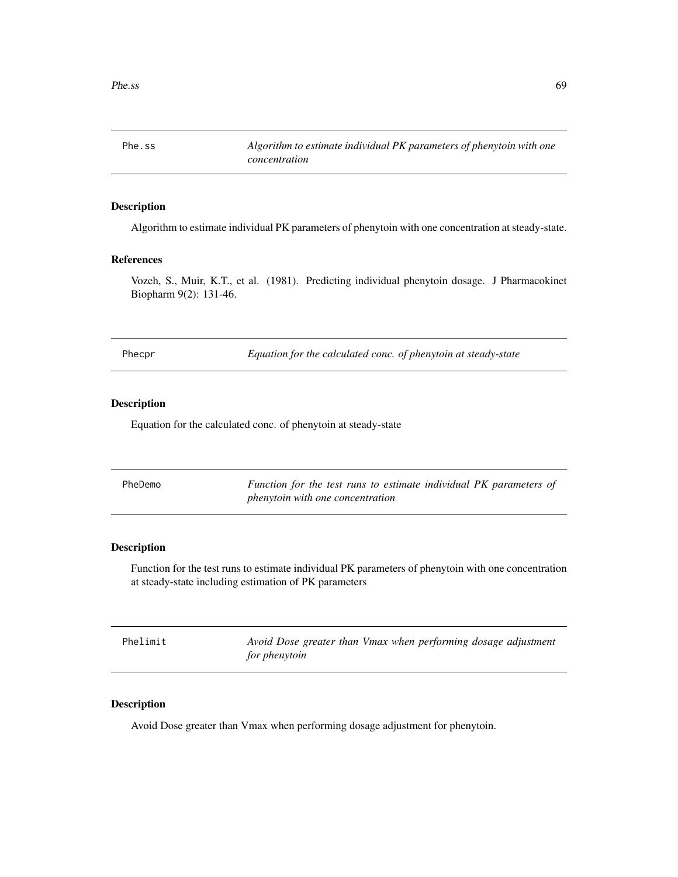## Phe.ss *Algorithm to estimate individual PK parameters of phenytoin with one concentration*

### Description

Algorithm to estimate individual PK parameters of phenytoin with one concentration at steady-state.

### References

Vozeh, S., Muir, K.T., et al. (1981). Predicting individual phenytoin dosage. J Pharmacokinet Biopharm 9(2): 131-46.

## Phecpr *Equation for the calculated conc. of phenytoin at steady-state*

### Description

Equation for the calculated conc. of phenytoin at steady-state

## PheDemo *Function for the test runs to estimate individual PK parameters of phenytoin with one concentration*

### Description

Function for the test runs to estimate individual PK parameters of phenytoin with one concentration at steady-state including estimation of PK parameters

## Phelimit *Avoid Dose greater than Vmax when performing dosage adjustment for phenytoin*

### Description

Avoid Dose greater than Vmax when performing dosage adjustment for phenytoin.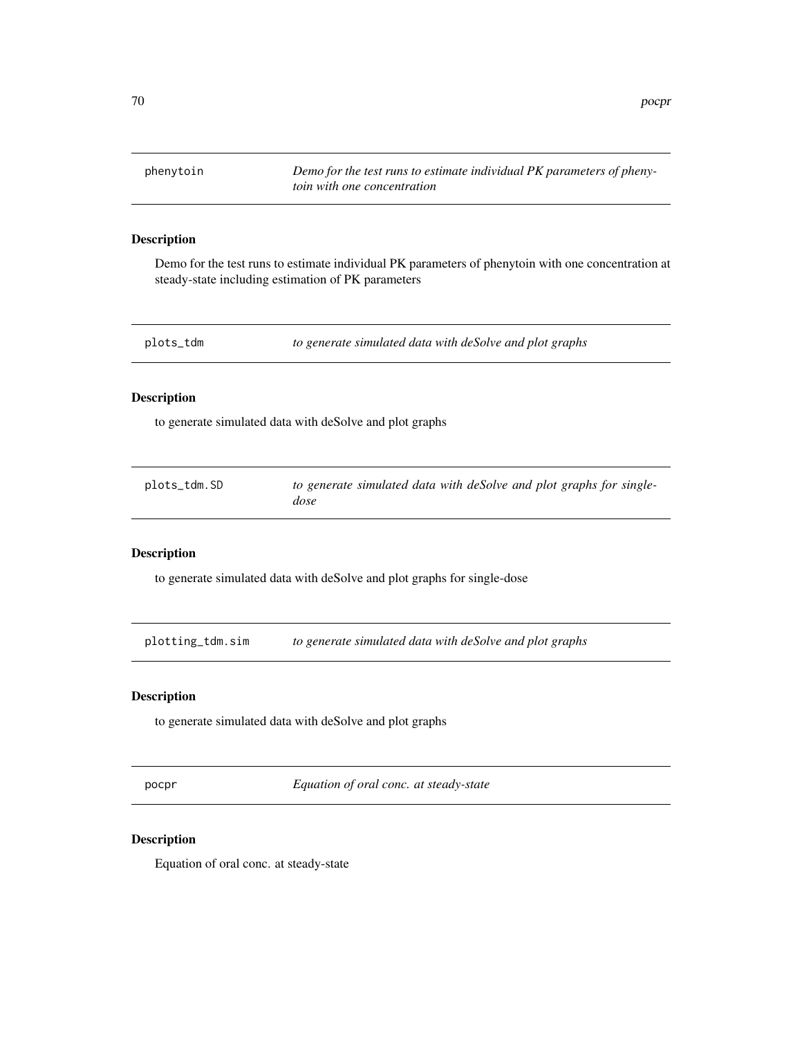## phenytoin — *Demo for the test runs to estimate individual PK parameters of phenytoin with one concentration*

### Description

Demo for the test runs to estimate individual PK parameters of phenytoin with one concentration at steady-state including estimation of PK parameters

## plots_tdm — *to generate simulated data with deSolve and plot graphs*

### Description

to generate simulated data with deSolve and plot graphs

## plots_tdm.SD — *to generate simulated data with deSolve and plot graphs for single-dose*

### Description

to generate simulated data with deSolve and plot graphs for single-dose

## plotting_tdm.sim — *to generate simulated data with deSolve and plot graphs*

### Description

to generate simulated data with deSolve and plot graphs

## pocpr — *Equation of oral conc. at steady-state*

### Description

Equation of oral conc. at steady-state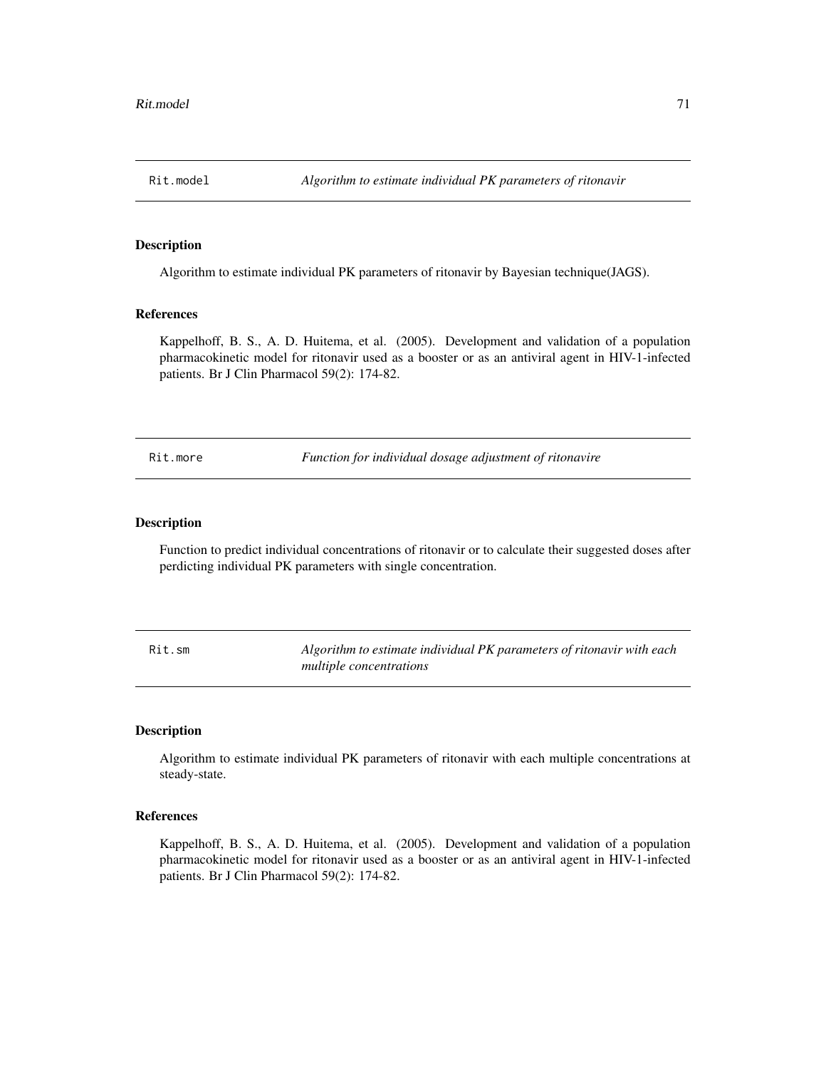## Rit.model *Algorithm to estimate individual PK parameters of ritonavir*

### Description

Algorithm to estimate individual PK parameters of ritonavir by Bayesian technique(JAGS).

### References

Kappelhoff, B. S., A. D. Huitema, et al. (2005). Development and validation of a population pharmacokinetic model for ritonavir used as a booster or as an antiviral agent in HIV-1-infected patients. Br J Clin Pharmacol 59(2): 174-82.

## Rit.more *Function for individual dosage adjustment of ritonavire*

### Description

Function to predict individual concentrations of ritonavir or to calculate their suggested doses after perdicting individual PK parameters with single concentration.

## Rit.sm *Algorithm to estimate individual PK parameters of ritonavir with each multiple concentrations*

### Description

Algorithm to estimate individual PK parameters of ritonavir with each multiple concentrations at steady-state.

### References

Kappelhoff, B. S., A. D. Huitema, et al. (2005). Development and validation of a population pharmacokinetic model for ritonavir used as a booster or as an antiviral agent in HIV-1-infected patients. Br J Clin Pharmacol 59(2): 174-82.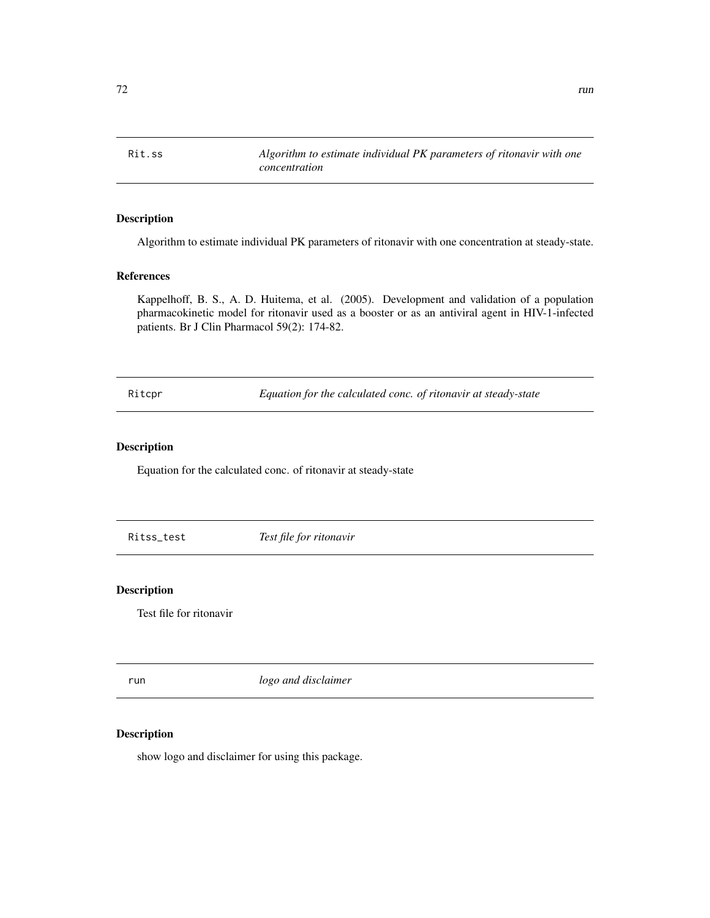## Rit.ss *Algorithm to estimate individual PK parameters of ritonavir with one concentration*

### Description

Algorithm to estimate individual PK parameters of ritonavir with one concentration at steady-state.

### References

Kappelhoff, B. S., A. D. Huitema, et al. (2005). Development and validation of a population pharmacokinetic model for ritonavir used as a booster or as an antiviral agent in HIV-1-infected patients. Br J Clin Pharmacol 59(2): 174-82.

## Ritcpr *Equation for the calculated conc. of ritonavir at steady-state*

### Description

Equation for the calculated conc. of ritonavir at steady-state

## Ritss_test *Test file for ritonavir*

### Description

Test file for ritonavir

## run *logo and disclaimer*

### Description

show logo and disclaimer for using this package.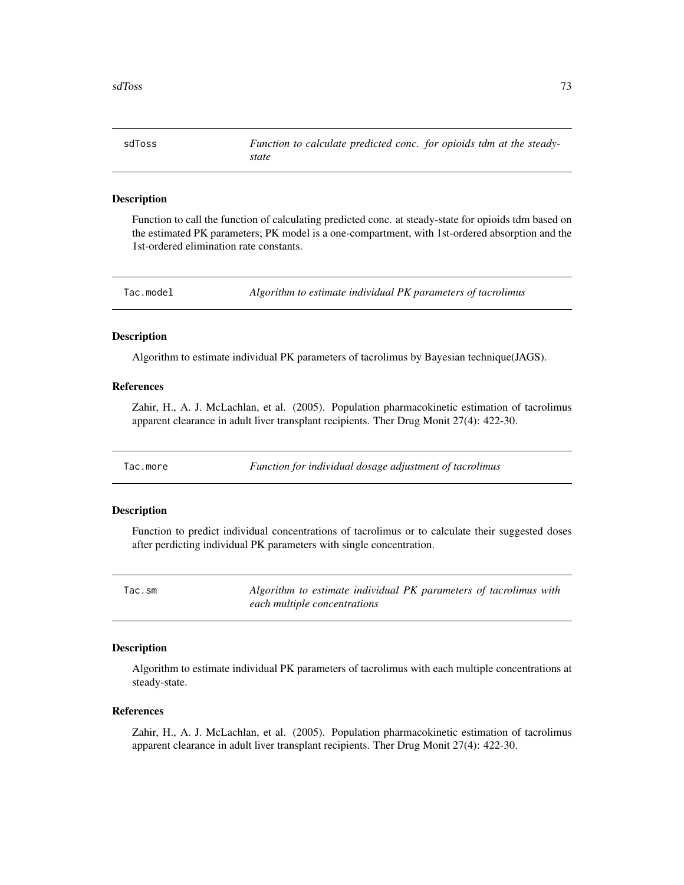## sdToss — *Function to calculate predicted conc. for opioids tdm at the steady-state*

### Description

Function to call the function of calculating predicted conc. at steady-state for opioids tdm based on the estimated PK parameters; PK model is a one-compartment, with 1st-ordered absorption and the 1st-ordered elimination rate constants.

## Tac.model — *Algorithm to estimate individual PK parameters of tacrolimus*

### Description

Algorithm to estimate individual PK parameters of tacrolimus by Bayesian technique(JAGS).

### References

Zahir, H., A. J. McLachlan, et al. (2005). Population pharmacokinetic estimation of tacrolimus apparent clearance in adult liver transplant recipients. Ther Drug Monit 27(4): 422-30.

## Tac.more — *Function for individual dosage adjustment of tacrolimus*

### Description

Function to predict individual concentrations of tacrolimus or to calculate their suggested doses after perdicting individual PK parameters with single concentration.

## Tac.sm — *Algorithm to estimate individual PK parameters of tacrolimus with each multiple concentrations*

### Description

Algorithm to estimate individual PK parameters of tacrolimus with each multiple concentrations at steady-state.

### References

Zahir, H., A. J. McLachlan, et al. (2005). Population pharmacokinetic estimation of tacrolimus apparent clearance in adult liver transplant recipients. Ther Drug Monit 27(4): 422-30.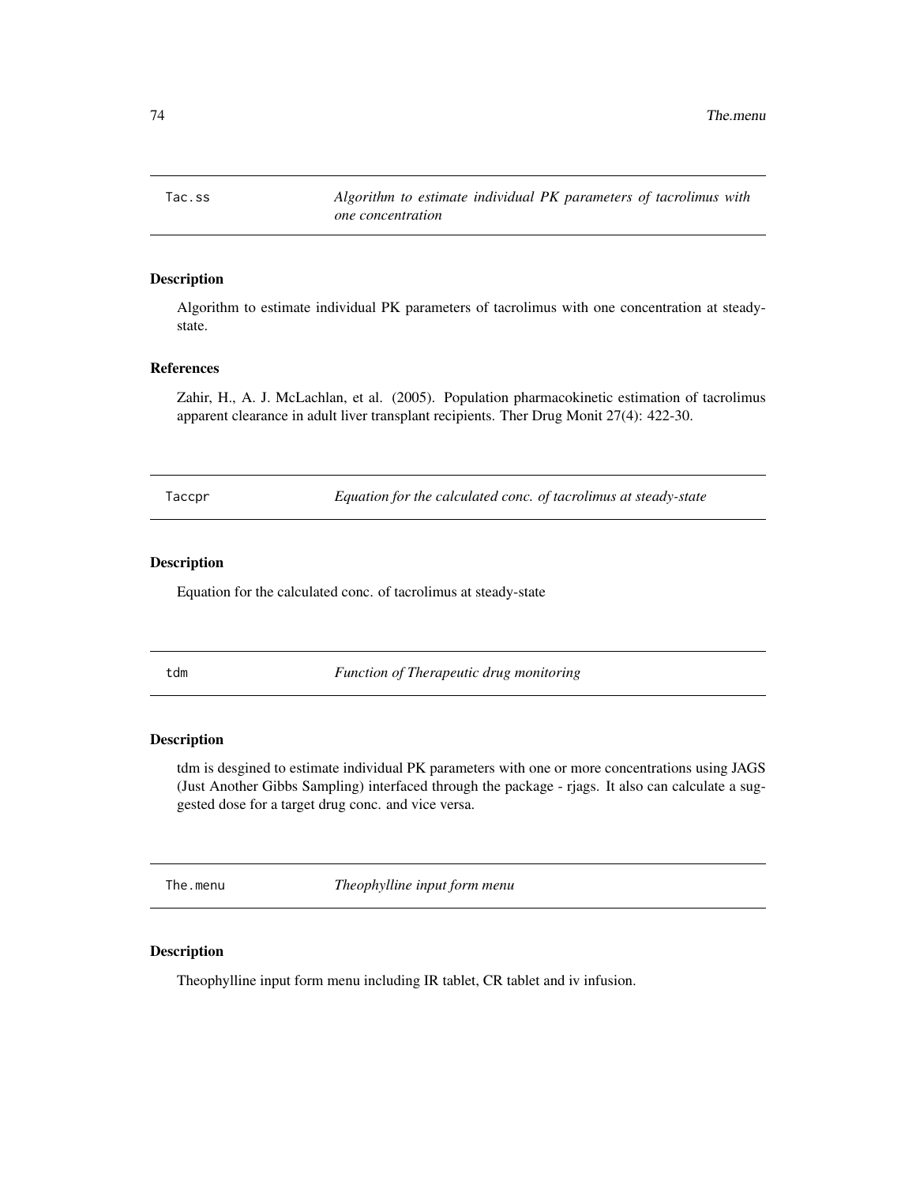## `Tac.ss` — *Algorithm to estimate individual PK parameters of tacrolimus with one concentration*

### Description

Algorithm to estimate individual PK parameters of tacrolimus with one concentration at steady-state.

### References

Zahir, H., A. J. McLachlan, et al. (2005). Population pharmacokinetic estimation of tacrolimus apparent clearance in adult liver transplant recipients. Ther Drug Monit 27(4): 422-30.

## `Taccpr` — *Equation for the calculated conc. of tacrolimus at steady-state*

### Description

Equation for the calculated conc. of tacrolimus at steady-state

## `tdm` — *Function of Therapeutic drug monitoring*

### Description

tdm is desgined to estimate individual PK parameters with one or more concentrations using JAGS (Just Another Gibbs Sampling) interfaced through the package - rjags. It also can calculate a suggested dose for a target drug conc. and vice versa.

## `The.menu` — *Theophylline input form menu*

### Description

Theophylline input form menu including IR tablet, CR tablet and iv infusion.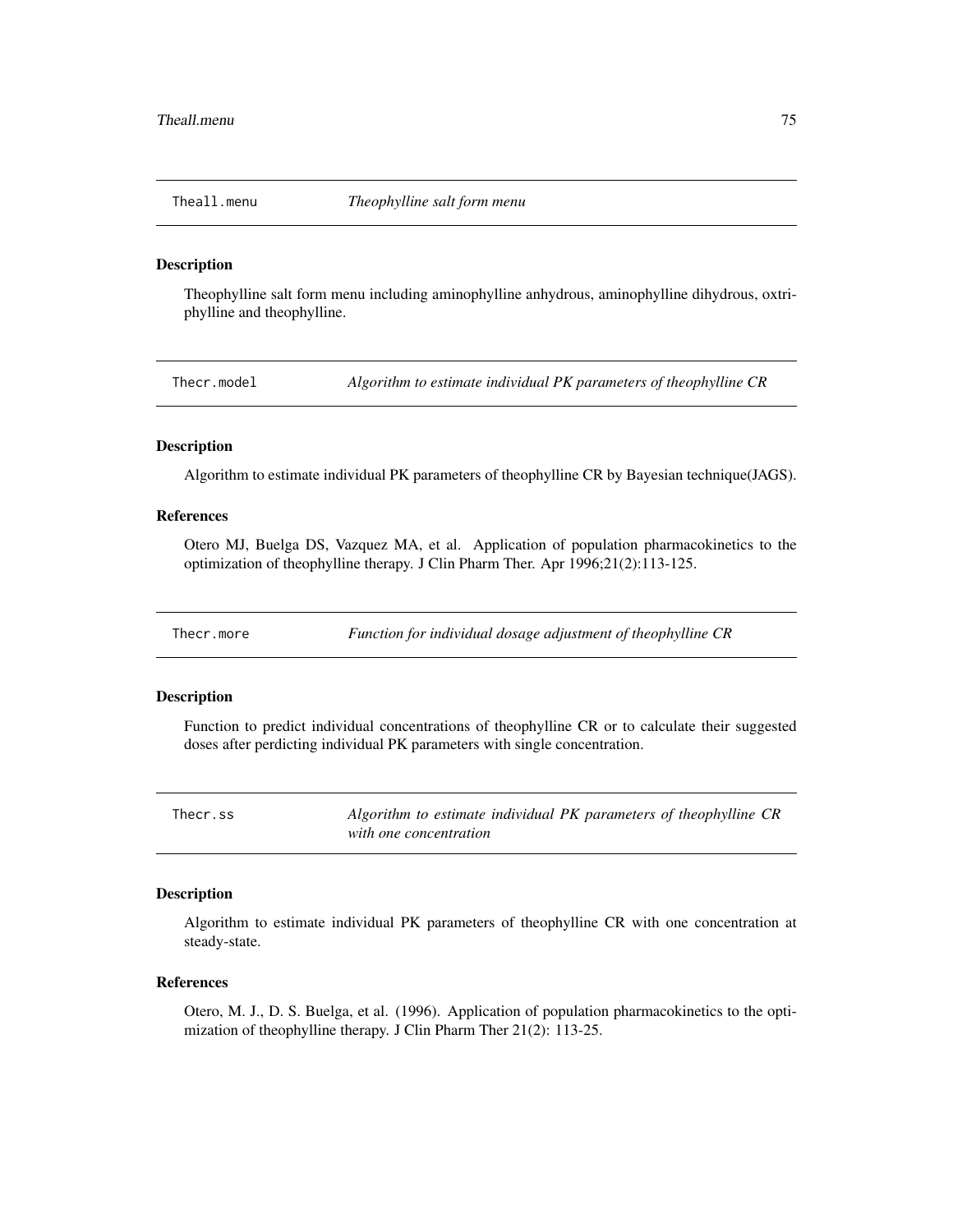## Theall.menu *Theophylline salt form menu*

### Description

Theophylline salt form menu including aminophylline anhydrous, aminophylline dihydrous, oxtriphylline and theophylline.

## Thecr.model *Algorithm to estimate individual PK parameters of theophylline CR*

### Description

Algorithm to estimate individual PK parameters of theophylline CR by Bayesian technique(JAGS).

### References

Otero MJ, Buelga DS, Vazquez MA, et al. Application of population pharmacokinetics to the optimization of theophylline therapy. J Clin Pharm Ther. Apr 1996;21(2):113-125.

## Thecr.more *Function for individual dosage adjustment of theophylline CR*

### Description

Function to predict individual concentrations of theophylline CR or to calculate their suggested doses after perdicting individual PK parameters with single concentration.

## Thecr.ss *Algorithm to estimate individual PK parameters of theophylline CR with one concentration*

### Description

Algorithm to estimate individual PK parameters of theophylline CR with one concentration at steady-state.

### References

Otero, M. J., D. S. Buelga, et al. (1996). Application of population pharmacokinetics to the optimization of theophylline therapy. J Clin Pharm Ther 21(2): 113-25.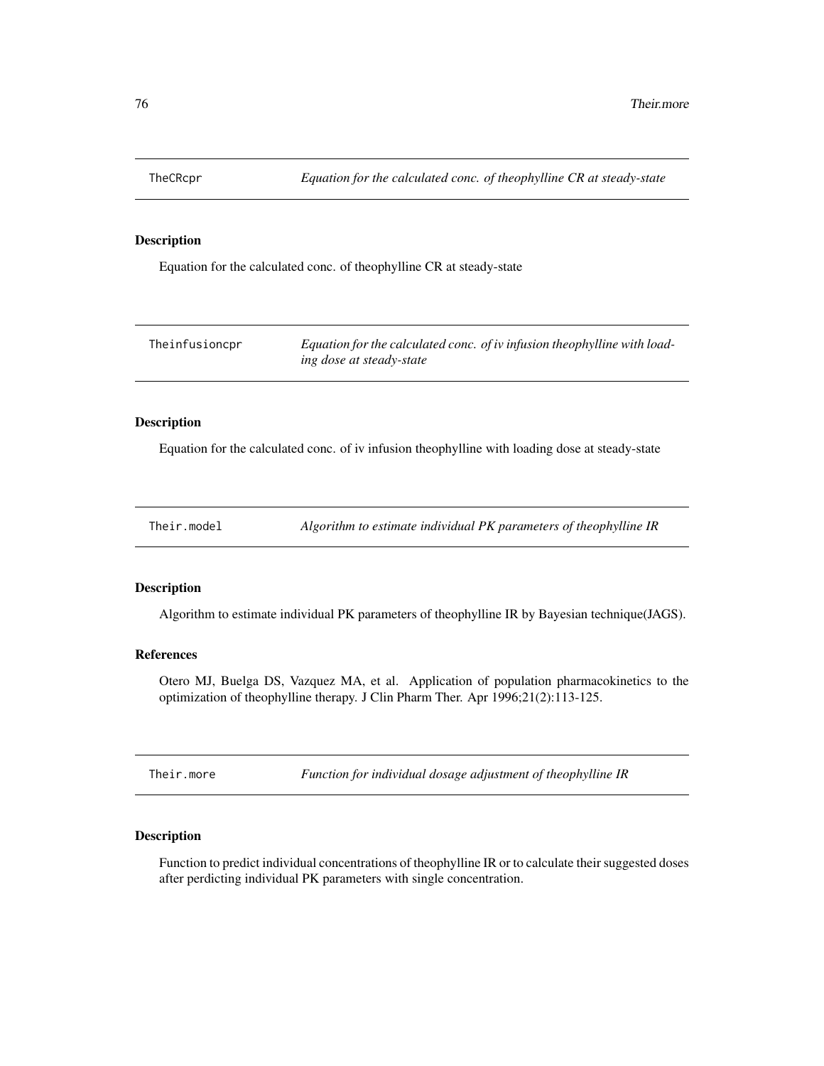## TheCRcpr — *Equation for the calculated conc. of theophylline CR at steady-state*

### Description

Equation for the calculated conc. of theophylline CR at steady-state

## Theinfusioncpr — *Equation for the calculated conc. of iv infusion theophylline with loading dose at steady-state*

### Description

Equation for the calculated conc. of iv infusion theophylline with loading dose at steady-state

## Their.model — *Algorithm to estimate individual PK parameters of theophylline IR*

### Description

Algorithm to estimate individual PK parameters of theophylline IR by Bayesian technique(JAGS).

### References

Otero MJ, Buelga DS, Vazquez MA, et al. Application of population pharmacokinetics to the optimization of theophylline therapy. J Clin Pharm Ther. Apr 1996;21(2):113-125.

## Their.more — *Function for individual dosage adjustment of theophylline IR*

### Description

Function to predict individual concentrations of theophylline IR or to calculate their suggested doses after perdicting individual PK parameters with single concentration.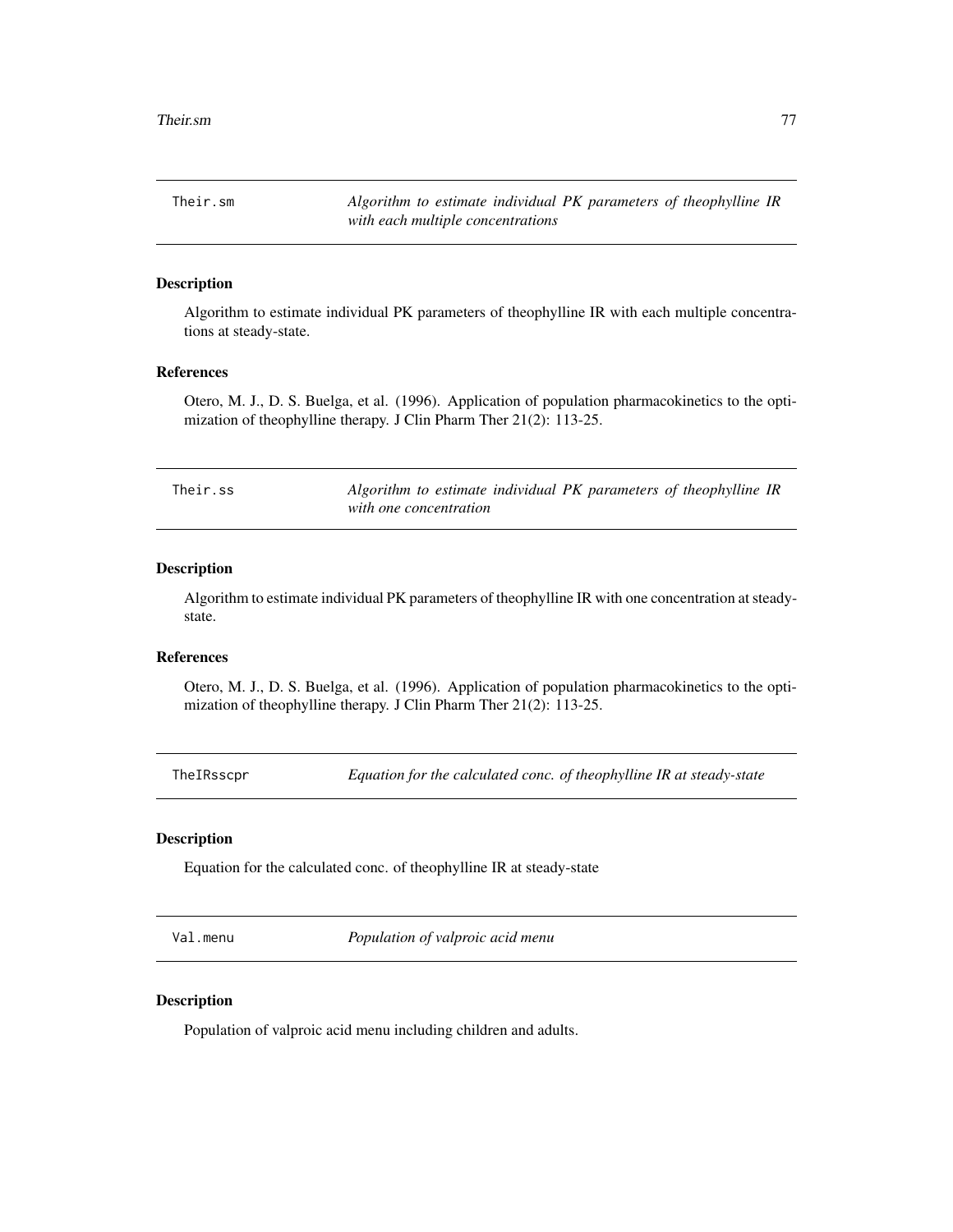## Their.sm — *Algorithm to estimate individual PK parameters of theophylline IR with each multiple concentrations*

### Description

Algorithm to estimate individual PK parameters of theophylline IR with each multiple concentrations at steady-state.

### References

Otero, M. J., D. S. Buelga, et al. (1996). Application of population pharmacokinetics to the optimization of theophylline therapy. J Clin Pharm Ther 21(2): 113-25.

## Their.ss — *Algorithm to estimate individual PK parameters of theophylline IR with one concentration*

### Description

Algorithm to estimate individual PK parameters of theophylline IR with one concentration at steady-state.

### References

Otero, M. J., D. S. Buelga, et al. (1996). Application of population pharmacokinetics to the optimization of theophylline therapy. J Clin Pharm Ther 21(2): 113-25.

## TheIRsscpr — *Equation for the calculated conc. of theophylline IR at steady-state*

### Description

Equation for the calculated conc. of theophylline IR at steady-state

## Val.menu — *Population of valproic acid menu*

### Description

Population of valproic acid menu including children and adults.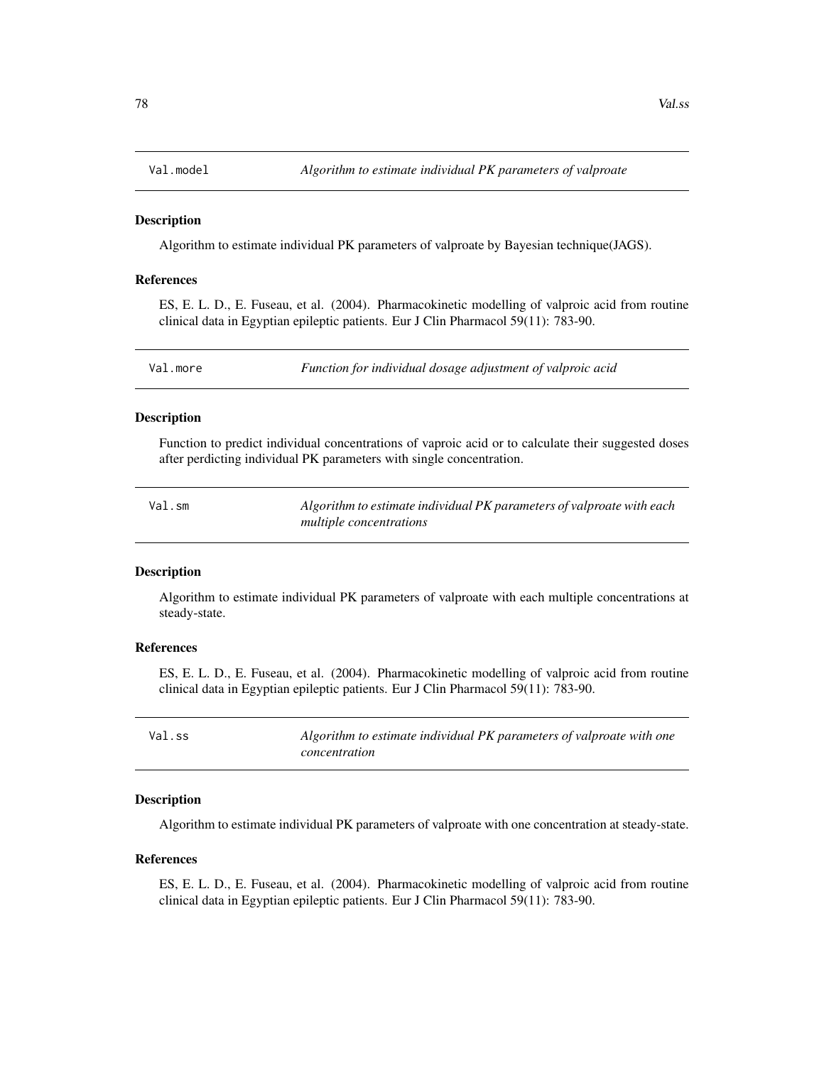## Val.model — *Algorithm to estimate individual PK parameters of valproate*

### Description

Algorithm to estimate individual PK parameters of valproate by Bayesian technique(JAGS).

### References

ES, E. L. D., E. Fuseau, et al. (2004). Pharmacokinetic modelling of valproic acid from routine clinical data in Egyptian epileptic patients. Eur J Clin Pharmacol 59(11): 783-90.

## Val.more — *Function for individual dosage adjustment of valproic acid*

### Description

Function to predict individual concentrations of vaproic acid or to calculate their suggested doses after perdicting individual PK parameters with single concentration.

## Val.sm — *Algorithm to estimate individual PK parameters of valproate with each multiple concentrations*

### Description

Algorithm to estimate individual PK parameters of valproate with each multiple concentrations at steady-state.

### References

ES, E. L. D., E. Fuseau, et al. (2004). Pharmacokinetic modelling of valproic acid from routine clinical data in Egyptian epileptic patients. Eur J Clin Pharmacol 59(11): 783-90.

## Val.ss — *Algorithm to estimate individual PK parameters of valproate with one concentration*

### Description

Algorithm to estimate individual PK parameters of valproate with one concentration at steady-state.

### References

ES, E. L. D., E. Fuseau, et al. (2004). Pharmacokinetic modelling of valproic acid from routine clinical data in Egyptian epileptic patients. Eur J Clin Pharmacol 59(11): 783-90.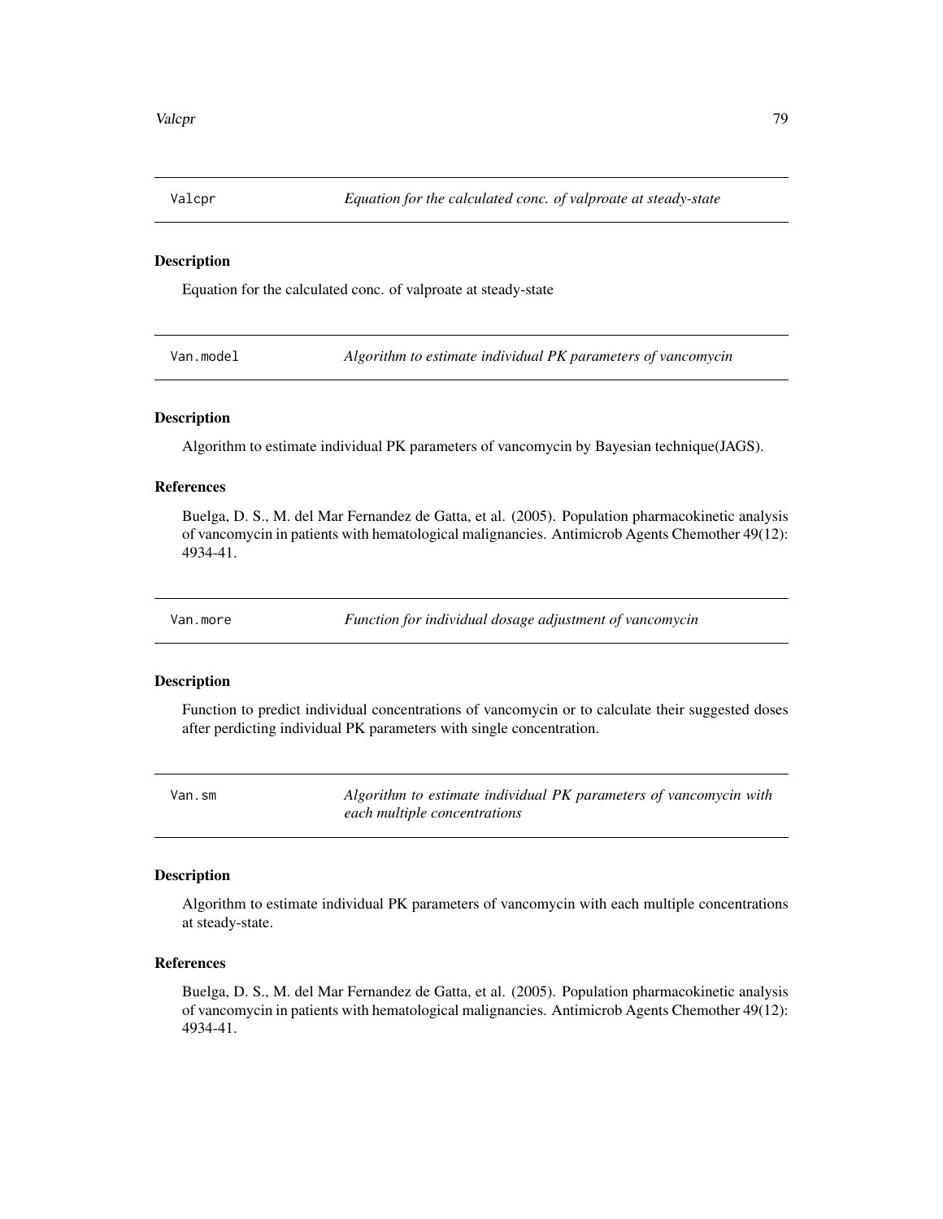## Valcpr — *Equation for the calculated conc. of valproate at steady-state*

### Description

Equation for the calculated conc. of valproate at steady-state

## Van.model — *Algorithm to estimate individual PK parameters of vancomycin*

### Description

Algorithm to estimate individual PK parameters of vancomycin by Bayesian technique(JAGS).

### References

Buelga, D. S., M. del Mar Fernandez de Gatta, et al. (2005). Population pharmacokinetic analysis of vancomycin in patients with hematological malignancies. Antimicrob Agents Chemother 49(12): 4934-41.

## Van.more — *Function for individual dosage adjustment of vancomycin*

### Description

Function to predict individual concentrations of vancomycin or to calculate their suggested doses after perdicting individual PK parameters with single concentration.

## Van.sm — *Algorithm to estimate individual PK parameters of vancomycin with each multiple concentrations*

### Description

Algorithm to estimate individual PK parameters of vancomycin with each multiple concentrations at steady-state.

### References

Buelga, D. S., M. del Mar Fernandez de Gatta, et al. (2005). Population pharmacokinetic analysis of vancomycin in patients with hematological malignancies. Antimicrob Agents Chemother 49(12): 4934-41.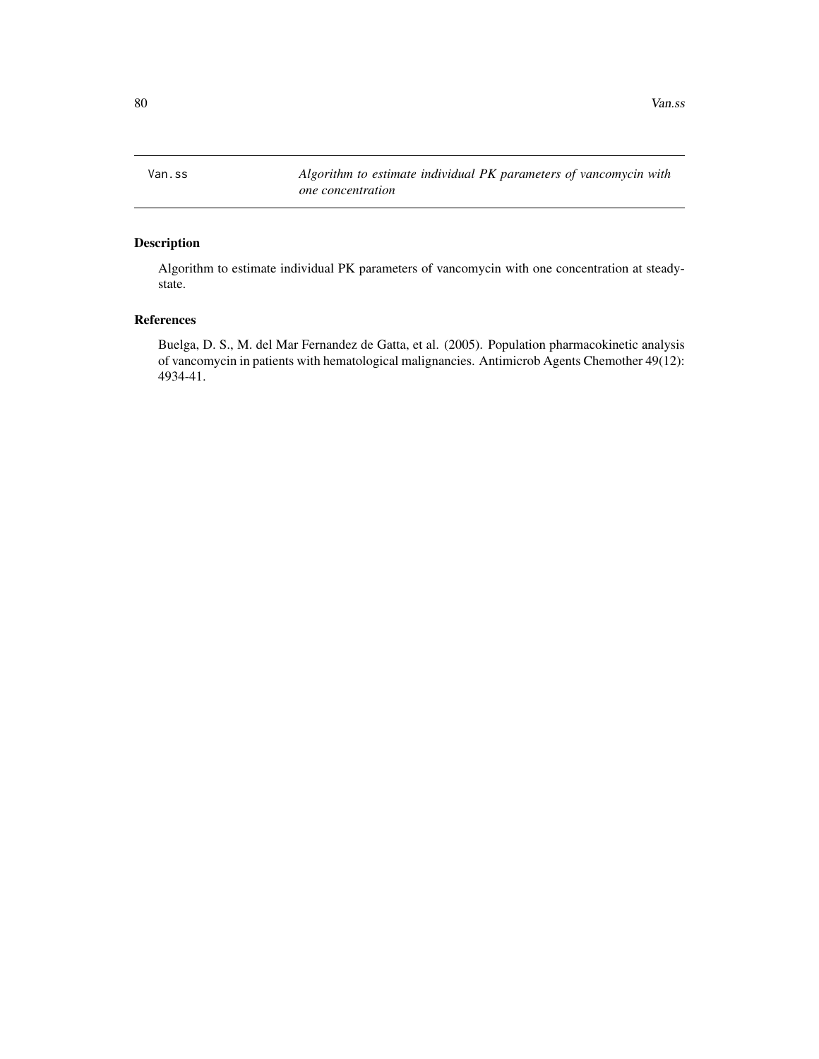## Van.ss — *Algorithm to estimate individual PK parameters of vancomycin with one concentration*

### Description

Algorithm to estimate individual PK parameters of vancomycin with one concentration at steady-state.

### References

Buelga, D. S., M. del Mar Fernandez de Gatta, et al. (2005). Population pharmacokinetic analysis of vancomycin in patients with hematological malignancies. Antimicrob Agents Chemother 49(12): 4934-41.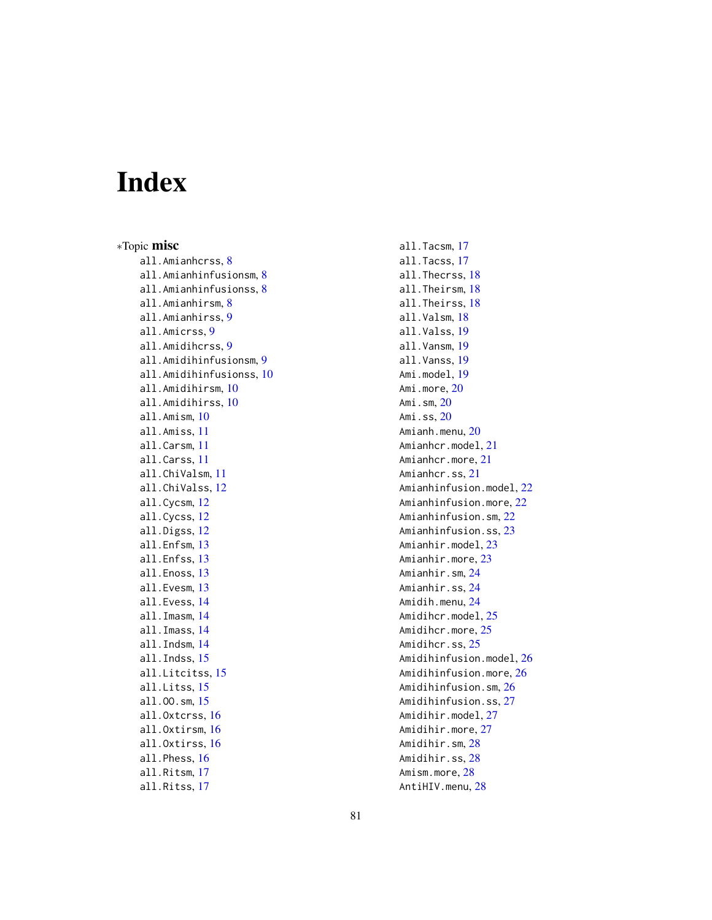# Index

*Topic **misc**

all.Amianhcrss, 8
all.Amianhinfusionsm, 8
all.Amianhinfusionss, 8
all.Amianhirsm, 8
all.Amianhirss, 9
all.Amicrss, 9
all.Amidihcrss, 9
all.Amidihinfusionsm, 9
all.Amidihinfusionss, 10
all.Amidihirsm, 10
all.Amidihirss, 10
all.Amism, 10
all.Amiss, 11
all.Carsm, 11
all.Carss, 11
all.ChiValsm, 11
all.ChiValss, 12
all.Cycsm, 12
all.Cycss, 12
all.Digss, 12
all.Enfsm, 13
all.Enfss, 13
all.Enoss, 13
all.Evesm, 13
all.Evess, 14
all.Imasm, 14
all.Imass, 14
all.Indsm, 14
all.Indss, 15
all.Litcitss, 15
all.Litss, 15
all.OO.sm, 15
all.Oxtcrss, 16
all.Oxtirsm, 16
all.Oxtirss, 16
all.Phess, 16
all.Ritsm, 17
all.Ritss, 17
all.Tacsm, 17
all.Tacss, 17
all.Thecrss, 18
all.Theirsm, 18
all.Theirss, 18
all.Valsm, 18
all.Valss, 19
all.Vansm, 19
all.Vanss, 19
Ami.model, 19
Ami.more, 20
Ami.sm, 20
Ami.ss, 20
Amianh.menu, 20
Amianhcr.model, 21
Amianhcr.more, 21
Amianhcr.ss, 21
Amianhinfusion.model, 22
Amianhinfusion.more, 22
Amianhinfusion.sm, 22
Amianhinfusion.ss, 23
Amianhir.model, 23
Amianhir.more, 23
Amianhir.sm, 24
Amianhir.ss, 24
Amidih.menu, 24
Amidihcr.model, 25
Amidihcr.more, 25
Amidihcr.ss, 25
Amidihinfusion.model, 26
Amidihinfusion.more, 26
Amidihinfusion.sm, 26
Amidihinfusion.ss, 27
Amidihir.model, 27
Amidihir.more, 27
Amidihir.sm, 28
Amidihir.ss, 28
Amism.more, 28
AntiHIV.menu, 28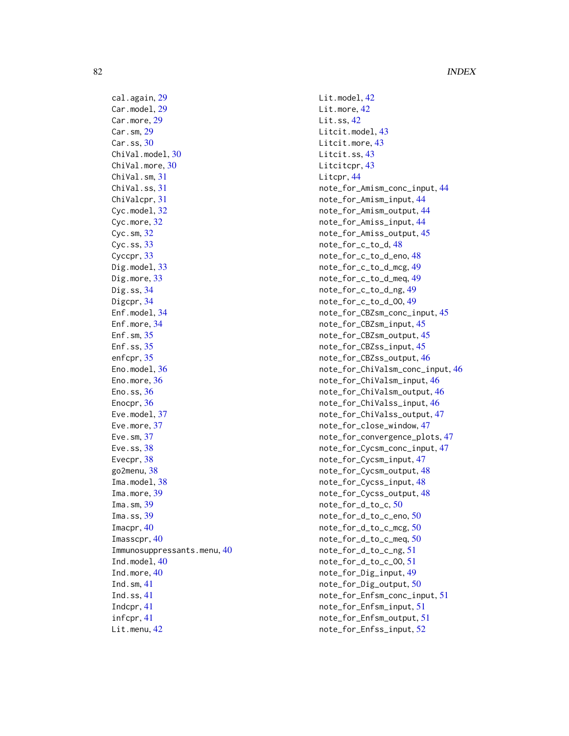cal.again, 29
Car.model, 29
Car.more, 29
Car.sm, 29
Car.ss, 30
ChiVal.model, 30
ChiVal.more, 30
ChiVal.sm, 31
ChiVal.ss, 31
ChiValcpr, 31
Cyc.model, 32
Cyc.more, 32
Cyc.sm, 32
Cyc.ss, 33
Cyccpr, 33
Dig.model, 33
Dig.more, 33
Dig.ss, 34
Digcpr, 34
Enf.model, 34
Enf.more, 34
Enf.sm, 35
Enf.ss, 35
enfcpr, 35
Eno.model, 36
Eno.more, 36
Eno.ss, 36
Enocpr, 36
Eve.model, 37
Eve.more, 37
Eve.sm, 37
Eve.ss, 38
Evecpr, 38
go2menu, 38
Ima.model, 38
Ima.more, 39
Ima.sm, 39
Ima.ss, 39
Imacpr, 40
Imasscpr, 40
Immunosuppressants.menu, 40
Ind.model, 40
Ind.more, 40
Ind.sm, 41
Ind.ss, 41
Indcpr, 41
infcpr, 41
Lit.menu, 42
Lit.model, 42
Lit.more, 42
Lit.ss, 42
Litcit.model, 43
Litcit.more, 43
Litcit.ss, 43
Litcitcpr, 43
Litcpr, 44
note_for_Amism_conc_input, 44
note_for_Amism_input, 44
note_for_Amism_output, 44
note_for_Amiss_input, 44
note_for_Amiss_output, 45
note_for_c_to_d, 48
note_for_c_to_d_eno, 48
note_for_c_to_d_mcg, 49
note_for_c_to_d_meq, 49
note_for_c_to_d_ng, 49
note_for_c_to_d_OO, 49
note_for_CBZsm_conc_input, 45
note_for_CBZsm_input, 45
note_for_CBZsm_output, 45
note_for_CBZss_input, 45
note_for_CBZss_output, 46
note_for_ChiValsm_conc_input, 46
note_for_ChiValsm_input, 46
note_for_ChiValsm_output, 46
note_for_ChiValss_input, 46
note_for_ChiValss_output, 47
note_for_close_window, 47
note_for_convergence_plots, 47
note_for_Cycsm_conc_input, 47
note_for_Cycsm_input, 47
note_for_Cycsm_output, 48
note_for_Cycss_input, 48
note_for_Cycss_output, 48
note_for_d_to_c, 50
note_for_d_to_c_eno, 50
note_for_d_to_c_mcg, 50
note_for_d_to_c_meq, 50
note_for_d_to_c_ng, 51
note_for_d_to_c_OO, 51
note_for_Dig_input, 49
note_for_Dig_output, 50
note_for_Enfsm_conc_input, 51
note_for_Enfsm_input, 51
note_for_Enfsm_output, 51
note_for_Enfss_input, 52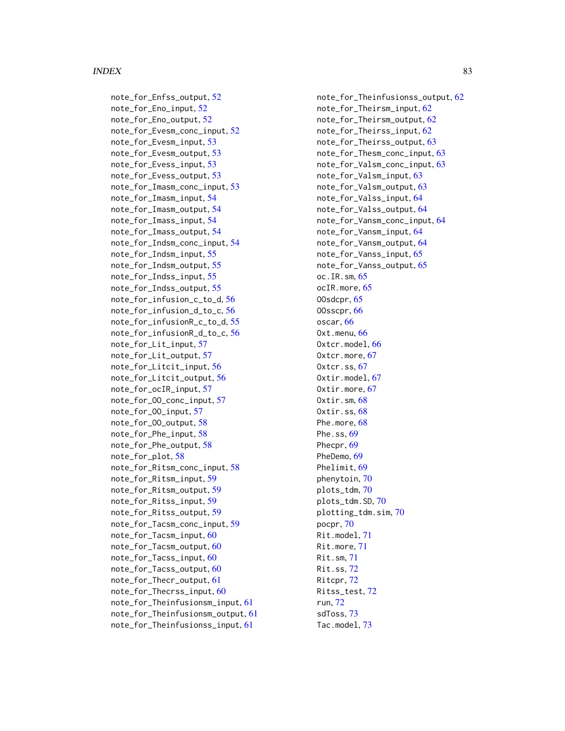note_for_Enfss_output, 52
note_for_Eno_input, 52
note_for_Eno_output, 52
note_for_Evesm_conc_input, 52
note_for_Evesm_input, 53
note_for_Evesm_output, 53
note_for_Evess_input, 53
note_for_Evess_output, 53
note_for_Imasm_conc_input, 53
note_for_Imasm_input, 54
note_for_Imasm_output, 54
note_for_Imass_input, 54
note_for_Imass_output, 54
note_for_Indsm_conc_input, 54
note_for_Indsm_input, 55
note_for_Indsm_output, 55
note_for_Indss_input, 55
note_for_Indss_output, 55
note_for_infusion_c_to_d, 56
note_for_infusion_d_to_c, 56
note_for_infusionR_c_to_d, 55
note_for_infusionR_d_to_c, 56
note_for_Lit_input, 57
note_for_Lit_output, 57
note_for_Litcit_input, 56
note_for_Litcit_output, 56
note_for_ocIR_input, 57
note_for_OO_conc_input, 57
note_for_OO_input, 57
note_for_OO_output, 58
note_for_Phe_input, 58
note_for_Phe_output, 58
note_for_plot, 58
note_for_Ritsm_conc_input, 58
note_for_Ritsm_input, 59
note_for_Ritsm_output, 59
note_for_Ritss_input, 59
note_for_Ritss_output, 59
note_for_Tacsm_conc_input, 59
note_for_Tacsm_input, 60
note_for_Tacsm_output, 60
note_for_Tacss_input, 60
note_for_Tacss_output, 60
note_for_Thecr_output, 61
note_for_Thecrss_input, 60
note_for_Theinfusionsm_input, 61
note_for_Theinfusionsm_output, 61
note_for_Theinfusionss_input, 61
note_for_Theinfusionss_output, 62
note_for_Theirsm_input, 62
note_for_Theirsm_output, 62
note_for_Theirss_input, 62
note_for_Theirss_output, 63
note_for_Thesm_conc_input, 63
note_for_Valsm_conc_input, 63
note_for_Valsm_input, 63
note_for_Valsm_output, 63
note_for_Valss_input, 64
note_for_Valss_output, 64
note_for_Vansm_conc_input, 64
note_for_Vansm_input, 64
note_for_Vansm_output, 64
note_for_Vanss_input, 65
note_for_Vanss_output, 65
oc.IR.sm, 65
ocIR.more, 65
OOsdcpr, 65
OOsscpr, 66
oscar, 66
Oxt.menu, 66
Oxtcr.model, 66
Oxtcr.more, 67
Oxtcr.ss, 67
Oxtir.model, 67
Oxtir.more, 67
Oxtir.sm, 68
Oxtir.ss, 68
Phe.more, 68
Phe.ss, 69
Phecpr, 69
PheDemo, 69
Phelimit, 69
phenytoin, 70
plots_tdm, 70
plots_tdm.SD, 70
plotting_tdm.sim, 70
pocpr, 70
Rit.model, 71
Rit.more, 71
Rit.sm, 71
Rit.ss, 72
Ritcpr, 72
Ritss_test, 72
run, 72
sdToss, 73
Tac.model, 73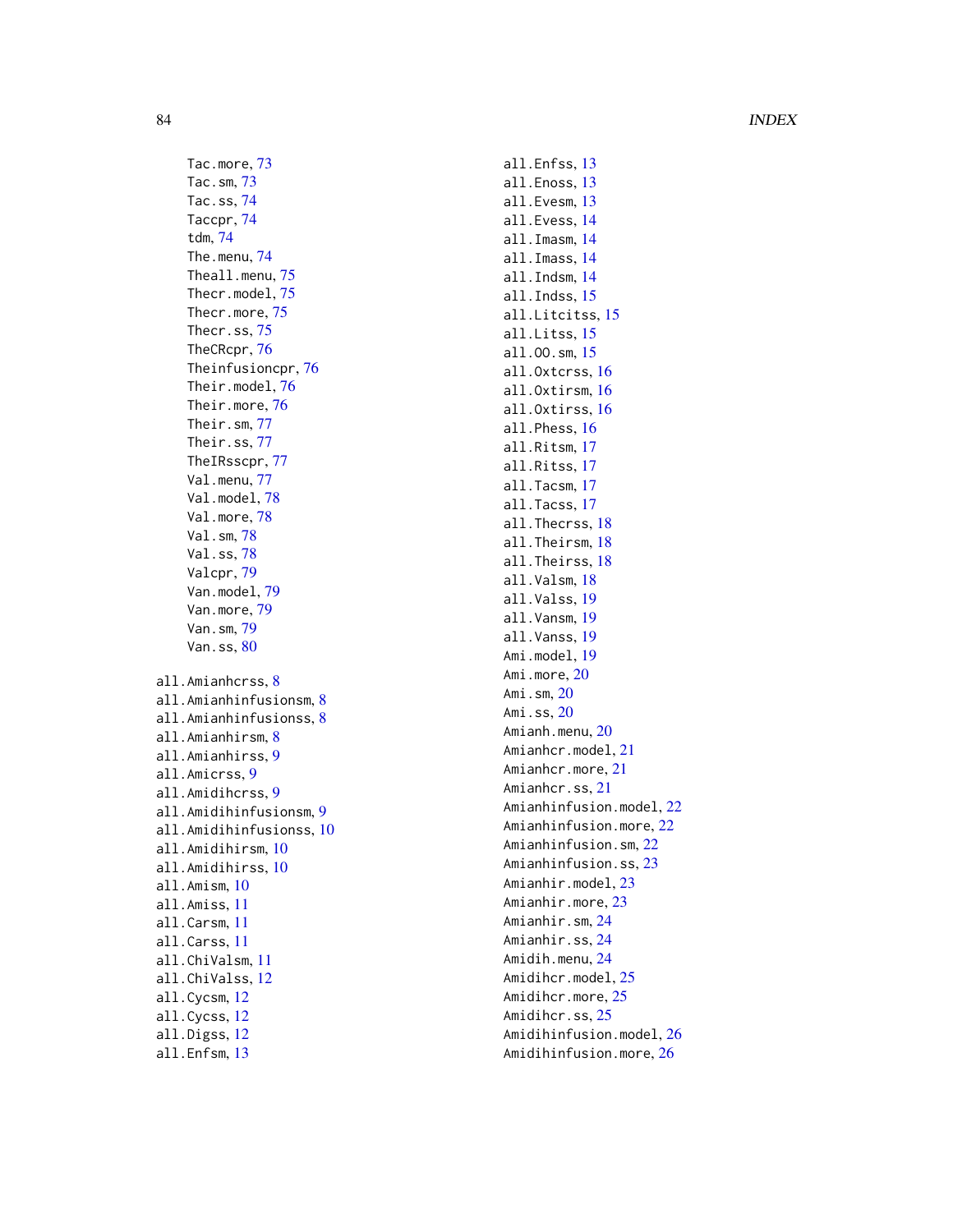Tac.more, 73
Tac.sm, 73
Tac.ss, 74
Taccpr, 74
tdm, 74
The.menu, 74
Theall.menu, 75
Thecr.model, 75
Thecr.more, 75
Thecr.ss, 75
TheCRcpr, 76
Theinfusioncpr, 76
Their.model, 76
Their.more, 76
Their.sm, 77
Their.ss, 77
TheIRsscpr, 77
Val.menu, 77
Val.model, 78
Val.more, 78
Val.sm, 78
Val.ss, 78
Valcpr, 79
Van.model, 79
Van.more, 79
Van.sm, 79
Van.ss, 80

all.Amianhcrss, 8
all.Amianhinfusionsm, 8
all.Amianhinfusionss, 8
all.Amianhirsm, 8
all.Amianhirss, 9
all.Amicrss, 9
all.Amidihcrss, 9
all.Amidihinfusionsm, 9
all.Amidihinfusionss, 10
all.Amidihirsm, 10
all.Amidihirss, 10
all.Amism, 10
all.Amiss, 11
all.Carsm, 11
all.Carss, 11
all.ChiValsm, 11
all.ChiValss, 12
all.Cycsm, 12
all.Cycss, 12
all.Digss, 12
all.Enfsm, 13
all.Enfss, 13
all.Enoss, 13
all.Evesm, 13
all.Evess, 14
all.Imasm, 14
all.Imass, 14
all.Indsm, 14
all.Indss, 15
all.Litcitss, 15
all.Litss, 15
all.OO.sm, 15
all.Oxtcrss, 16
all.Oxtirsm, 16
all.Oxtirss, 16
all.Phess, 16
all.Ritsm, 17
all.Ritss, 17
all.Tacsm, 17
all.Tacss, 17
all.Thecrss, 18
all.Theirsm, 18
all.Theirss, 18
all.Valsm, 18
all.Valss, 19
all.Vansm, 19
all.Vanss, 19
Ami.model, 19
Ami.more, 20
Ami.sm, 20
Ami.ss, 20
Amianh.menu, 20
Amianhcr.model, 21
Amianhcr.more, 21
Amianhcr.ss, 21
Amianhinfusion.model, 22
Amianhinfusion.more, 22
Amianhinfusion.sm, 22
Amianhinfusion.ss, 23
Amianhir.model, 23
Amianhir.more, 23
Amianhir.sm, 24
Amianhir.ss, 24
Amidih.menu, 24
Amidihcr.model, 25
Amidihcr.more, 25
Amidihcr.ss, 25
Amidihinfusion.model, 26
Amidihinfusion.more, 26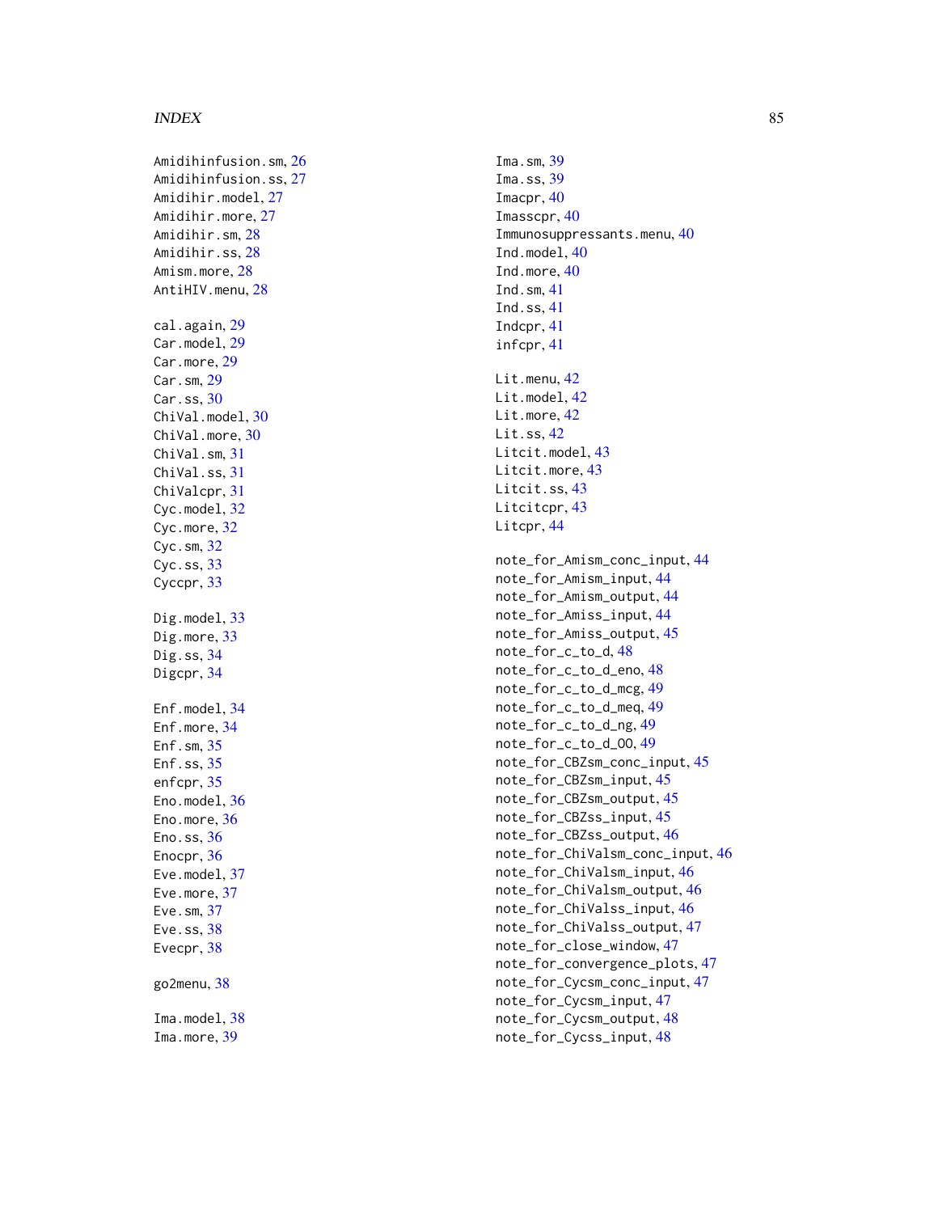Amidihinfusion.sm, 26
Amidihinfusion.ss, 27
Amidihir.model, 27
Amidihir.more, 27
Amidihir.sm, 28
Amidihir.ss, 28
Amism.more, 28
AntiHIV.menu, 28

cal.again, 29
Car.model, 29
Car.more, 29
Car.sm, 29
Car.ss, 30
ChiVal.model, 30
ChiVal.more, 30
ChiVal.sm, 31
ChiVal.ss, 31
ChiValcpr, 31
Cyc.model, 32
Cyc.more, 32
Cyc.sm, 32
Cyc.ss, 33
Cyccpr, 33

Dig.model, 33
Dig.more, 33
Dig.ss, 34
Digcpr, 34

Enf.model, 34
Enf.more, 34
Enf.sm, 35
Enf.ss, 35
enfcpr, 35
Eno.model, 36
Eno.more, 36
Eno.ss, 36
Enocpr, 36
Eve.model, 37
Eve.more, 37
Eve.sm, 37
Eve.ss, 38
Evecpr, 38

go2menu, 38

Ima.model, 38
Ima.more, 39
Ima.sm, 39
Ima.ss, 39
Imacpr, 40
Imasscpr, 40
Immunosuppressants.menu, 40
Ind.model, 40
Ind.more, 40
Ind.sm, 41
Ind.ss, 41
Indcpr, 41
infcpr, 41

Lit.menu, 42
Lit.model, 42
Lit.more, 42
Lit.ss, 42
Litcit.model, 43
Litcit.more, 43
Litcit.ss, 43
Litcitcpr, 43
Litcpr, 44

note_for_Amism_conc_input, 44
note_for_Amism_input, 44
note_for_Amism_output, 44
note_for_Amiss_input, 44
note_for_Amiss_output, 45
note_for_c_to_d, 48
note_for_c_to_d_eno, 48
note_for_c_to_d_mcg, 49
note_for_c_to_d_meq, 49
note_for_c_to_d_ng, 49
note_for_c_to_d_OO, 49
note_for_CBZsm_conc_input, 45
note_for_CBZsm_input, 45
note_for_CBZsm_output, 45
note_for_CBZss_input, 45
note_for_CBZss_output, 46
note_for_ChiValsm_conc_input, 46
note_for_ChiValsm_input, 46
note_for_ChiValsm_output, 46
note_for_ChiValss_input, 46
note_for_ChiValss_output, 47
note_for_close_window, 47
note_for_convergence_plots, 47
note_for_Cycsm_conc_input, 47
note_for_Cycsm_input, 47
note_for_Cycsm_output, 48
note_for_Cycss_input, 48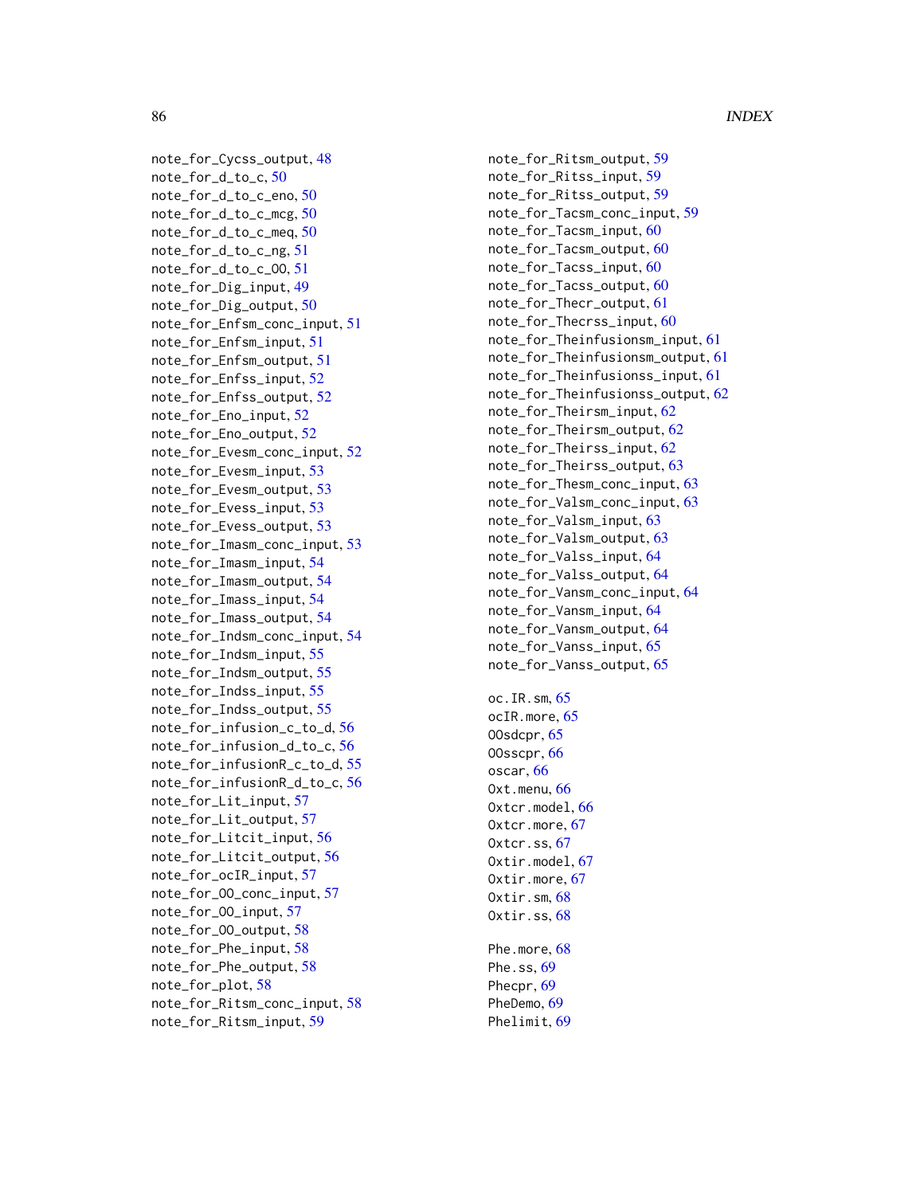note_for_Cycss_output, 48
note_for_d_to_c, 50
note_for_d_to_c_eno, 50
note_for_d_to_c_mcg, 50
note_for_d_to_c_meq, 50
note_for_d_to_c_ng, 51
note_for_d_to_c_OO, 51
note_for_Dig_input, 49
note_for_Dig_output, 50
note_for_Enfsm_conc_input, 51
note_for_Enfsm_input, 51
note_for_Enfsm_output, 51
note_for_Enfss_input, 52
note_for_Enfss_output, 52
note_for_Eno_input, 52
note_for_Eno_output, 52
note_for_Evesm_conc_input, 52
note_for_Evesm_input, 53
note_for_Evesm_output, 53
note_for_Evess_input, 53
note_for_Evess_output, 53
note_for_Imasm_conc_input, 53
note_for_Imasm_input, 54
note_for_Imasm_output, 54
note_for_Imass_input, 54
note_for_Imass_output, 54
note_for_Indsm_conc_input, 54
note_for_Indsm_input, 55
note_for_Indsm_output, 55
note_for_Indss_input, 55
note_for_Indss_output, 55
note_for_infusion_c_to_d, 56
note_for_infusion_d_to_c, 56
note_for_infusionR_c_to_d, 55
note_for_infusionR_d_to_c, 56
note_for_Lit_input, 57
note_for_Lit_output, 57
note_for_Litcit_input, 56
note_for_Litcit_output, 56
note_for_ocIR_input, 57
note_for_OO_conc_input, 57
note_for_OO_input, 57
note_for_OO_output, 58
note_for_Phe_input, 58
note_for_Phe_output, 58
note_for_plot, 58
note_for_Ritsm_conc_input, 58
note_for_Ritsm_input, 59
note_for_Ritsm_output, 59
note_for_Ritss_input, 59
note_for_Ritss_output, 59
note_for_Tacsm_conc_input, 59
note_for_Tacsm_input, 60
note_for_Tacsm_output, 60
note_for_Tacss_input, 60
note_for_Tacss_output, 60
note_for_Thecr_output, 61
note_for_Thecrss_input, 60
note_for_Theinfusionsm_input, 61
note_for_Theinfusionsm_output, 61
note_for_Theinfusionss_input, 61
note_for_Theinfusionss_output, 62
note_for_Theirsm_input, 62
note_for_Theirsm_output, 62
note_for_Theirss_input, 62
note_for_Theirss_output, 63
note_for_Thesm_conc_input, 63
note_for_Valsm_conc_input, 63
note_for_Valsm_input, 63
note_for_Valsm_output, 63
note_for_Valss_input, 64
note_for_Valss_output, 64
note_for_Vansm_conc_input, 64
note_for_Vansm_input, 64
note_for_Vansm_output, 64
note_for_Vanss_input, 65
note_for_Vanss_output, 65

oc.IR.sm, 65
ocIR.more, 65
OOsdcpr, 65
OOsscpr, 66
oscar, 66
Oxt.menu, 66
Oxtcr.model, 66
Oxtcr.more, 67
Oxtcr.ss, 67
Oxtir.model, 67
Oxtir.more, 67
Oxtir.sm, 68
Oxtir.ss, 68

Phe.more, 68
Phe.ss, 69
Phecpr, 69
PheDemo, 69
Phelimit, 69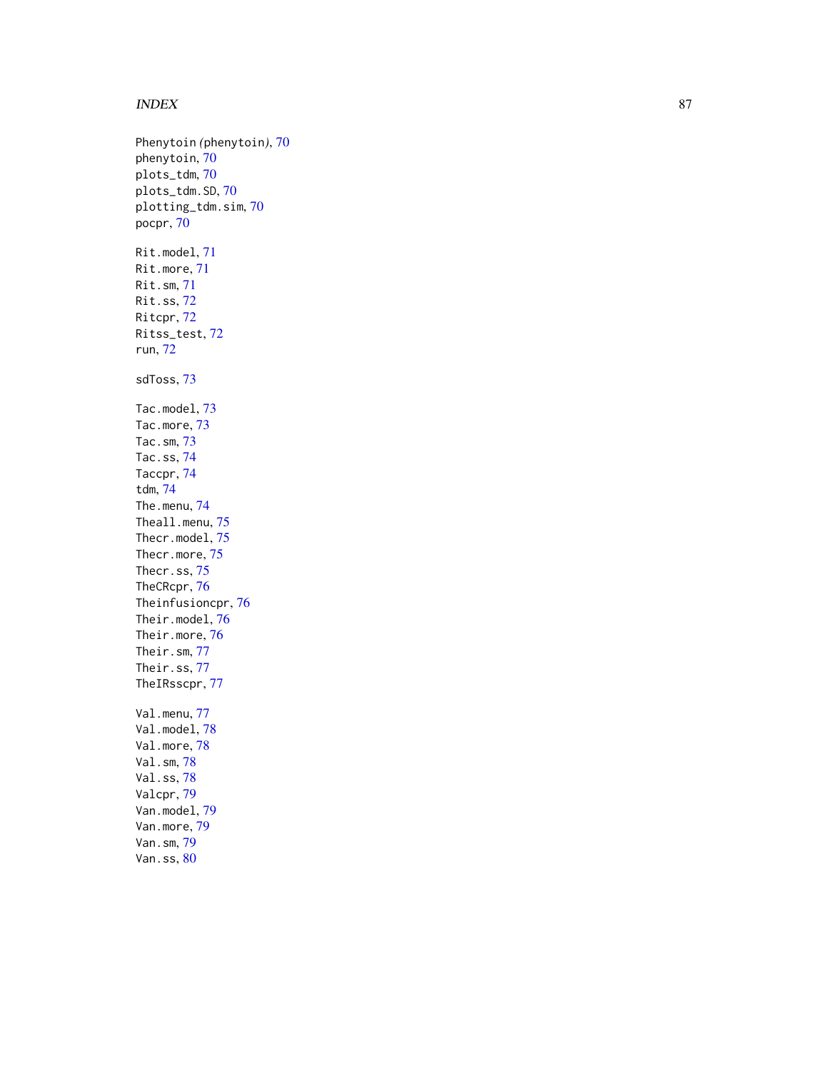Phenytoin *(phenytoin)*, 70
phenytoin, 70
plots_tdm, 70
plots_tdm.SD, 70
plotting_tdm.sim, 70
pocpr, 70

Rit.model, 71
Rit.more, 71
Rit.sm, 71
Rit.ss, 72
Ritcpr, 72
Ritss_test, 72
run, 72

sdToss, 73

Tac.model, 73
Tac.more, 73
Tac.sm, 73
Tac.ss, 74
Taccpr, 74
tdm, 74
The.menu, 74
Theall.menu, 75
Thecr.model, 75
Thecr.more, 75
Thecr.ss, 75
TheCRcpr, 76
Theinfusioncpr, 76
Their.model, 76
Their.more, 76
Their.sm, 77
Their.ss, 77
TheIRsscpr, 77

Val.menu, 77
Val.model, 78
Val.more, 78
Val.sm, 78
Val.ss, 78
Valcpr, 79
Van.model, 79
Van.more, 79
Van.sm, 79
Van.ss, 80